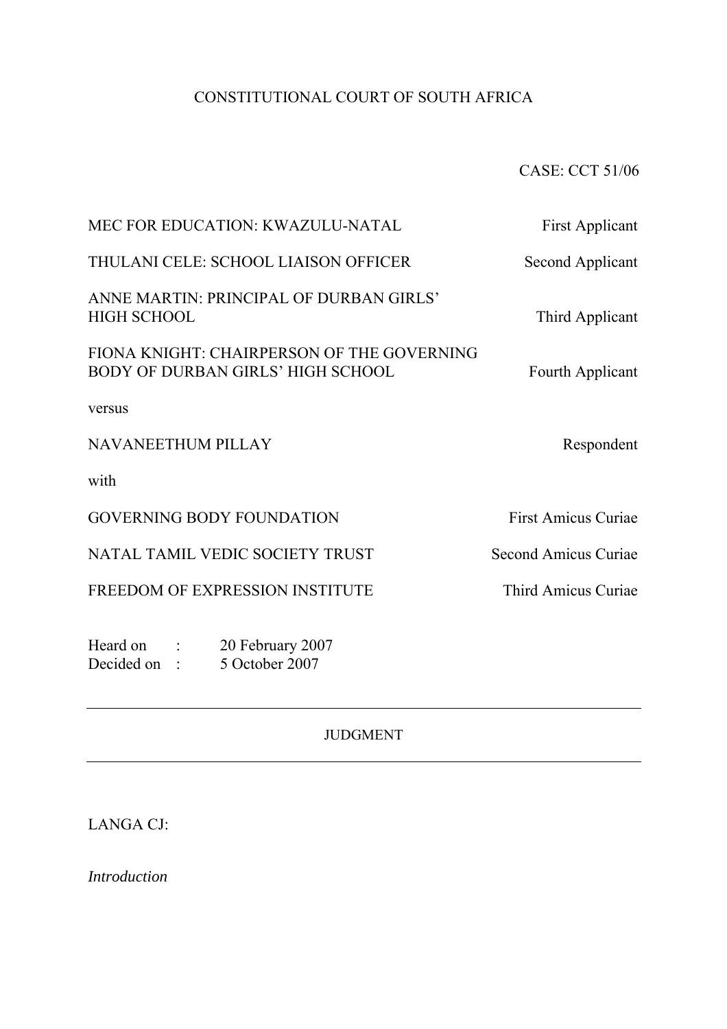CONSTITUTIONAL COURT OF SOUTH AFRICA

CASE: CCT 51/06

| | |
|---|---|
| MEC FOR EDUCATION: KWAZULU-NATAL | First Applicant |
| THULANI CELE: SCHOOL LIAISON OFFICER | Second Applicant |
| ANNE MARTIN: PRINCIPAL OF DURBAN GIRLS' HIGH SCHOOL | Third Applicant |
| FIONA KNIGHT: CHAIRPERSON OF THE GOVERNING BODY OF DURBAN GIRLS' HIGH SCHOOL | Fourth Applicant |

versus

| | |
|---|---|
| NAVANEETHUM PILLAY | Respondent |

with

| | |
|---|---|
| GOVERNING BODY FOUNDATION | First Amicus Curiae |
| NATAL TAMIL VEDIC SOCIETY TRUST | Second Amicus Curiae |
| FREEDOM OF EXPRESSION INSTITUTE | Third Amicus Curiae |

Heard on : 20 February 2007
Decided on : 5 October 2007

---

JUDGMENT

---

LANGA CJ:

*Introduction*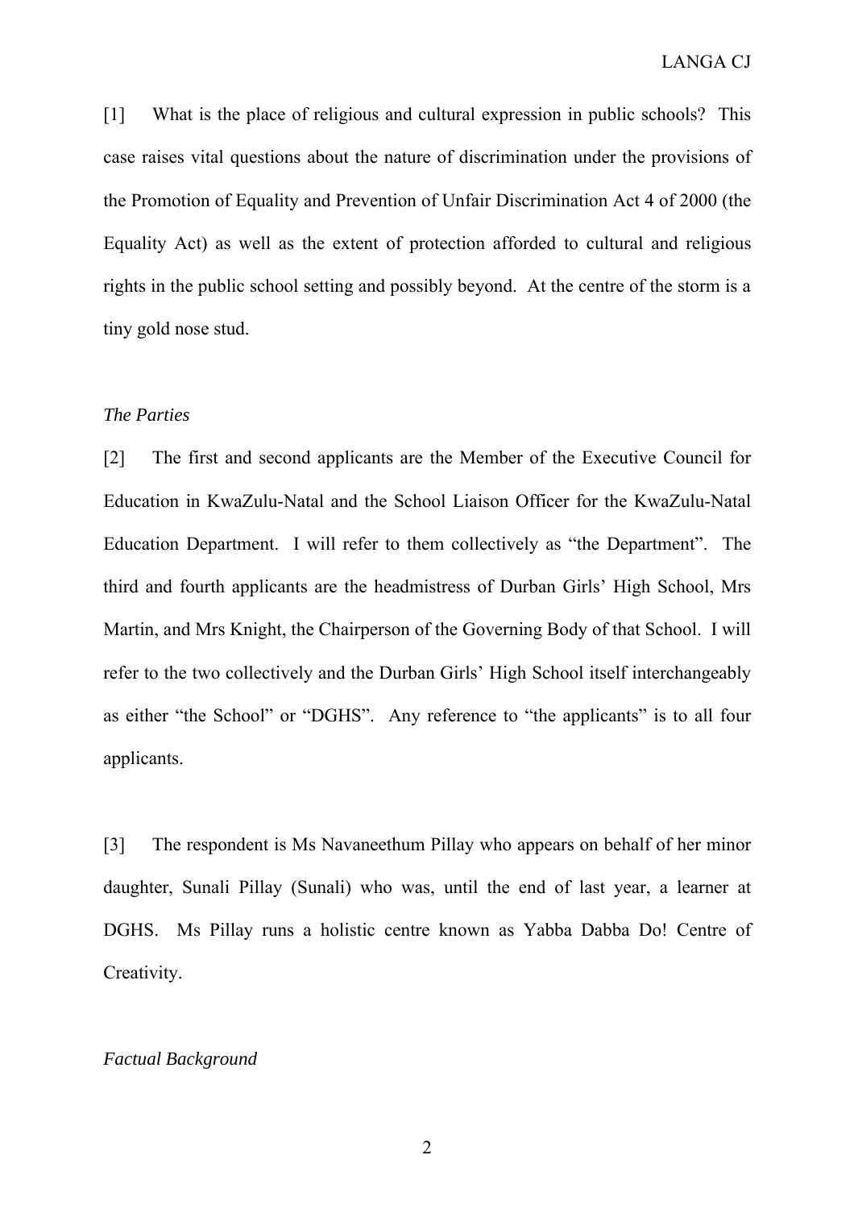[1] What is the place of religious and cultural expression in public schools? This case raises vital questions about the nature of discrimination under the provisions of the Promotion of Equality and Prevention of Unfair Discrimination Act 4 of 2000 (the Equality Act) as well as the extent of protection afforded to cultural and religious rights in the public school setting and possibly beyond. At the centre of the storm is a tiny gold nose stud.

*The Parties*

[2] The first and second applicants are the Member of the Executive Council for Education in KwaZulu-Natal and the School Liaison Officer for the KwaZulu-Natal Education Department. I will refer to them collectively as "the Department". The third and fourth applicants are the headmistress of Durban Girls' High School, Mrs Martin, and Mrs Knight, the Chairperson of the Governing Body of that School. I will refer to the two collectively and the Durban Girls' High School itself interchangeably as either "the School" or "DGHS". Any reference to "the applicants" is to all four applicants.

[3] The respondent is Ms Navaneethum Pillay who appears on behalf of her minor daughter, Sunali Pillay (Sunali) who was, until the end of last year, a learner at DGHS. Ms Pillay runs a holistic centre known as Yabba Dabba Do! Centre of Creativity.

*Factual Background*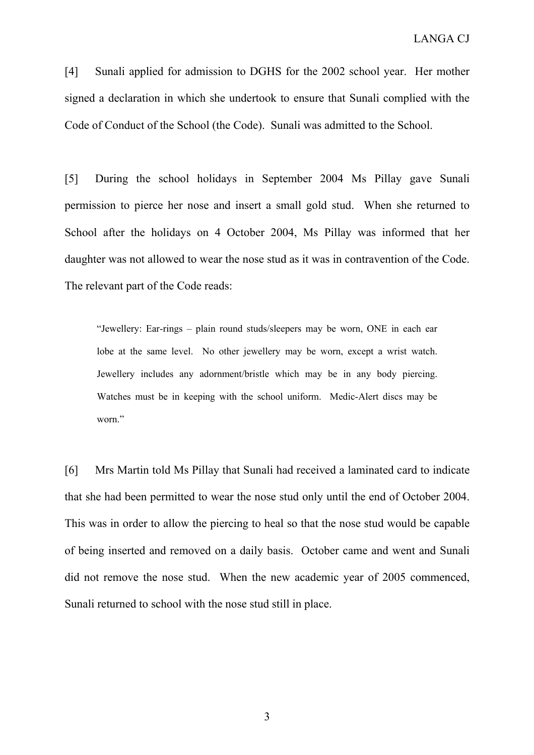[4] Sunali applied for admission to DGHS for the 2002 school year. Her mother signed a declaration in which she undertook to ensure that Sunali complied with the Code of Conduct of the School (the Code). Sunali was admitted to the School.

[5] During the school holidays in September 2004 Ms Pillay gave Sunali permission to pierce her nose and insert a small gold stud. When she returned to School after the holidays on 4 October 2004, Ms Pillay was informed that her daughter was not allowed to wear the nose stud as it was in contravention of the Code. The relevant part of the Code reads:

> "Jewellery: Ear-rings – plain round studs/sleepers may be worn, ONE in each ear lobe at the same level. No other jewellery may be worn, except a wrist watch. Jewellery includes any adornment/bristle which may be in any body piercing. Watches must be in keeping with the school uniform. Medic-Alert discs may be worn."

[6] Mrs Martin told Ms Pillay that Sunali had received a laminated card to indicate that she had been permitted to wear the nose stud only until the end of October 2004. This was in order to allow the piercing to heal so that the nose stud would be capable of being inserted and removed on a daily basis. October came and went and Sunali did not remove the nose stud. When the new academic year of 2005 commenced, Sunali returned to school with the nose stud still in place.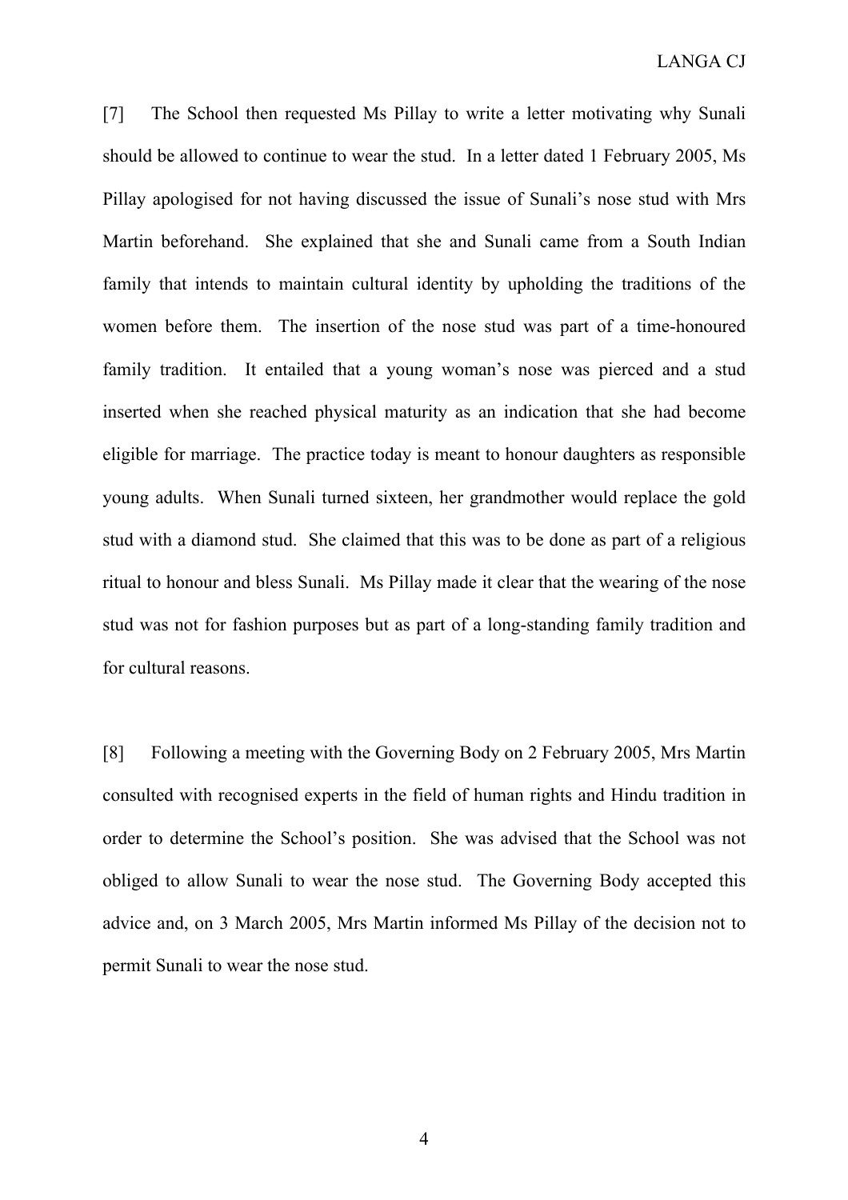[7] The School then requested Ms Pillay to write a letter motivating why Sunali should be allowed to continue to wear the stud. In a letter dated 1 February 2005, Ms Pillay apologised for not having discussed the issue of Sunali's nose stud with Mrs Martin beforehand. She explained that she and Sunali came from a South Indian family that intends to maintain cultural identity by upholding the traditions of the women before them. The insertion of the nose stud was part of a time-honoured family tradition. It entailed that a young woman's nose was pierced and a stud inserted when she reached physical maturity as an indication that she had become eligible for marriage. The practice today is meant to honour daughters as responsible young adults. When Sunali turned sixteen, her grandmother would replace the gold stud with a diamond stud. She claimed that this was to be done as part of a religious ritual to honour and bless Sunali. Ms Pillay made it clear that the wearing of the nose stud was not for fashion purposes but as part of a long-standing family tradition and for cultural reasons.

[8] Following a meeting with the Governing Body on 2 February 2005, Mrs Martin consulted with recognised experts in the field of human rights and Hindu tradition in order to determine the School's position. She was advised that the School was not obliged to allow Sunali to wear the nose stud. The Governing Body accepted this advice and, on 3 March 2005, Mrs Martin informed Ms Pillay of the decision not to permit Sunali to wear the nose stud.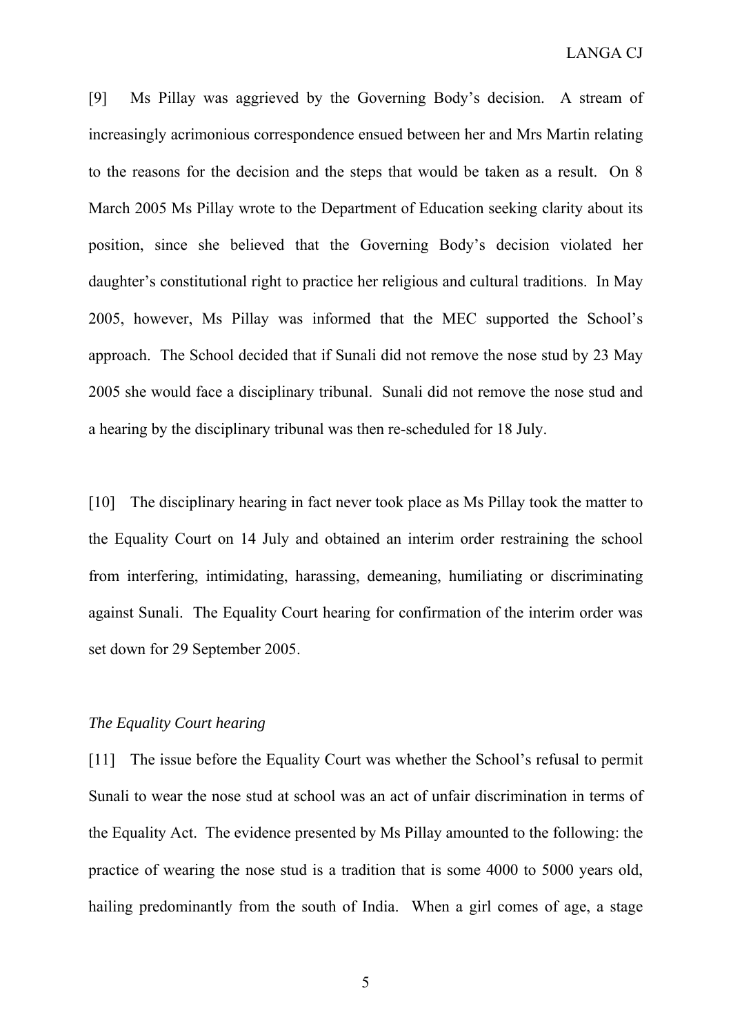[9] Ms Pillay was aggrieved by the Governing Body's decision. A stream of increasingly acrimonious correspondence ensued between her and Mrs Martin relating to the reasons for the decision and the steps that would be taken as a result. On 8 March 2005 Ms Pillay wrote to the Department of Education seeking clarity about its position, since she believed that the Governing Body's decision violated her daughter's constitutional right to practice her religious and cultural traditions. In May 2005, however, Ms Pillay was informed that the MEC supported the School's approach. The School decided that if Sunali did not remove the nose stud by 23 May 2005 she would face a disciplinary tribunal. Sunali did not remove the nose stud and a hearing by the disciplinary tribunal was then re-scheduled for 18 July.

[10] The disciplinary hearing in fact never took place as Ms Pillay took the matter to the Equality Court on 14 July and obtained an interim order restraining the school from interfering, intimidating, harassing, demeaning, humiliating or discriminating against Sunali. The Equality Court hearing for confirmation of the interim order was set down for 29 September 2005.

*The Equality Court hearing*

[11] The issue before the Equality Court was whether the School's refusal to permit Sunali to wear the nose stud at school was an act of unfair discrimination in terms of the Equality Act. The evidence presented by Ms Pillay amounted to the following: the practice of wearing the nose stud is a tradition that is some 4000 to 5000 years old, hailing predominantly from the south of India. When a girl comes of age, a stage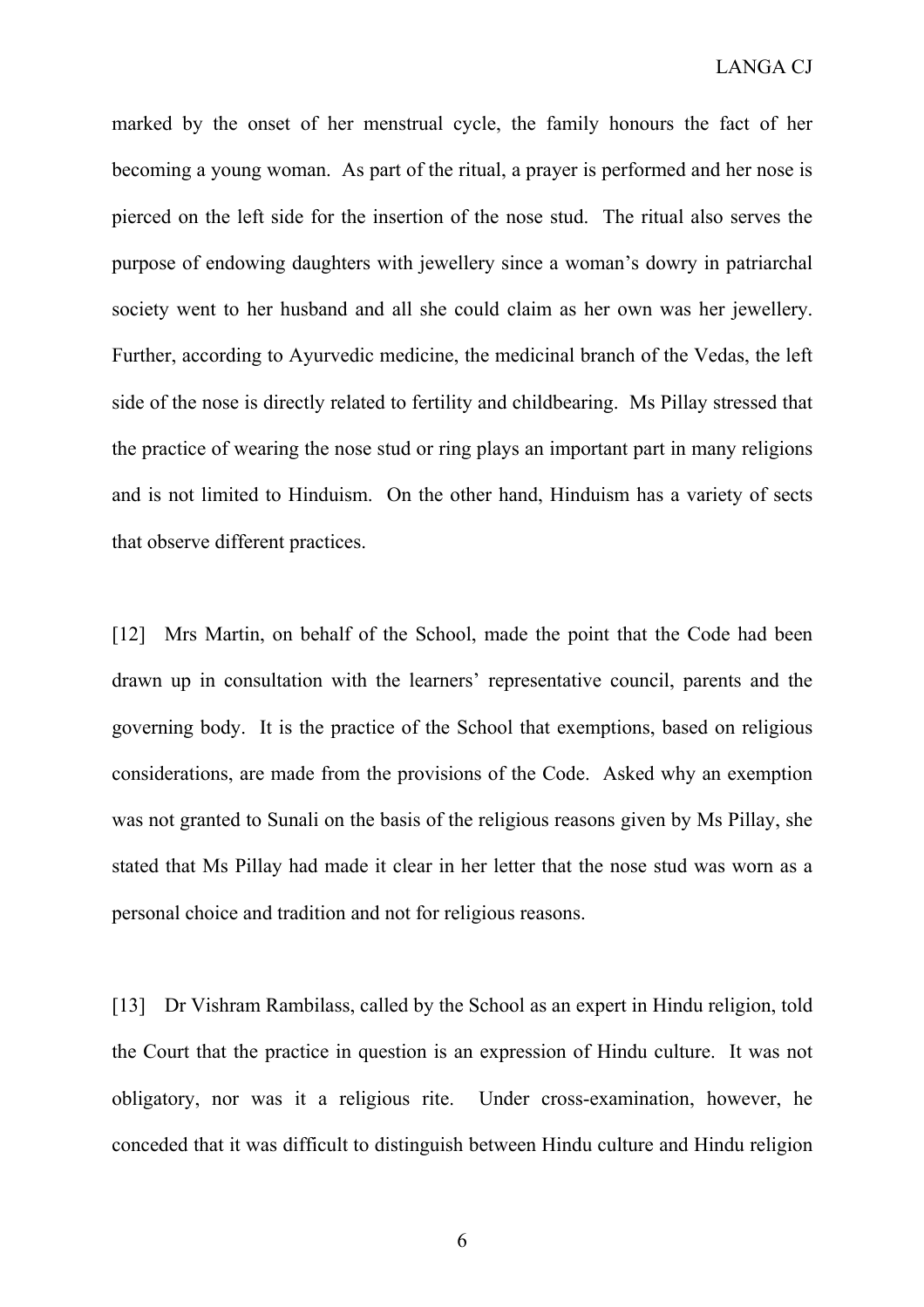marked by the onset of her menstrual cycle, the family honours the fact of her becoming a young woman. As part of the ritual, a prayer is performed and her nose is pierced on the left side for the insertion of the nose stud. The ritual also serves the purpose of endowing daughters with jewellery since a woman's dowry in patriarchal society went to her husband and all she could claim as her own was her jewellery. Further, according to Ayurvedic medicine, the medicinal branch of the Vedas, the left side of the nose is directly related to fertility and childbearing. Ms Pillay stressed that the practice of wearing the nose stud or ring plays an important part in many religions and is not limited to Hinduism. On the other hand, Hinduism has a variety of sects that observe different practices.

[12] Mrs Martin, on behalf of the School, made the point that the Code had been drawn up in consultation with the learners' representative council, parents and the governing body. It is the practice of the School that exemptions, based on religious considerations, are made from the provisions of the Code. Asked why an exemption was not granted to Sunali on the basis of the religious reasons given by Ms Pillay, she stated that Ms Pillay had made it clear in her letter that the nose stud was worn as a personal choice and tradition and not for religious reasons.

[13] Dr Vishram Rambilass, called by the School as an expert in Hindu religion, told the Court that the practice in question is an expression of Hindu culture. It was not obligatory, nor was it a religious rite. Under cross-examination, however, he conceded that it was difficult to distinguish between Hindu culture and Hindu religion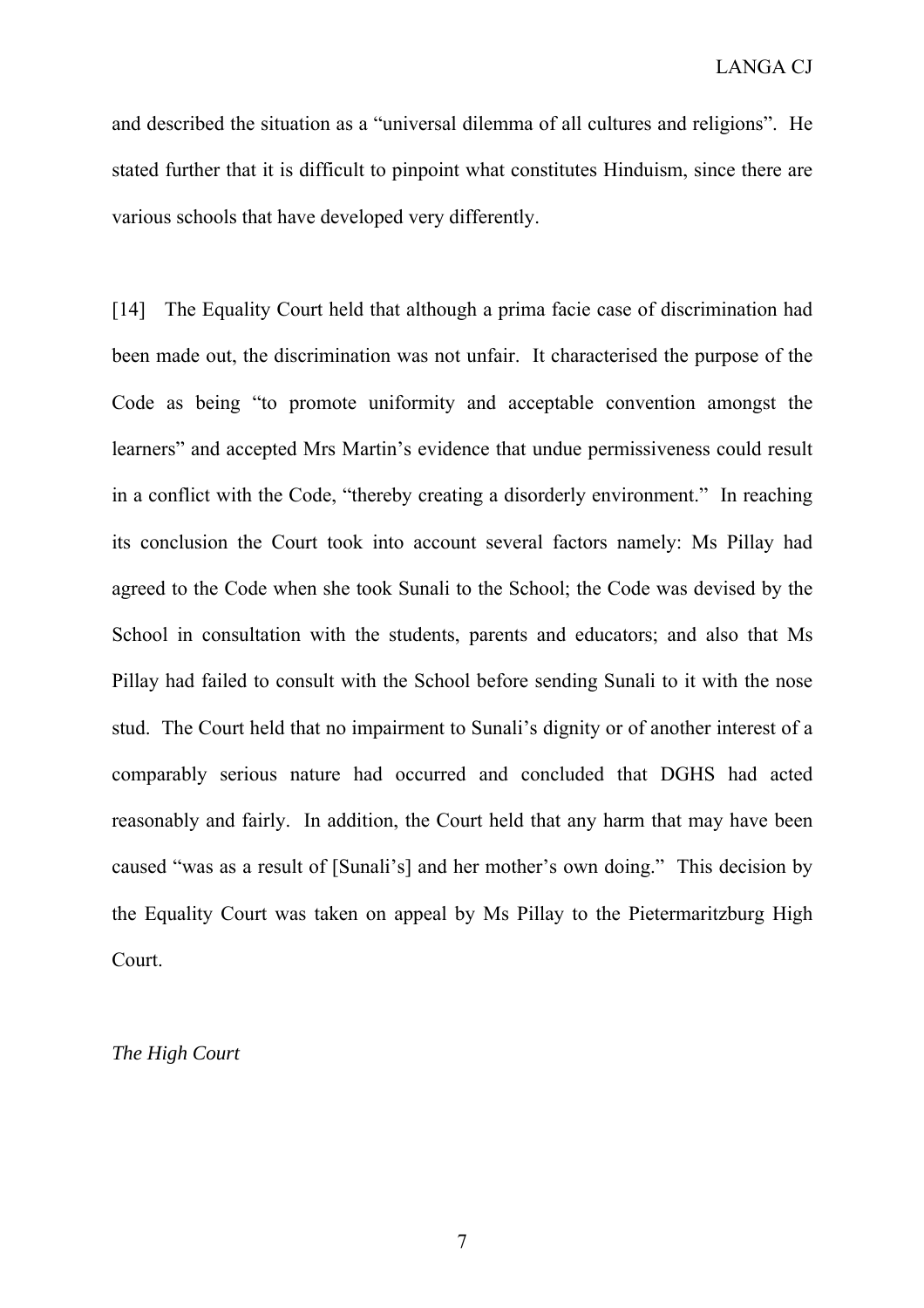and described the situation as a "universal dilemma of all cultures and religions". He stated further that it is difficult to pinpoint what constitutes Hinduism, since there are various schools that have developed very differently.

[14] The Equality Court held that although a prima facie case of discrimination had been made out, the discrimination was not unfair. It characterised the purpose of the Code as being "to promote uniformity and acceptable convention amongst the learners" and accepted Mrs Martin's evidence that undue permissiveness could result in a conflict with the Code, "thereby creating a disorderly environment." In reaching its conclusion the Court took into account several factors namely: Ms Pillay had agreed to the Code when she took Sunali to the School; the Code was devised by the School in consultation with the students, parents and educators; and also that Ms Pillay had failed to consult with the School before sending Sunali to it with the nose stud. The Court held that no impairment to Sunali's dignity or of another interest of a comparably serious nature had occurred and concluded that DGHS had acted reasonably and fairly. In addition, the Court held that any harm that may have been caused "was as a result of [Sunali's] and her mother's own doing." This decision by the Equality Court was taken on appeal by Ms Pillay to the Pietermaritzburg High Court.

*The High Court*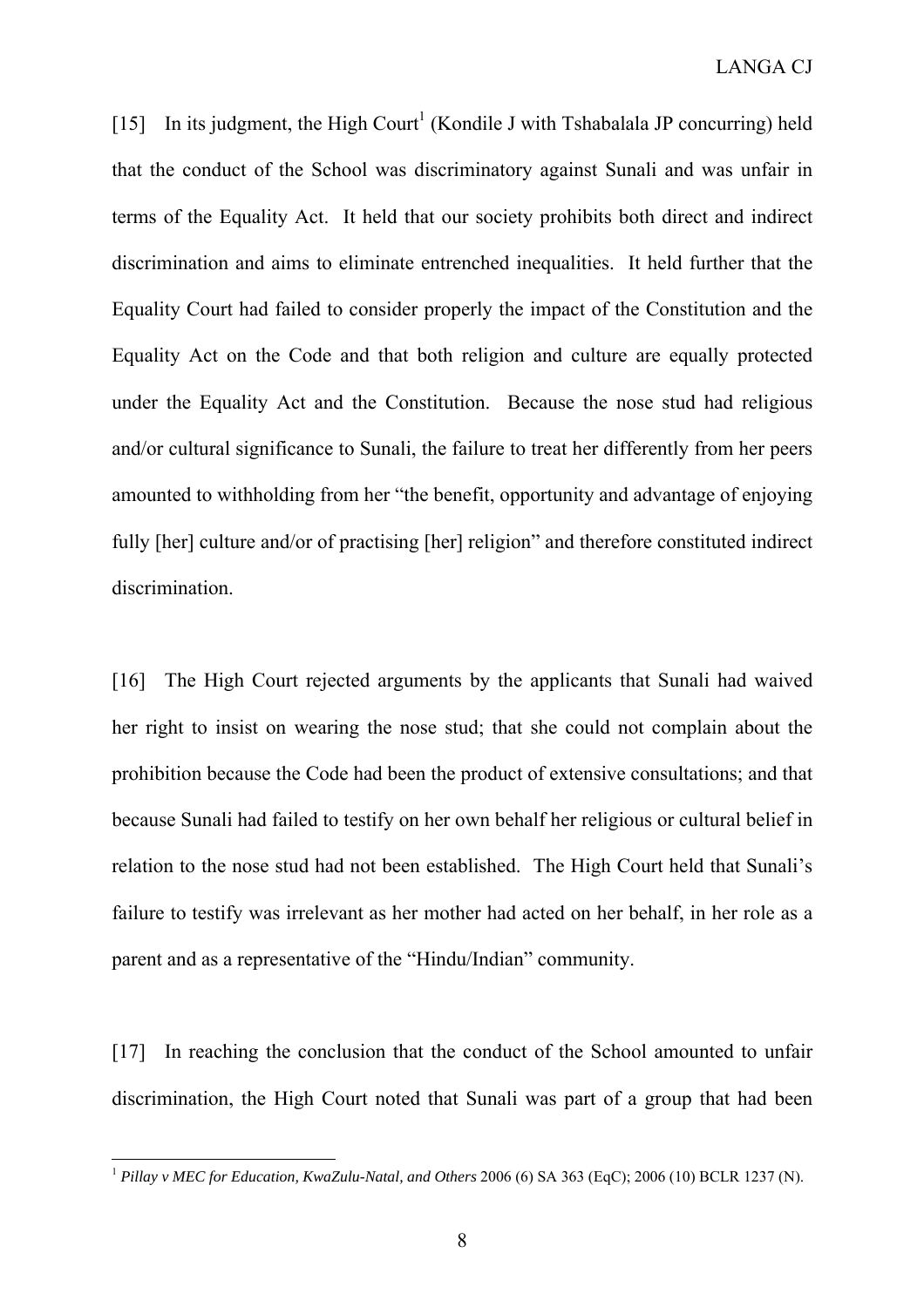[15] In its judgment, the High Court[1] (Kondile J with Tshabalala JP concurring) held that the conduct of the School was discriminatory against Sunali and was unfair in terms of the Equality Act. It held that our society prohibits both direct and indirect discrimination and aims to eliminate entrenched inequalities. It held further that the Equality Court had failed to consider properly the impact of the Constitution and the Equality Act on the Code and that both religion and culture are equally protected under the Equality Act and the Constitution. Because the nose stud had religious and/or cultural significance to Sunali, the failure to treat her differently from her peers amounted to withholding from her "the benefit, opportunity and advantage of enjoying fully [her] culture and/or of practising [her] religion" and therefore constituted indirect discrimination.

[16] The High Court rejected arguments by the applicants that Sunali had waived her right to insist on wearing the nose stud; that she could not complain about the prohibition because the Code had been the product of extensive consultations; and that because Sunali had failed to testify on her own behalf her religious or cultural belief in relation to the nose stud had not been established. The High Court held that Sunali's failure to testify was irrelevant as her mother had acted on her behalf, in her role as a parent and as a representative of the "Hindu/Indian" community.

[17] In reaching the conclusion that the conduct of the School amounted to unfair discrimination, the High Court noted that Sunali was part of a group that had been

---

[1] *Pillay v MEC for Education, KwaZulu-Natal, and Others* 2006 (6) SA 363 (EqC); 2006 (10) BCLR 1237 (N).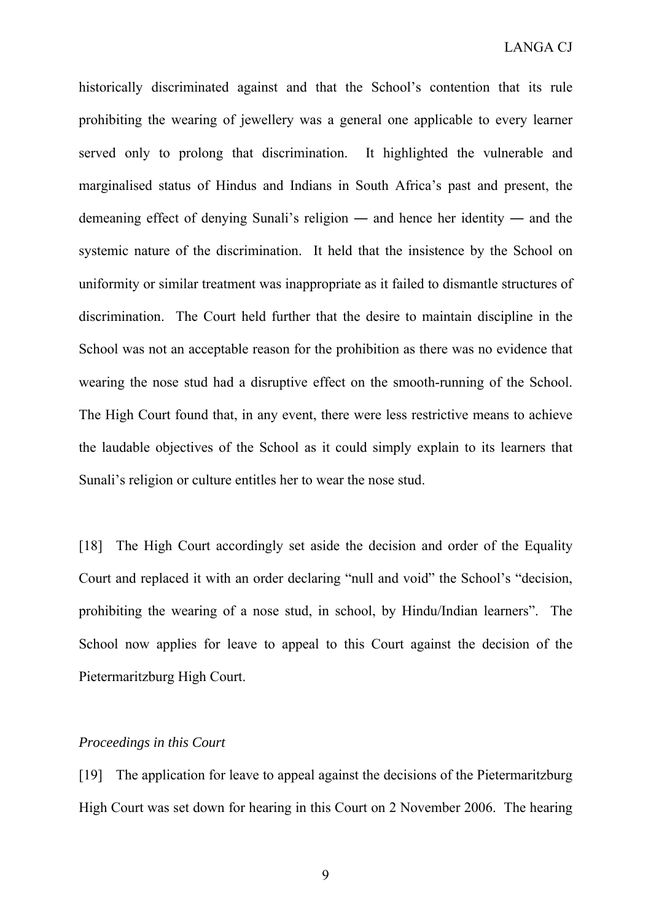historically discriminated against and that the School's contention that its rule prohibiting the wearing of jewellery was a general one applicable to every learner served only to prolong that discrimination. It highlighted the vulnerable and marginalised status of Hindus and Indians in South Africa's past and present, the demeaning effect of denying Sunali's religion ― and hence her identity ― and the systemic nature of the discrimination. It held that the insistence by the School on uniformity or similar treatment was inappropriate as it failed to dismantle structures of discrimination. The Court held further that the desire to maintain discipline in the School was not an acceptable reason for the prohibition as there was no evidence that wearing the nose stud had a disruptive effect on the smooth-running of the School. The High Court found that, in any event, there were less restrictive means to achieve the laudable objectives of the School as it could simply explain to its learners that Sunali's religion or culture entitles her to wear the nose stud.

[18] The High Court accordingly set aside the decision and order of the Equality Court and replaced it with an order declaring "null and void" the School's "decision, prohibiting the wearing of a nose stud, in school, by Hindu/Indian learners". The School now applies for leave to appeal to this Court against the decision of the Pietermaritzburg High Court.

*Proceedings in this Court*

[19] The application for leave to appeal against the decisions of the Pietermaritzburg High Court was set down for hearing in this Court on 2 November 2006. The hearing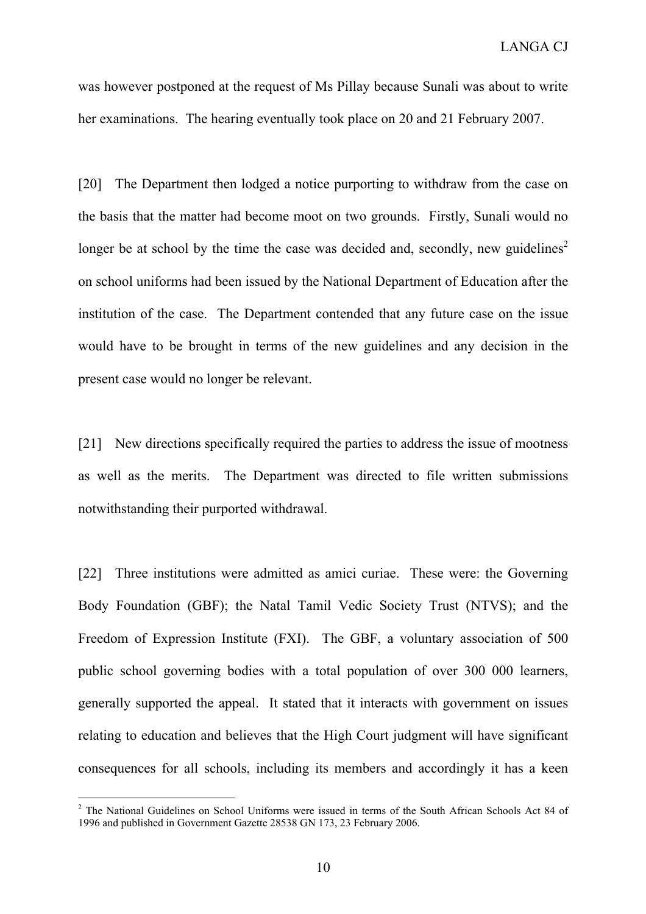was however postponed at the request of Ms Pillay because Sunali was about to write her examinations. The hearing eventually took place on 20 and 21 February 2007.

[20] The Department then lodged a notice purporting to withdraw from the case on the basis that the matter had become moot on two grounds. Firstly, Sunali would no longer be at school by the time the case was decided and, secondly, new guidelines[2] on school uniforms had been issued by the National Department of Education after the institution of the case. The Department contended that any future case on the issue would have to be brought in terms of the new guidelines and any decision in the present case would no longer be relevant.

[21] New directions specifically required the parties to address the issue of mootness as well as the merits. The Department was directed to file written submissions notwithstanding their purported withdrawal.

[22] Three institutions were admitted as amici curiae. These were: the Governing Body Foundation (GBF); the Natal Tamil Vedic Society Trust (NTVS); and the Freedom of Expression Institute (FXI). The GBF, a voluntary association of 500 public school governing bodies with a total population of over 300 000 learners, generally supported the appeal. It stated that it interacts with government on issues relating to education and believes that the High Court judgment will have significant consequences for all schools, including its members and accordingly it has a keen

[2] The National Guidelines on School Uniforms were issued in terms of the South African Schools Act 84 of 1996 and published in Government Gazette 28538 GN 173, 23 February 2006.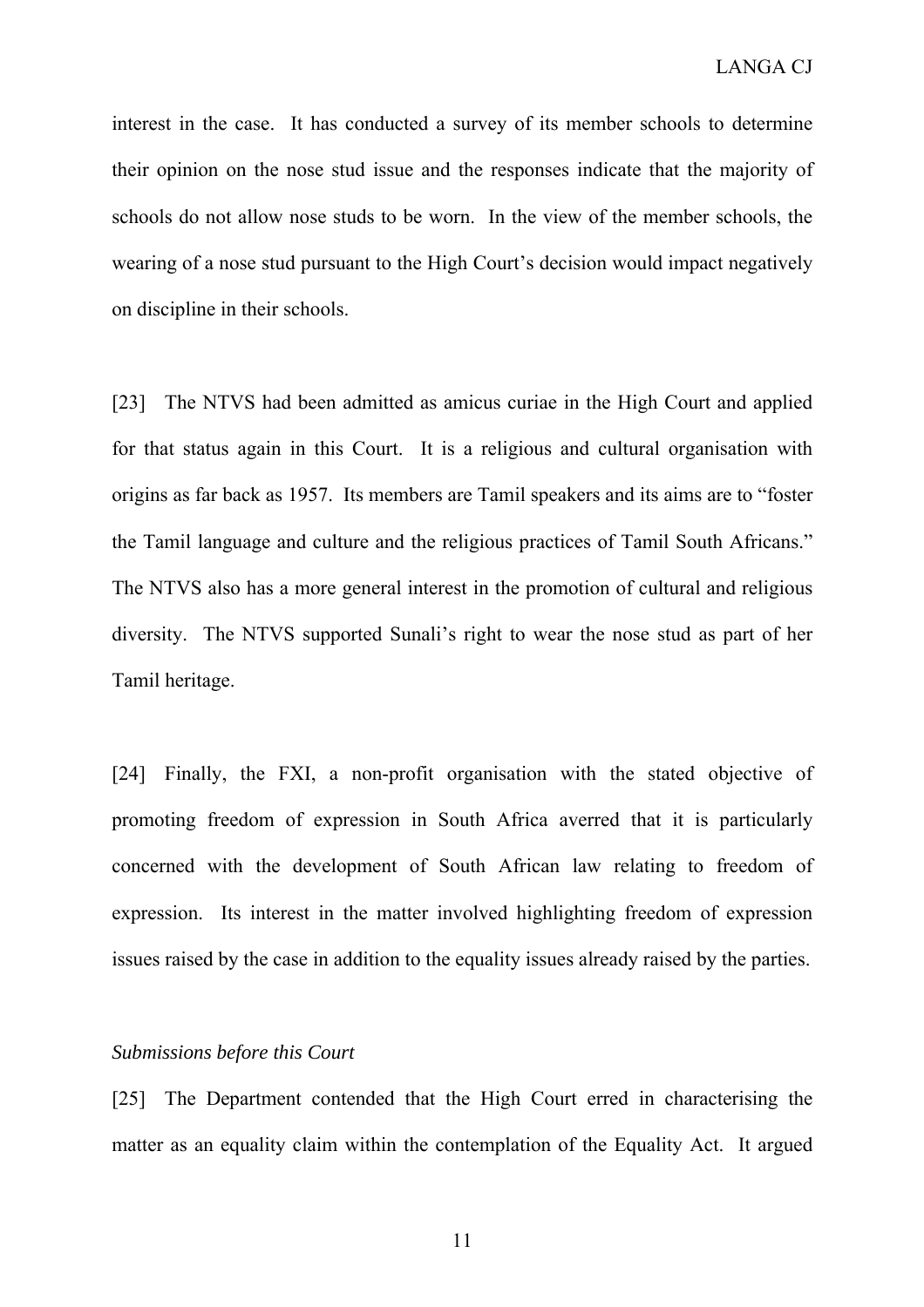interest in the case. It has conducted a survey of its member schools to determine their opinion on the nose stud issue and the responses indicate that the majority of schools do not allow nose studs to be worn. In the view of the member schools, the wearing of a nose stud pursuant to the High Court's decision would impact negatively on discipline in their schools.

[23] The NTVS had been admitted as amicus curiae in the High Court and applied for that status again in this Court. It is a religious and cultural organisation with origins as far back as 1957. Its members are Tamil speakers and its aims are to "foster the Tamil language and culture and the religious practices of Tamil South Africans." The NTVS also has a more general interest in the promotion of cultural and religious diversity. The NTVS supported Sunali's right to wear the nose stud as part of her Tamil heritage.

[24] Finally, the FXI, a non-profit organisation with the stated objective of promoting freedom of expression in South Africa averred that it is particularly concerned with the development of South African law relating to freedom of expression. Its interest in the matter involved highlighting freedom of expression issues raised by the case in addition to the equality issues already raised by the parties.

*Submissions before this Court*

[25] The Department contended that the High Court erred in characterising the matter as an equality claim within the contemplation of the Equality Act. It argued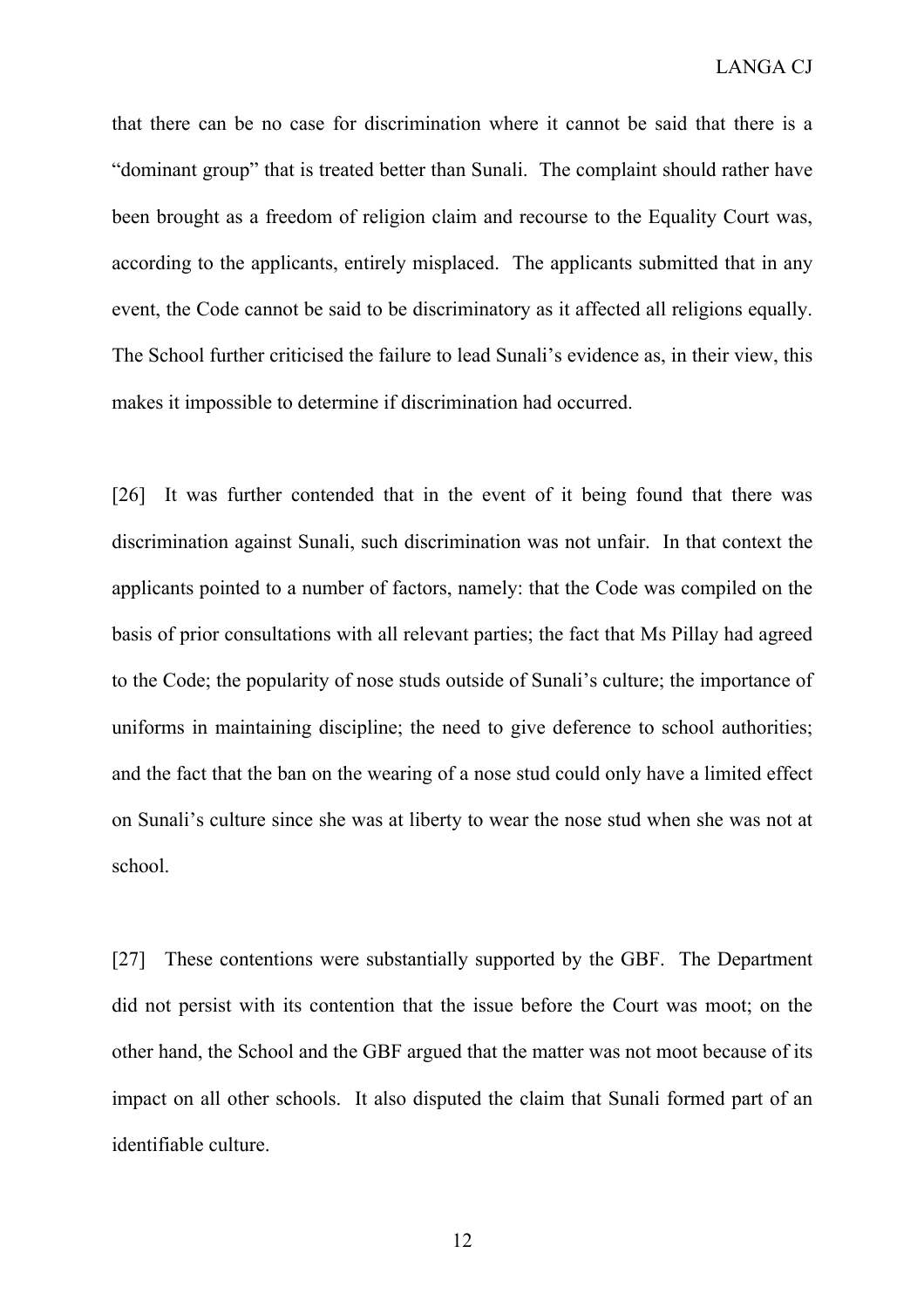that there can be no case for discrimination where it cannot be said that there is a "dominant group" that is treated better than Sunali. The complaint should rather have been brought as a freedom of religion claim and recourse to the Equality Court was, according to the applicants, entirely misplaced. The applicants submitted that in any event, the Code cannot be said to be discriminatory as it affected all religions equally. The School further criticised the failure to lead Sunali's evidence as, in their view, this makes it impossible to determine if discrimination had occurred.

[26] It was further contended that in the event of it being found that there was discrimination against Sunali, such discrimination was not unfair. In that context the applicants pointed to a number of factors, namely: that the Code was compiled on the basis of prior consultations with all relevant parties; the fact that Ms Pillay had agreed to the Code; the popularity of nose studs outside of Sunali's culture; the importance of uniforms in maintaining discipline; the need to give deference to school authorities; and the fact that the ban on the wearing of a nose stud could only have a limited effect on Sunali's culture since she was at liberty to wear the nose stud when she was not at school.

[27] These contentions were substantially supported by the GBF. The Department did not persist with its contention that the issue before the Court was moot; on the other hand, the School and the GBF argued that the matter was not moot because of its impact on all other schools. It also disputed the claim that Sunali formed part of an identifiable culture.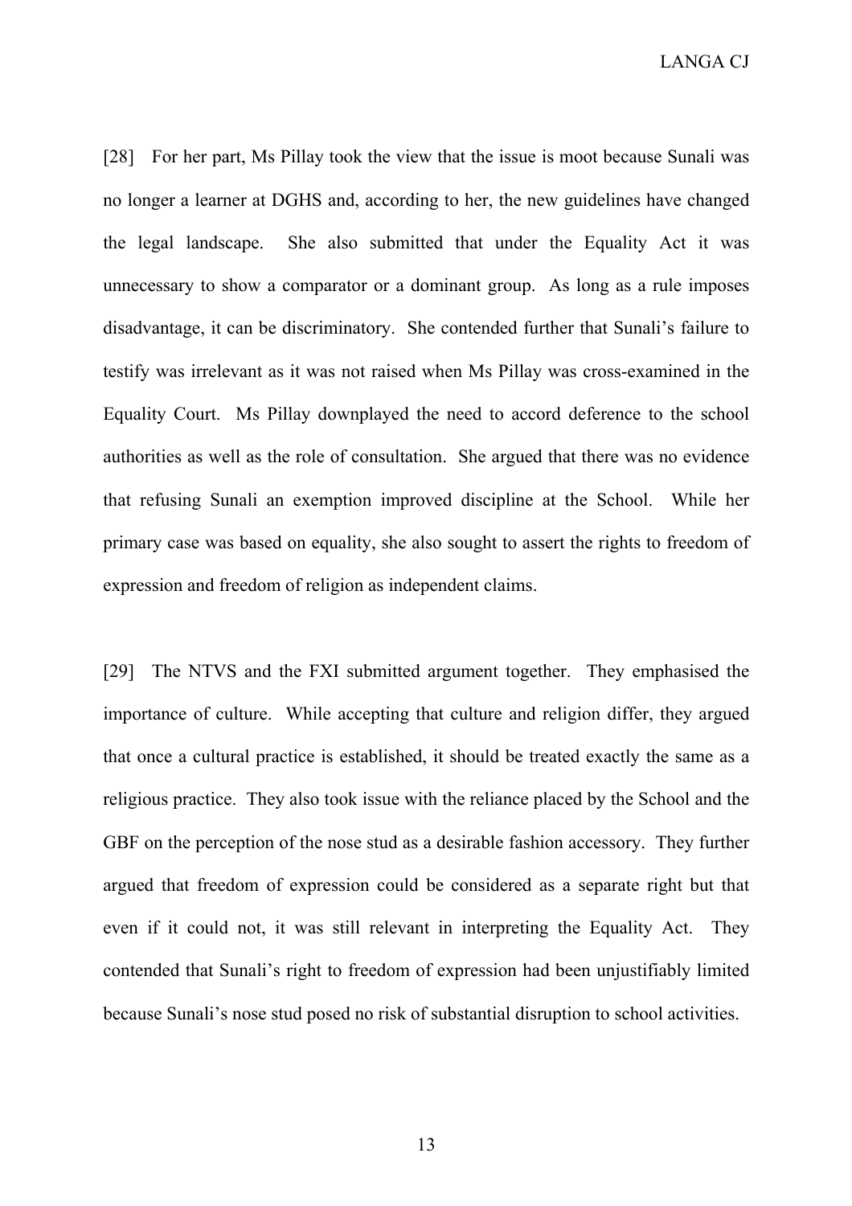[28] For her part, Ms Pillay took the view that the issue is moot because Sunali was no longer a learner at DGHS and, according to her, the new guidelines have changed the legal landscape. She also submitted that under the Equality Act it was unnecessary to show a comparator or a dominant group. As long as a rule imposes disadvantage, it can be discriminatory. She contended further that Sunali's failure to testify was irrelevant as it was not raised when Ms Pillay was cross-examined in the Equality Court. Ms Pillay downplayed the need to accord deference to the school authorities as well as the role of consultation. She argued that there was no evidence that refusing Sunali an exemption improved discipline at the School. While her primary case was based on equality, she also sought to assert the rights to freedom of expression and freedom of religion as independent claims.

[29] The NTVS and the FXI submitted argument together. They emphasised the importance of culture. While accepting that culture and religion differ, they argued that once a cultural practice is established, it should be treated exactly the same as a religious practice. They also took issue with the reliance placed by the School and the GBF on the perception of the nose stud as a desirable fashion accessory. They further argued that freedom of expression could be considered as a separate right but that even if it could not, it was still relevant in interpreting the Equality Act. They contended that Sunali's right to freedom of expression had been unjustifiably limited because Sunali's nose stud posed no risk of substantial disruption to school activities.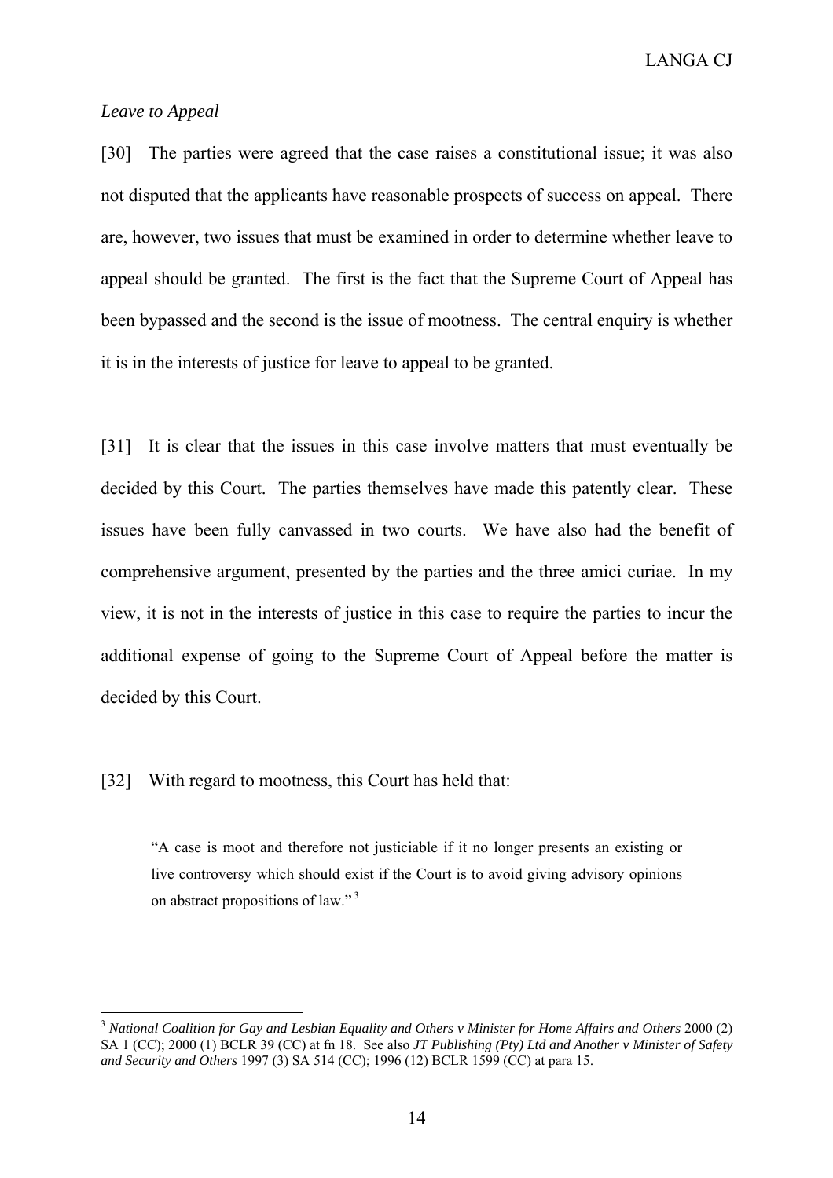*Leave to Appeal*

[30] The parties were agreed that the case raises a constitutional issue; it was also not disputed that the applicants have reasonable prospects of success on appeal. There are, however, two issues that must be examined in order to determine whether leave to appeal should be granted. The first is the fact that the Supreme Court of Appeal has been bypassed and the second is the issue of mootness. The central enquiry is whether it is in the interests of justice for leave to appeal to be granted.

[31] It is clear that the issues in this case involve matters that must eventually be decided by this Court. The parties themselves have made this patently clear. These issues have been fully canvassed in two courts. We have also had the benefit of comprehensive argument, presented by the parties and the three amici curiae. In my view, it is not in the interests of justice in this case to require the parties to incur the additional expense of going to the Supreme Court of Appeal before the matter is decided by this Court.

[32] With regard to mootness, this Court has held that:

> "A case is moot and therefore not justiciable if it no longer presents an existing or live controversy which should exist if the Court is to avoid giving advisory opinions on abstract propositions of law."[3]

---

[3] *National Coalition for Gay and Lesbian Equality and Others v Minister for Home Affairs and Others* 2000 (2) SA 1 (CC); 2000 (1) BCLR 39 (CC) at fn 18. See also *JT Publishing (Pty) Ltd and Another v Minister of Safety and Security and Others* 1997 (3) SA 514 (CC); 1996 (12) BCLR 1599 (CC) at para 15.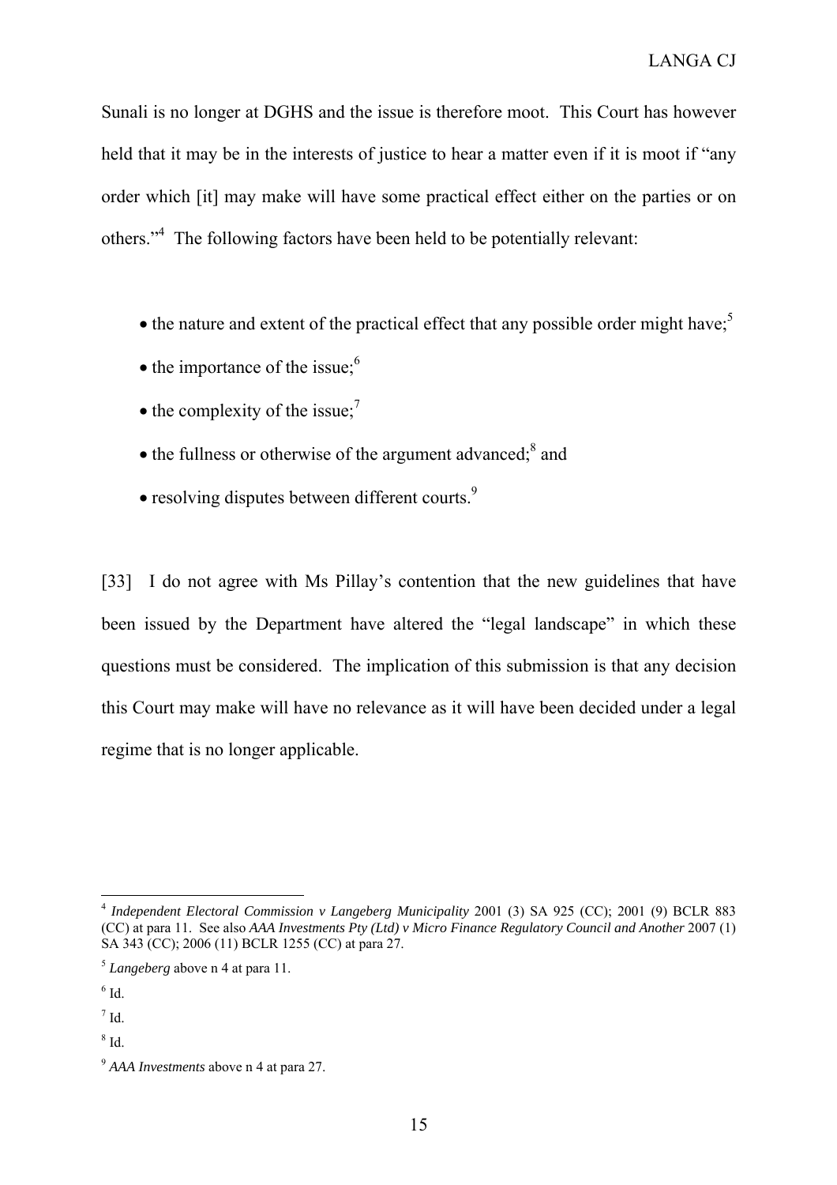Sunali is no longer at DGHS and the issue is therefore moot. This Court has however held that it may be in the interests of justice to hear a matter even if it is moot if "any order which [it] may make will have some practical effect either on the parties or on others."[4] The following factors have been held to be potentially relevant:

- the nature and extent of the practical effect that any possible order might have;[5]
- the importance of the issue;[6]
- the complexity of the issue;[7]
- the fullness or otherwise of the argument advanced;[8] and
- resolving disputes between different courts.[9]

[33] I do not agree with Ms Pillay's contention that the new guidelines that have been issued by the Department have altered the "legal landscape" in which these questions must be considered. The implication of this submission is that any decision this Court may make will have no relevance as it will have been decided under a legal regime that is no longer applicable.

---

[4] *Independent Electoral Commission v Langeberg Municipality* 2001 (3) SA 925 (CC); 2001 (9) BCLR 883 (CC) at para 11. See also *AAA Investments Pty (Ltd) v Micro Finance Regulatory Council and Another* 2007 (1) SA 343 (CC); 2006 (11) BCLR 1255 (CC) at para 27.

[5] *Langeberg* above n 4 at para 11.

[6] Id.

[7] Id.

[8] Id.

[9] *AAA Investments* above n 4 at para 27.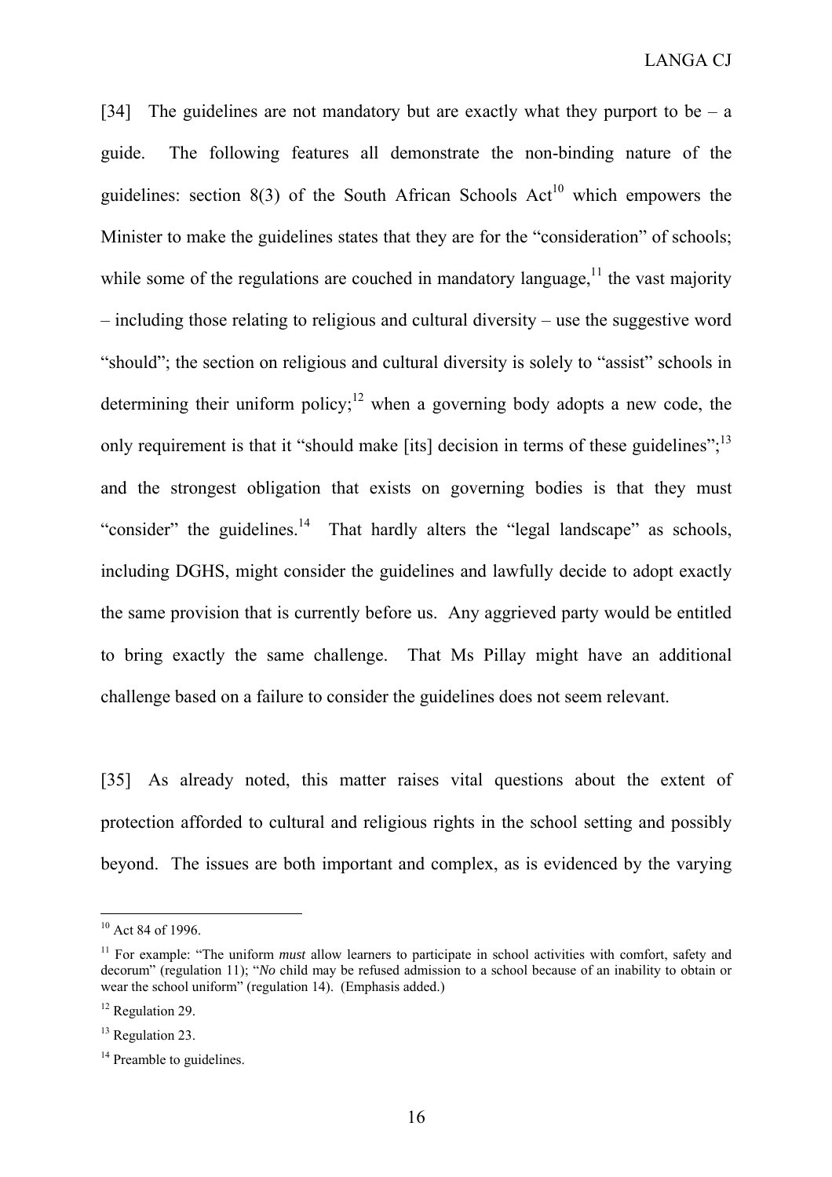[34] The guidelines are not mandatory but are exactly what they purport to be – a guide. The following features all demonstrate the non-binding nature of the guidelines: section 8(3) of the South African Schools Act[10] which empowers the Minister to make the guidelines states that they are for the "consideration" of schools; while some of the regulations are couched in mandatory language,[11] the vast majority – including those relating to religious and cultural diversity – use the suggestive word "should"; the section on religious and cultural diversity is solely to "assist" schools in determining their uniform policy;[12] when a governing body adopts a new code, the only requirement is that it "should make [its] decision in terms of these guidelines";[13] and the strongest obligation that exists on governing bodies is that they must "consider" the guidelines.[14] That hardly alters the "legal landscape" as schools, including DGHS, might consider the guidelines and lawfully decide to adopt exactly the same provision that is currently before us. Any aggrieved party would be entitled to bring exactly the same challenge. That Ms Pillay might have an additional challenge based on a failure to consider the guidelines does not seem relevant.

[35] As already noted, this matter raises vital questions about the extent of protection afforded to cultural and religious rights in the school setting and possibly beyond. The issues are both important and complex, as is evidenced by the varying

---

[10] Act 84 of 1996.

[11] For example: "The uniform *must* allow learners to participate in school activities with comfort, safety and decorum" (regulation 11); "*No* child may be refused admission to a school because of an inability to obtain or wear the school uniform" (regulation 14). (Emphasis added.)

[12] Regulation 29.

[13] Regulation 23.

[14] Preamble to guidelines.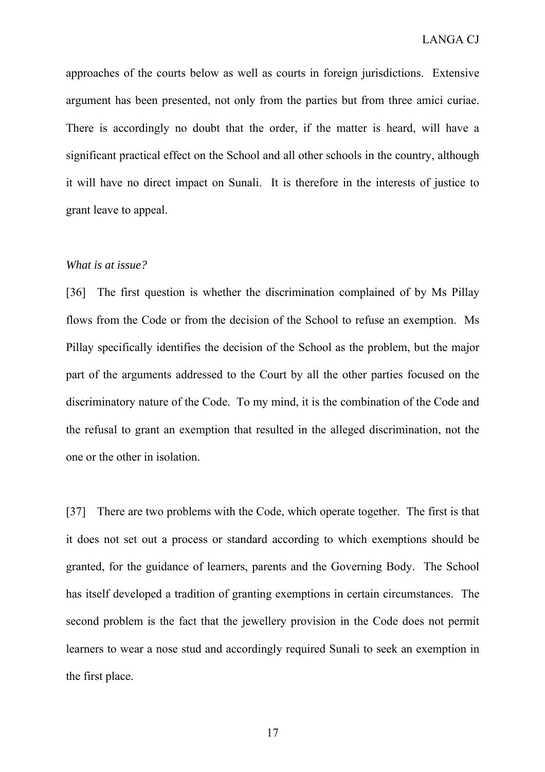approaches of the courts below as well as courts in foreign jurisdictions. Extensive argument has been presented, not only from the parties but from three amici curiae. There is accordingly no doubt that the order, if the matter is heard, will have a significant practical effect on the School and all other schools in the country, although it will have no direct impact on Sunali. It is therefore in the interests of justice to grant leave to appeal.

*What is at issue?*

[36] The first question is whether the discrimination complained of by Ms Pillay flows from the Code or from the decision of the School to refuse an exemption. Ms Pillay specifically identifies the decision of the School as the problem, but the major part of the arguments addressed to the Court by all the other parties focused on the discriminatory nature of the Code. To my mind, it is the combination of the Code and the refusal to grant an exemption that resulted in the alleged discrimination, not the one or the other in isolation.

[37] There are two problems with the Code, which operate together. The first is that it does not set out a process or standard according to which exemptions should be granted, for the guidance of learners, parents and the Governing Body. The School has itself developed a tradition of granting exemptions in certain circumstances. The second problem is the fact that the jewellery provision in the Code does not permit learners to wear a nose stud and accordingly required Sunali to seek an exemption in the first place.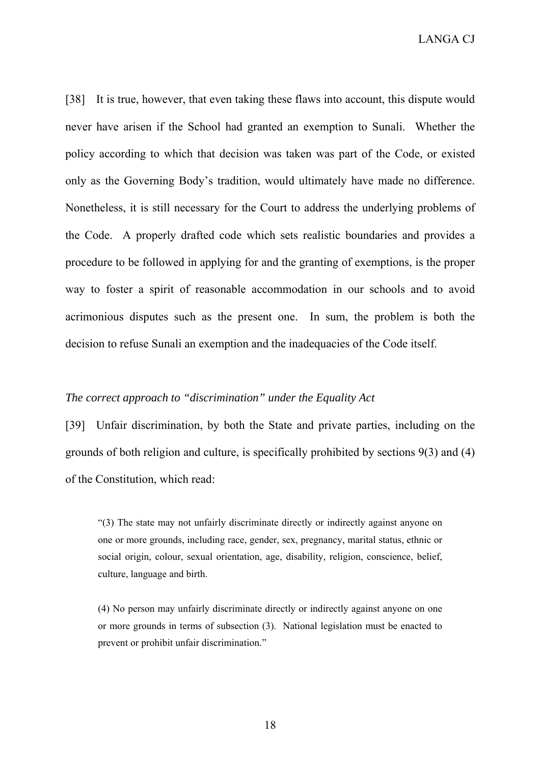[38] It is true, however, that even taking these flaws into account, this dispute would never have arisen if the School had granted an exemption to Sunali. Whether the policy according to which that decision was taken was part of the Code, or existed only as the Governing Body's tradition, would ultimately have made no difference. Nonetheless, it is still necessary for the Court to address the underlying problems of the Code. A properly drafted code which sets realistic boundaries and provides a procedure to be followed in applying for and the granting of exemptions, is the proper way to foster a spirit of reasonable accommodation in our schools and to avoid acrimonious disputes such as the present one. In sum, the problem is both the decision to refuse Sunali an exemption and the inadequacies of the Code itself.

*The correct approach to "discrimination" under the Equality Act*

[39] Unfair discrimination, by both the State and private parties, including on the grounds of both religion and culture, is specifically prohibited by sections 9(3) and (4) of the Constitution, which read:

> "(3) The state may not unfairly discriminate directly or indirectly against anyone on one or more grounds, including race, gender, sex, pregnancy, marital status, ethnic or social origin, colour, sexual orientation, age, disability, religion, conscience, belief, culture, language and birth.
>
> (4) No person may unfairly discriminate directly or indirectly against anyone on one or more grounds in terms of subsection (3). National legislation must be enacted to prevent or prohibit unfair discrimination."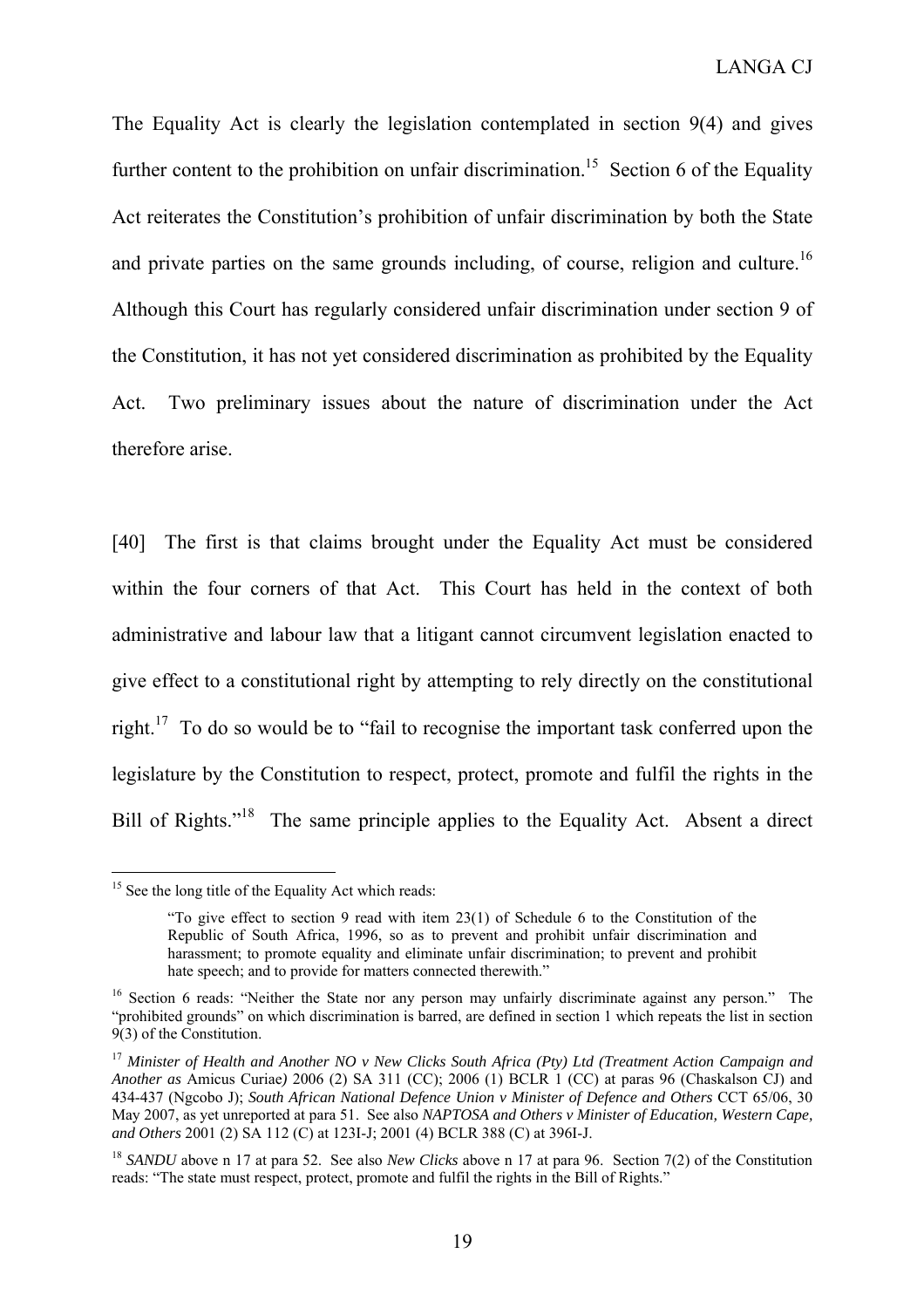The Equality Act is clearly the legislation contemplated in section 9(4) and gives further content to the prohibition on unfair discrimination.[15] Section 6 of the Equality Act reiterates the Constitution's prohibition of unfair discrimination by both the State and private parties on the same grounds including, of course, religion and culture.[16] Although this Court has regularly considered unfair discrimination under section 9 of the Constitution, it has not yet considered discrimination as prohibited by the Equality Act. Two preliminary issues about the nature of discrimination under the Act therefore arise.

[40] The first is that claims brought under the Equality Act must be considered within the four corners of that Act. This Court has held in the context of both administrative and labour law that a litigant cannot circumvent legislation enacted to give effect to a constitutional right by attempting to rely directly on the constitutional right.[17] To do so would be to "fail to recognise the important task conferred upon the legislature by the Constitution to respect, protect, promote and fulfil the rights in the Bill of Rights."[18] The same principle applies to the Equality Act. Absent a direct

---

[15] See the long title of the Equality Act which reads:

> "To give effect to section 9 read with item 23(1) of Schedule 6 to the Constitution of the Republic of South Africa, 1996, so as to prevent and prohibit unfair discrimination and harassment; to promote equality and eliminate unfair discrimination; to prevent and prohibit hate speech; and to provide for matters connected therewith."

[16] Section 6 reads: "Neither the State nor any person may unfairly discriminate against any person." The "prohibited grounds" on which discrimination is barred, are defined in section 1 which repeats the list in section 9(3) of the Constitution.

[17] *Minister of Health and Another NO v New Clicks South Africa (Pty) Ltd (Treatment Action Campaign and Another as* Amicus Curiae*)* 2006 (2) SA 311 (CC); 2006 (1) BCLR 1 (CC) at paras 96 (Chaskalson CJ) and 434-437 (Ngcobo J); *South African National Defence Union v Minister of Defence and Others* CCT 65/06, 30 May 2007, as yet unreported at para 51. See also *NAPTOSA and Others v Minister of Education, Western Cape, and Others* 2001 (2) SA 112 (C) at 123I-J; 2001 (4) BCLR 388 (C) at 396I-J.

[18] *SANDU* above n 17 at para 52. See also *New Clicks* above n 17 at para 96. Section 7(2) of the Constitution reads: "The state must respect, protect, promote and fulfil the rights in the Bill of Rights."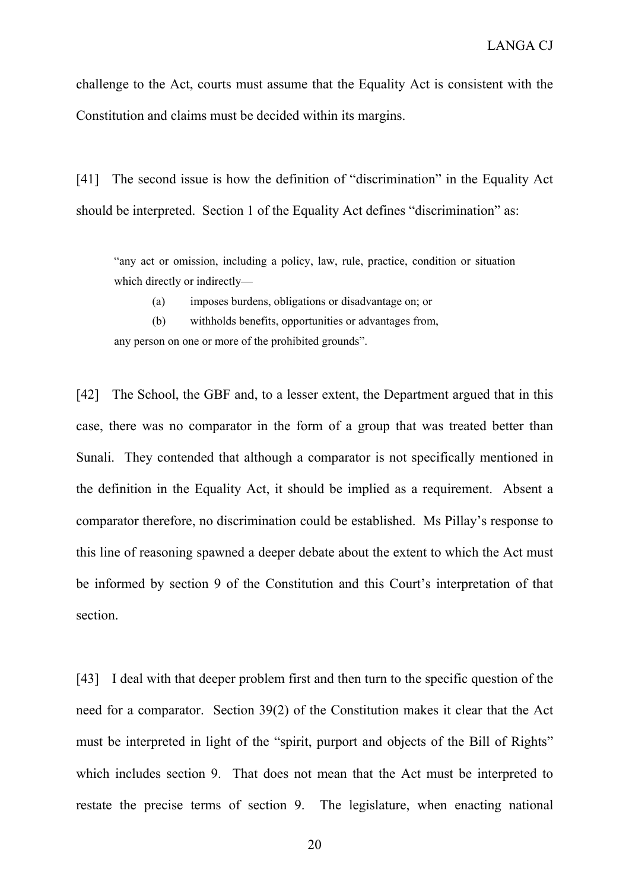challenge to the Act, courts must assume that the Equality Act is consistent with the Constitution and claims must be decided within its margins.

[41] The second issue is how the definition of "discrimination" in the Equality Act should be interpreted. Section 1 of the Equality Act defines "discrimination" as:

> "any act or omission, including a policy, law, rule, practice, condition or situation which directly or indirectly—
>
> (a) imposes burdens, obligations or disadvantage on; or
>
> (b) withholds benefits, opportunities or advantages from,
>
> any person on one or more of the prohibited grounds".

[42] The School, the GBF and, to a lesser extent, the Department argued that in this case, there was no comparator in the form of a group that was treated better than Sunali. They contended that although a comparator is not specifically mentioned in the definition in the Equality Act, it should be implied as a requirement. Absent a comparator therefore, no discrimination could be established. Ms Pillay's response to this line of reasoning spawned a deeper debate about the extent to which the Act must be informed by section 9 of the Constitution and this Court's interpretation of that section.

[43] I deal with that deeper problem first and then turn to the specific question of the need for a comparator. Section 39(2) of the Constitution makes it clear that the Act must be interpreted in light of the "spirit, purport and objects of the Bill of Rights" which includes section 9. That does not mean that the Act must be interpreted to restate the precise terms of section 9. The legislature, when enacting national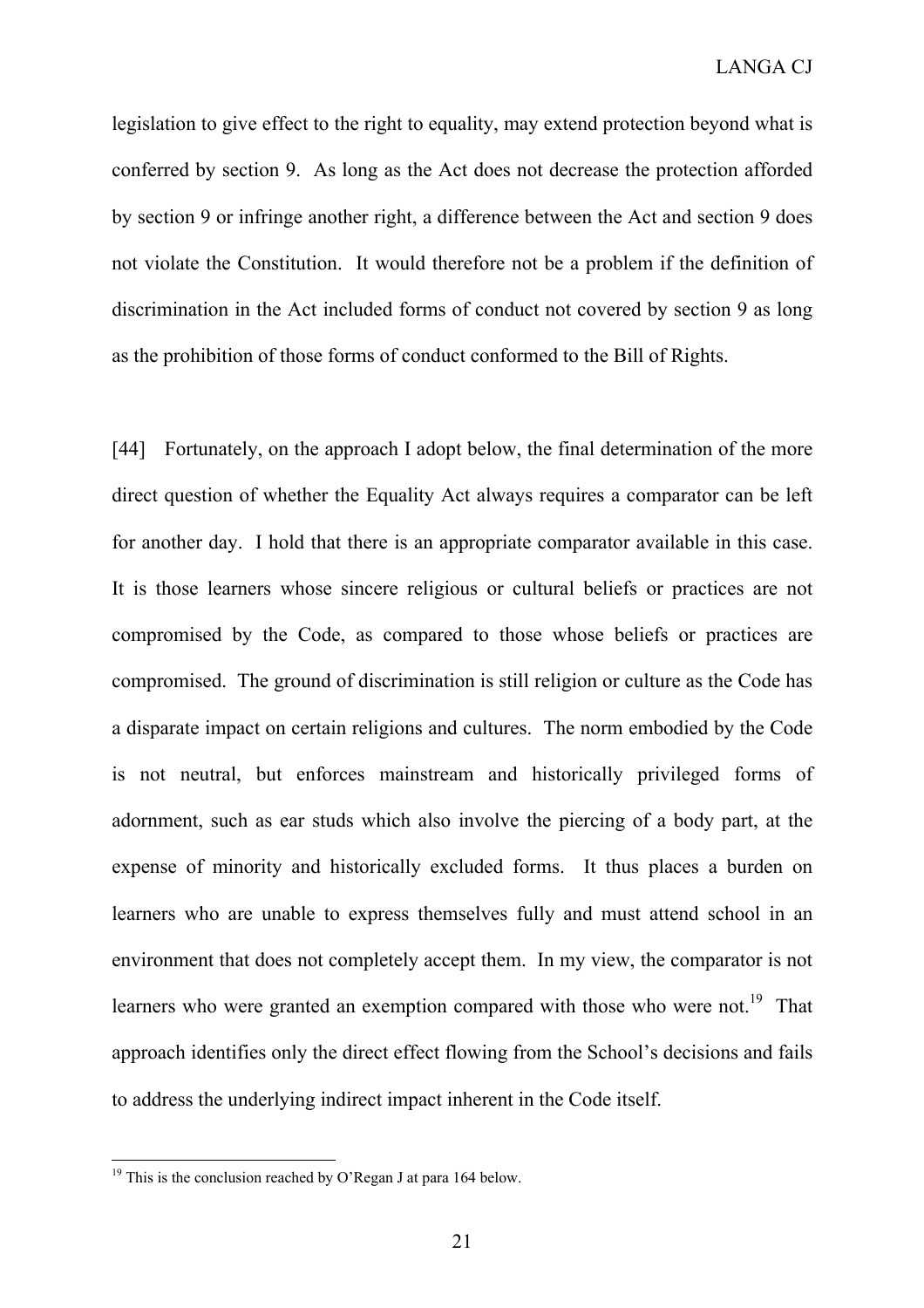legislation to give effect to the right to equality, may extend protection beyond what is conferred by section 9. As long as the Act does not decrease the protection afforded by section 9 or infringe another right, a difference between the Act and section 9 does not violate the Constitution. It would therefore not be a problem if the definition of discrimination in the Act included forms of conduct not covered by section 9 as long as the prohibition of those forms of conduct conformed to the Bill of Rights.

[44] Fortunately, on the approach I adopt below, the final determination of the more direct question of whether the Equality Act always requires a comparator can be left for another day. I hold that there is an appropriate comparator available in this case. It is those learners whose sincere religious or cultural beliefs or practices are not compromised by the Code, as compared to those whose beliefs or practices are compromised. The ground of discrimination is still religion or culture as the Code has a disparate impact on certain religions and cultures. The norm embodied by the Code is not neutral, but enforces mainstream and historically privileged forms of adornment, such as ear studs which also involve the piercing of a body part, at the expense of minority and historically excluded forms. It thus places a burden on learners who are unable to express themselves fully and must attend school in an environment that does not completely accept them. In my view, the comparator is not learners who were granted an exemption compared with those who were not.[19] That approach identifies only the direct effect flowing from the School's decisions and fails to address the underlying indirect impact inherent in the Code itself.

[19] This is the conclusion reached by O'Regan J at para 164 below.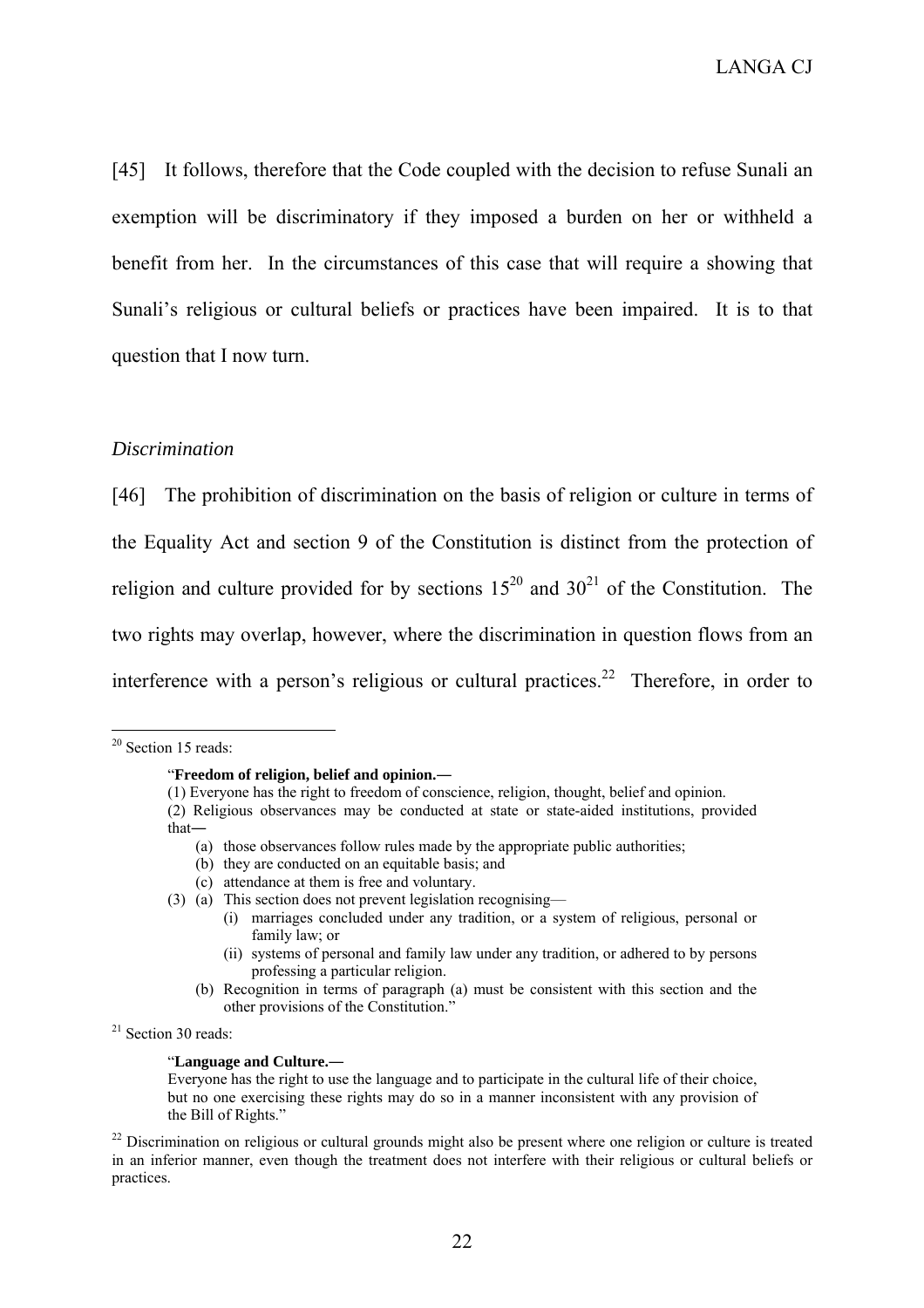[45] It follows, therefore that the Code coupled with the decision to refuse Sunali an exemption will be discriminatory if they imposed a burden on her or withheld a benefit from her. In the circumstances of this case that will require a showing that Sunali's religious or cultural beliefs or practices have been impaired. It is to that question that I now turn.

*Discrimination*

[46] The prohibition of discrimination on the basis of religion or culture in terms of the Equality Act and section 9 of the Constitution is distinct from the protection of religion and culture provided for by sections 15[20] and 30[21] of the Constitution. The two rights may overlap, however, where the discrimination in question flows from an interference with a person's religious or cultural practices.[22] Therefore, in order to

---

[20] Section 15 reads:

> "**Freedom of religion, belief and opinion.—**
> (1) Everyone has the right to freedom of conscience, religion, thought, belief and opinion.
> (2) Religious observances may be conducted at state or state-aided institutions, provided that—
> (a) those observances follow rules made by the appropriate public authorities;
> (b) they are conducted on an equitable basis; and
> (c) attendance at them is free and voluntary.
> (3) (a) This section does not prevent legislation recognising—
> (i) marriages concluded under any tradition, or a system of religious, personal or family law; or
> (ii) systems of personal and family law under any tradition, or adhered to by persons professing a particular religion.
> (b) Recognition in terms of paragraph (a) must be consistent with this section and the other provisions of the Constitution."

[21] Section 30 reads:

> "**Language and Culture.—**
> Everyone has the right to use the language and to participate in the cultural life of their choice, but no one exercising these rights may do so in a manner inconsistent with any provision of the Bill of Rights."

[22] Discrimination on religious or cultural grounds might also be present where one religion or culture is treated in an inferior manner, even though the treatment does not interfere with their religious or cultural beliefs or practices.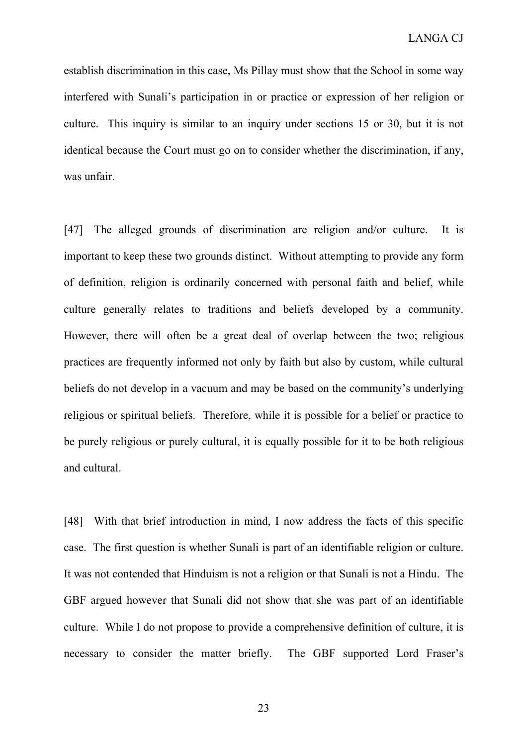establish discrimination in this case, Ms Pillay must show that the School in some way interfered with Sunali's participation in or practice or expression of her religion or culture. This inquiry is similar to an inquiry under sections 15 or 30, but it is not identical because the Court must go on to consider whether the discrimination, if any, was unfair.

[47] The alleged grounds of discrimination are religion and/or culture. It is important to keep these two grounds distinct. Without attempting to provide any form of definition, religion is ordinarily concerned with personal faith and belief, while culture generally relates to traditions and beliefs developed by a community. However, there will often be a great deal of overlap between the two; religious practices are frequently informed not only by faith but also by custom, while cultural beliefs do not develop in a vacuum and may be based on the community's underlying religious or spiritual beliefs. Therefore, while it is possible for a belief or practice to be purely religious or purely cultural, it is equally possible for it to be both religious and cultural.

[48] With that brief introduction in mind, I now address the facts of this specific case. The first question is whether Sunali is part of an identifiable religion or culture. It was not contended that Hinduism is not a religion or that Sunali is not a Hindu. The GBF argued however that Sunali did not show that she was part of an identifiable culture. While I do not propose to provide a comprehensive definition of culture, it is necessary to consider the matter briefly. The GBF supported Lord Fraser's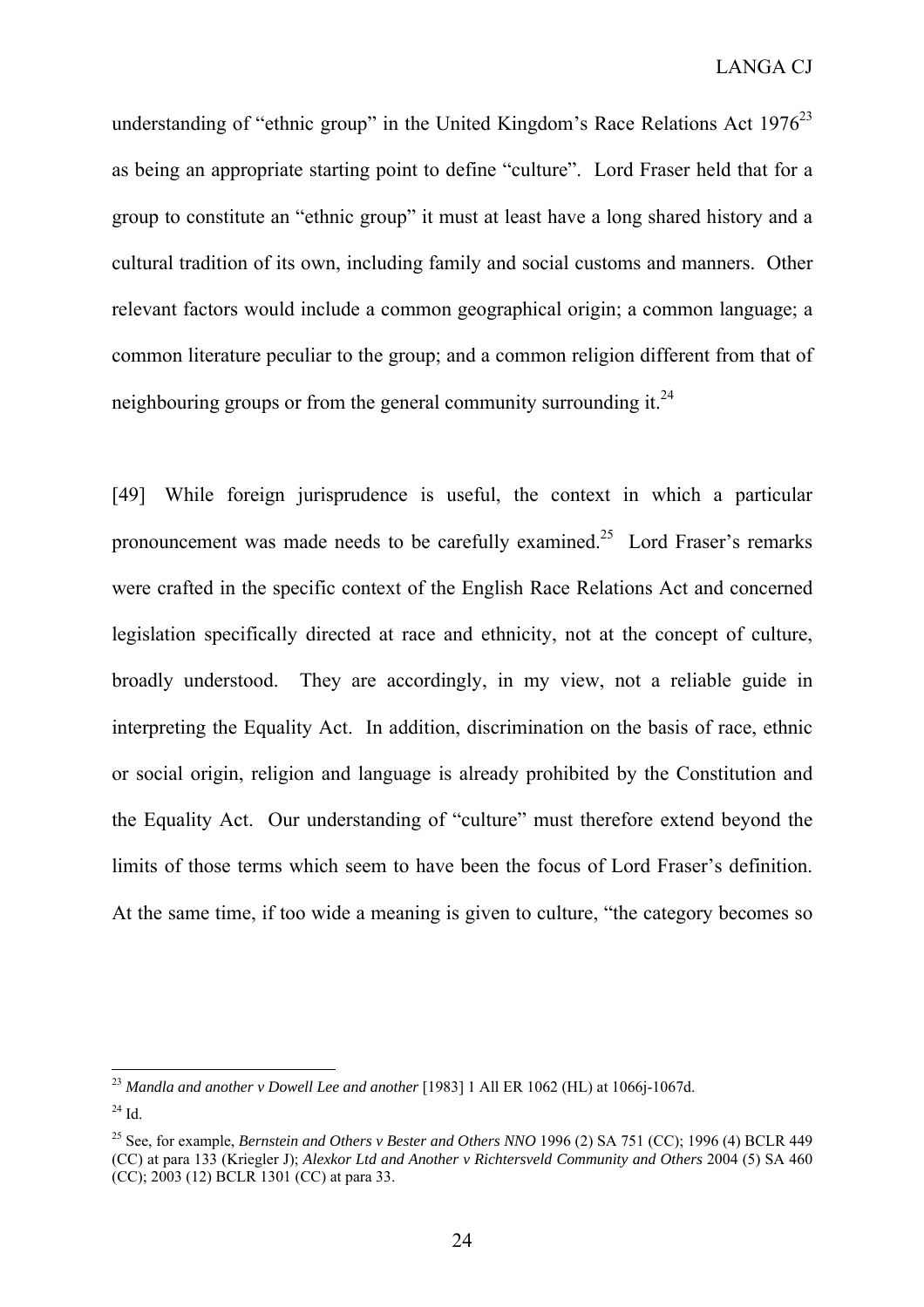understanding of "ethnic group" in the United Kingdom's Race Relations Act 1976[23] as being an appropriate starting point to define "culture". Lord Fraser held that for a group to constitute an "ethnic group" it must at least have a long shared history and a cultural tradition of its own, including family and social customs and manners. Other relevant factors would include a common geographical origin; a common language; a common literature peculiar to the group; and a common religion different from that of neighbouring groups or from the general community surrounding it.[24]

[49] While foreign jurisprudence is useful, the context in which a particular pronouncement was made needs to be carefully examined.[25] Lord Fraser's remarks were crafted in the specific context of the English Race Relations Act and concerned legislation specifically directed at race and ethnicity, not at the concept of culture, broadly understood. They are accordingly, in my view, not a reliable guide in interpreting the Equality Act. In addition, discrimination on the basis of race, ethnic or social origin, religion and language is already prohibited by the Constitution and the Equality Act. Our understanding of "culture" must therefore extend beyond the limits of those terms which seem to have been the focus of Lord Fraser's definition. At the same time, if too wide a meaning is given to culture, "the category becomes so

---

[23] *Mandla and another v Dowell Lee and another* [1983] 1 All ER 1062 (HL) at 1066j-1067d.

[24] Id.

[25] See, for example, *Bernstein and Others v Bester and Others NNO* 1996 (2) SA 751 (CC); 1996 (4) BCLR 449 (CC) at para 133 (Kriegler J); *Alexkor Ltd and Another v Richtersveld Community and Others* 2004 (5) SA 460 (CC); 2003 (12) BCLR 1301 (CC) at para 33.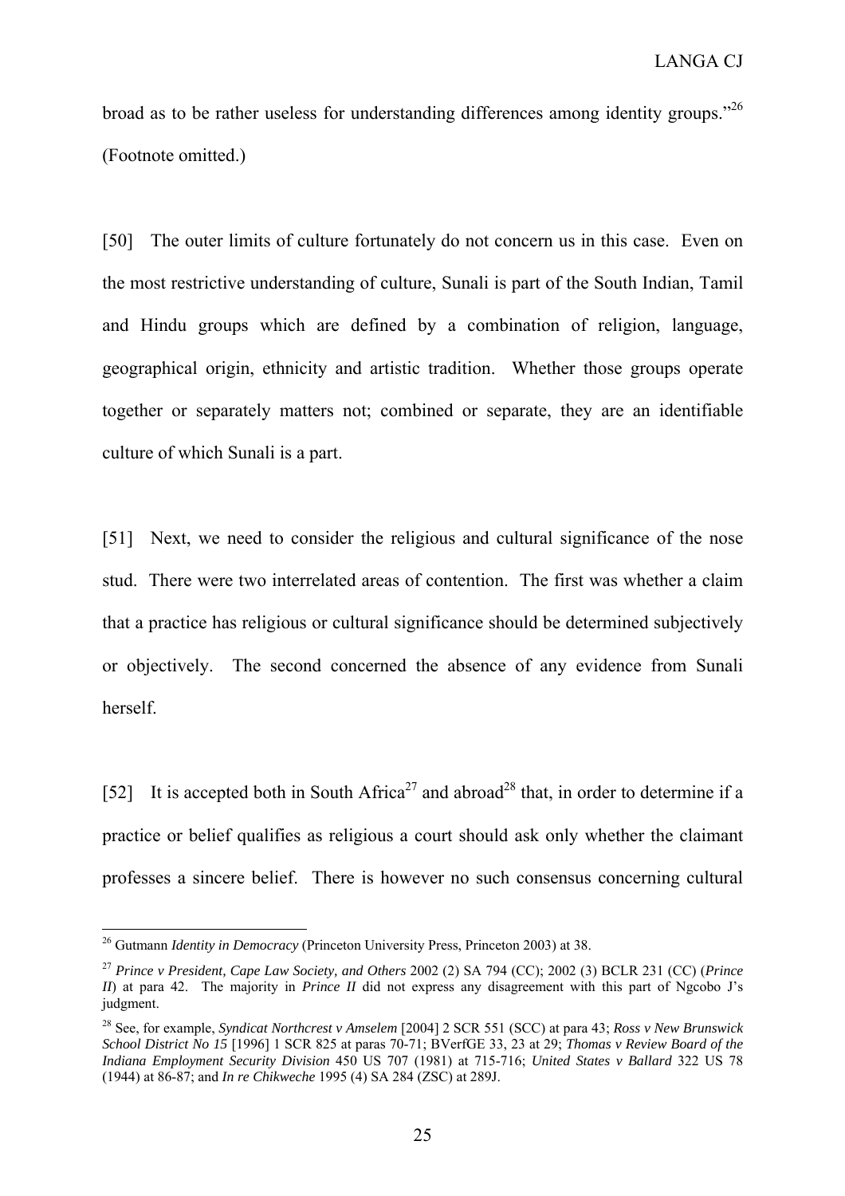broad as to be rather useless for understanding differences among identity groups."[26] (Footnote omitted.)

[50] The outer limits of culture fortunately do not concern us in this case. Even on the most restrictive understanding of culture, Sunali is part of the South Indian, Tamil and Hindu groups which are defined by a combination of religion, language, geographical origin, ethnicity and artistic tradition. Whether those groups operate together or separately matters not; combined or separate, they are an identifiable culture of which Sunali is a part.

[51] Next, we need to consider the religious and cultural significance of the nose stud. There were two interrelated areas of contention. The first was whether a claim that a practice has religious or cultural significance should be determined subjectively or objectively. The second concerned the absence of any evidence from Sunali herself.

[52] It is accepted both in South Africa[27] and abroad[28] that, in order to determine if a practice or belief qualifies as religious a court should ask only whether the claimant professes a sincere belief. There is however no such consensus concerning cultural

---

[26] Gutmann *Identity in Democracy* (Princeton University Press, Princeton 2003) at 38.

[27] *Prince v President, Cape Law Society, and Others* 2002 (2) SA 794 (CC); 2002 (3) BCLR 231 (CC) (*Prince II*) at para 42. The majority in *Prince II* did not express any disagreement with this part of Ngcobo J's judgment.

[28] See, for example, *Syndicat Northcrest v Amselem* [2004] 2 SCR 551 (SCC) at para 43; *Ross v New Brunswick School District No 15* [1996] 1 SCR 825 at paras 70-71; BVerfGE 33, 23 at 29; *Thomas v Review Board of the Indiana Employment Security Division* 450 US 707 (1981) at 715-716; *United States v Ballard* 322 US 78 (1944) at 86-87; and *In re Chikweche* 1995 (4) SA 284 (ZSC) at 289J.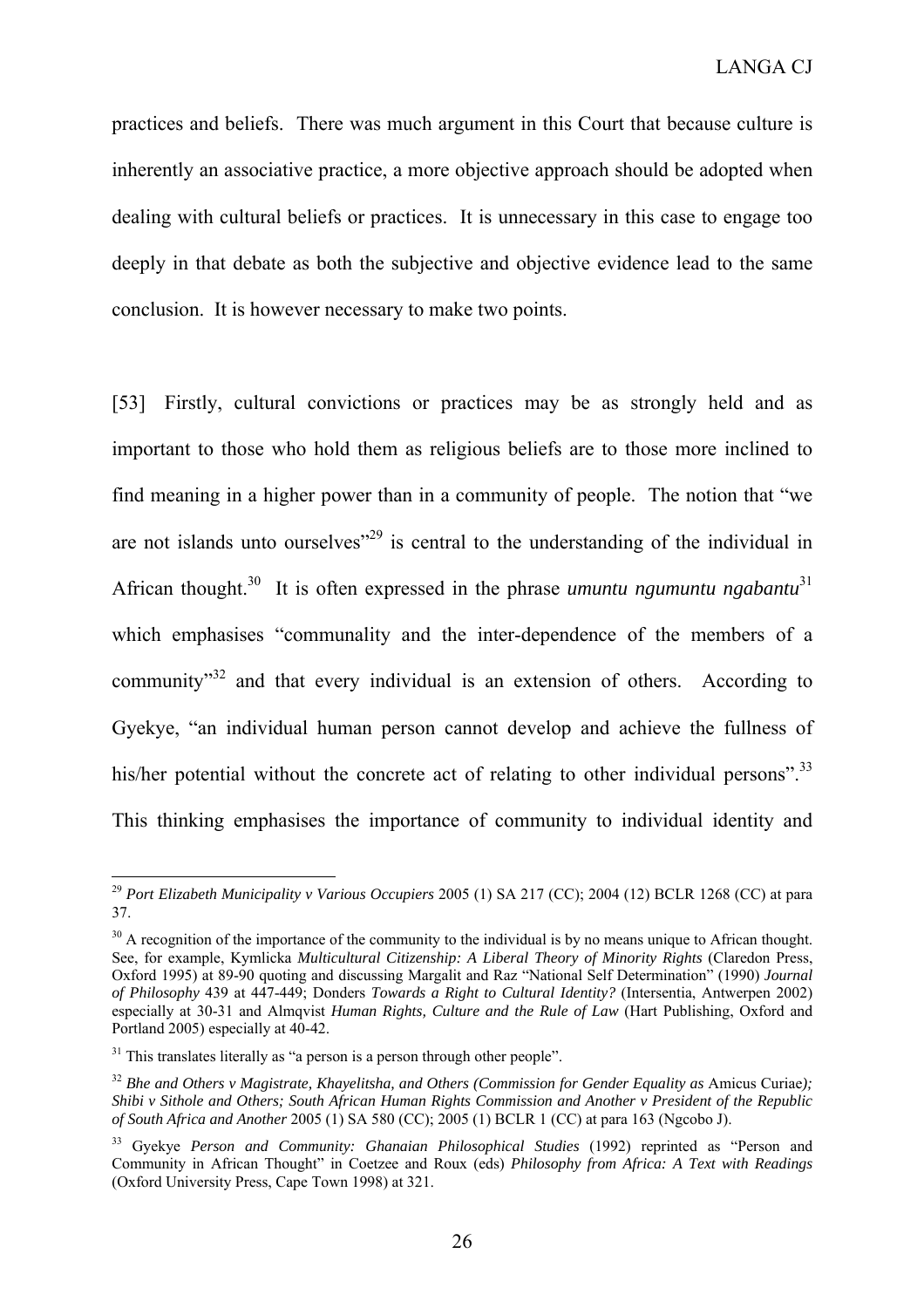practices and beliefs. There was much argument in this Court that because culture is inherently an associative practice, a more objective approach should be adopted when dealing with cultural beliefs or practices. It is unnecessary in this case to engage too deeply in that debate as both the subjective and objective evidence lead to the same conclusion. It is however necessary to make two points.

[53] Firstly, cultural convictions or practices may be as strongly held and as important to those who hold them as religious beliefs are to those more inclined to find meaning in a higher power than in a community of people. The notion that "we are not islands unto ourselves"[29] is central to the understanding of the individual in African thought.[30] It is often expressed in the phrase *umuntu ngumuntu ngabantu*[31] which emphasises "communality and the inter-dependence of the members of a community"[32] and that every individual is an extension of others. According to Gyekye, "an individual human person cannot develop and achieve the fullness of his/her potential without the concrete act of relating to other individual persons".[33] This thinking emphasises the importance of community to individual identity and

---

[29] *Port Elizabeth Municipality v Various Occupiers* 2005 (1) SA 217 (CC); 2004 (12) BCLR 1268 (CC) at para 37.

[30] A recognition of the importance of the community to the individual is by no means unique to African thought. See, for example, Kymlicka *Multicultural Citizenship: A Liberal Theory of Minority Rights* (Claredon Press, Oxford 1995) at 89-90 quoting and discussing Margalit and Raz "National Self Determination" (1990) *Journal of Philosophy* 439 at 447-449; Donders *Towards a Right to Cultural Identity?* (Intersentia, Antwerpen 2002) especially at 30-31 and Almqvist *Human Rights, Culture and the Rule of Law* (Hart Publishing, Oxford and Portland 2005) especially at 40-42.

[31] This translates literally as "a person is a person through other people".

[32] *Bhe and Others v Magistrate, Khayelitsha, and Others (Commission for Gender Equality as* Amicus Curiae*); Shibi v Sithole and Others; South African Human Rights Commission and Another v President of the Republic of South Africa and Another* 2005 (1) SA 580 (CC); 2005 (1) BCLR 1 (CC) at para 163 (Ngcobo J).

[33] Gyekye *Person and Community: Ghanaian Philosophical Studies* (1992) reprinted as "Person and Community in African Thought" in Coetzee and Roux (eds) *Philosophy from Africa: A Text with Readings* (Oxford University Press, Cape Town 1998) at 321.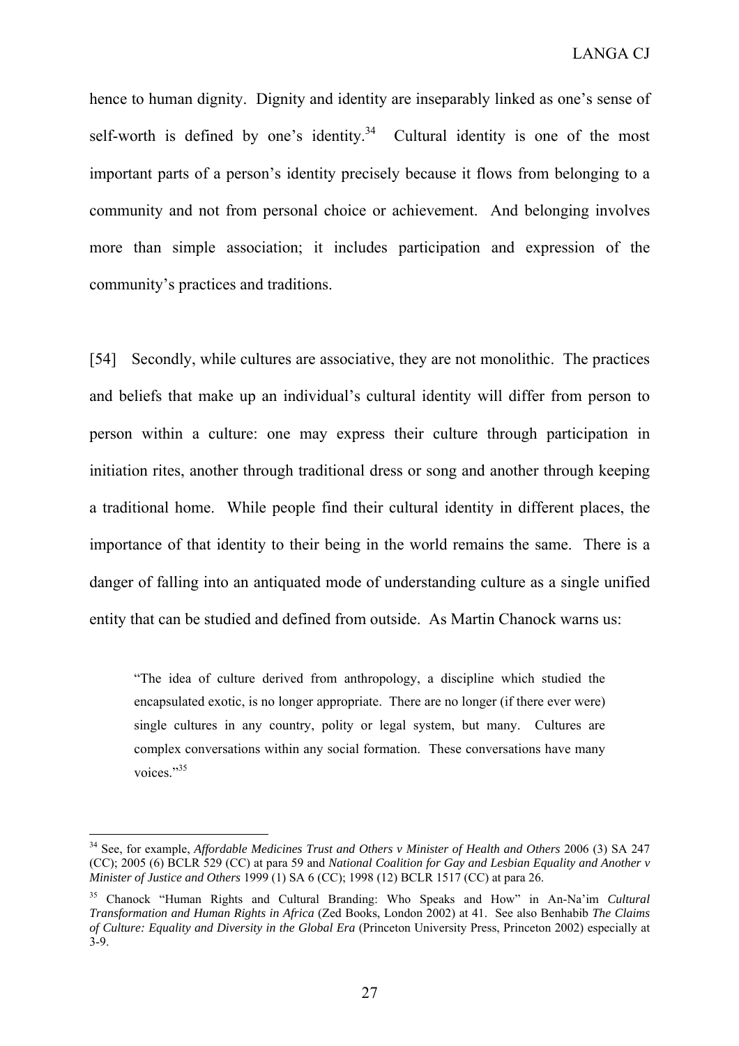hence to human dignity. Dignity and identity are inseparably linked as one's sense of self-worth is defined by one's identity.[34] Cultural identity is one of the most important parts of a person's identity precisely because it flows from belonging to a community and not from personal choice or achievement. And belonging involves more than simple association; it includes participation and expression of the community's practices and traditions.

[54] Secondly, while cultures are associative, they are not monolithic. The practices and beliefs that make up an individual's cultural identity will differ from person to person within a culture: one may express their culture through participation in initiation rites, another through traditional dress or song and another through keeping a traditional home. While people find their cultural identity in different places, the importance of that identity to their being in the world remains the same. There is a danger of falling into an antiquated mode of understanding culture as a single unified entity that can be studied and defined from outside. As Martin Chanock warns us:

> "The idea of culture derived from anthropology, a discipline which studied the encapsulated exotic, is no longer appropriate. There are no longer (if there ever were) single cultures in any country, polity or legal system, but many. Cultures are complex conversations within any social formation. These conversations have many voices."[35]

---

[34] See, for example, *Affordable Medicines Trust and Others v Minister of Health and Others* 2006 (3) SA 247 (CC); 2005 (6) BCLR 529 (CC) at para 59 and *National Coalition for Gay and Lesbian Equality and Another v Minister of Justice and Others* 1999 (1) SA 6 (CC); 1998 (12) BCLR 1517 (CC) at para 26.

[35] Chanock "Human Rights and Cultural Branding: Who Speaks and How" in An-Na'im *Cultural Transformation and Human Rights in Africa* (Zed Books, London 2002) at 41. See also Benhabib *The Claims of Culture: Equality and Diversity in the Global Era* (Princeton University Press, Princeton 2002) especially at 3-9.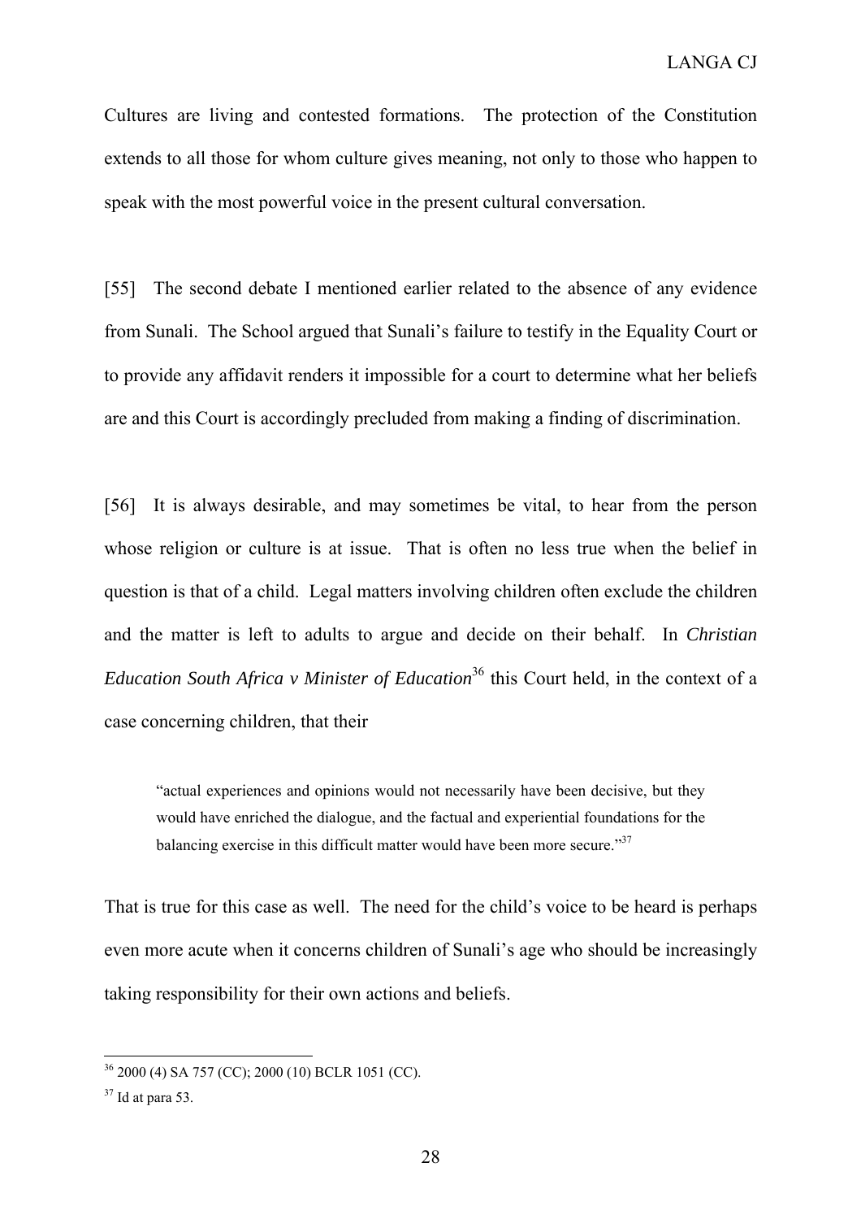Cultures are living and contested formations. The protection of the Constitution extends to all those for whom culture gives meaning, not only to those who happen to speak with the most powerful voice in the present cultural conversation.

[55] The second debate I mentioned earlier related to the absence of any evidence from Sunali. The School argued that Sunali's failure to testify in the Equality Court or to provide any affidavit renders it impossible for a court to determine what her beliefs are and this Court is accordingly precluded from making a finding of discrimination.

[56] It is always desirable, and may sometimes be vital, to hear from the person whose religion or culture is at issue. That is often no less true when the belief in question is that of a child. Legal matters involving children often exclude the children and the matter is left to adults to argue and decide on their behalf. In *Christian Education South Africa v Minister of Education*[36] this Court held, in the context of a case concerning children, that their

> "actual experiences and opinions would not necessarily have been decisive, but they would have enriched the dialogue, and the factual and experiential foundations for the balancing exercise in this difficult matter would have been more secure."[37]

That is true for this case as well. The need for the child's voice to be heard is perhaps even more acute when it concerns children of Sunali's age who should be increasingly taking responsibility for their own actions and beliefs.

---

[36] 2000 (4) SA 757 (CC); 2000 (10) BCLR 1051 (CC).

[37] Id at para 53.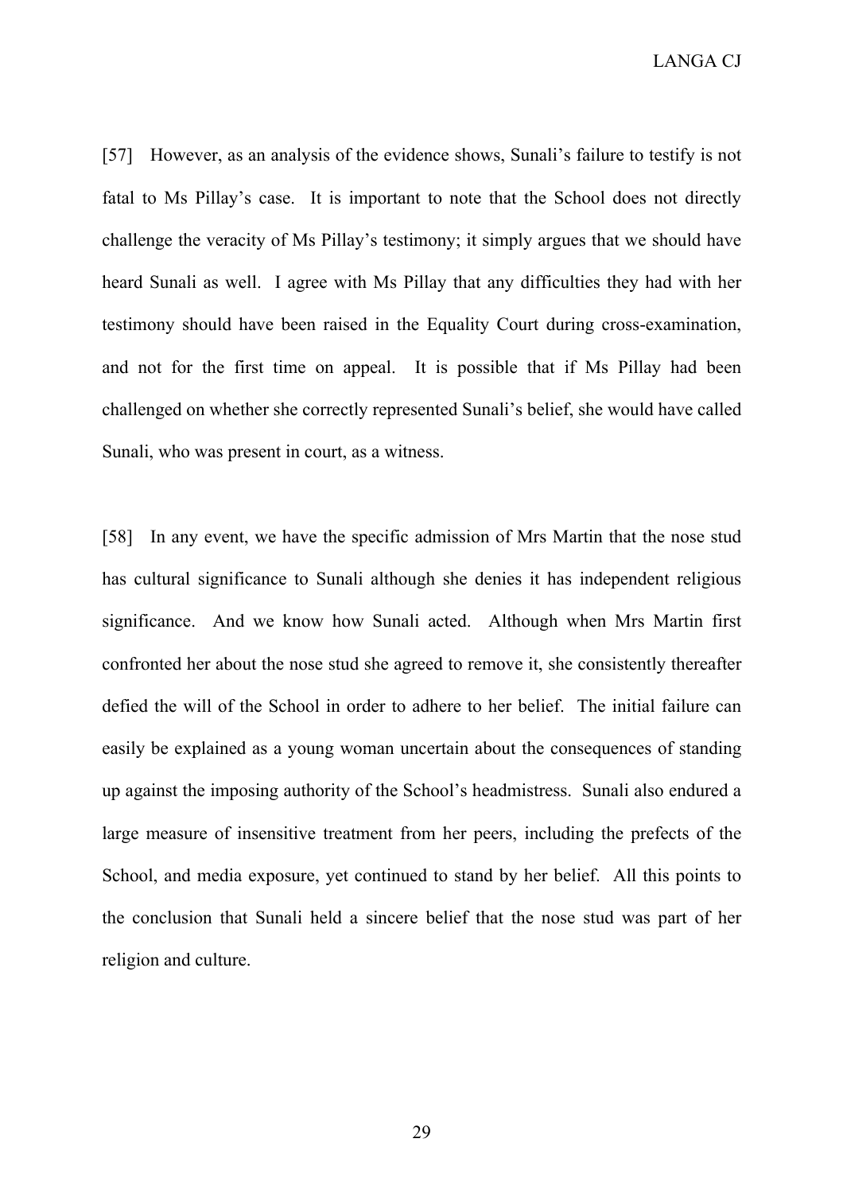[57] However, as an analysis of the evidence shows, Sunali's failure to testify is not fatal to Ms Pillay's case. It is important to note that the School does not directly challenge the veracity of Ms Pillay's testimony; it simply argues that we should have heard Sunali as well. I agree with Ms Pillay that any difficulties they had with her testimony should have been raised in the Equality Court during cross-examination, and not for the first time on appeal. It is possible that if Ms Pillay had been challenged on whether she correctly represented Sunali's belief, she would have called Sunali, who was present in court, as a witness.

[58] In any event, we have the specific admission of Mrs Martin that the nose stud has cultural significance to Sunali although she denies it has independent religious significance. And we know how Sunali acted. Although when Mrs Martin first confronted her about the nose stud she agreed to remove it, she consistently thereafter defied the will of the School in order to adhere to her belief. The initial failure can easily be explained as a young woman uncertain about the consequences of standing up against the imposing authority of the School's headmistress. Sunali also endured a large measure of insensitive treatment from her peers, including the prefects of the School, and media exposure, yet continued to stand by her belief. All this points to the conclusion that Sunali held a sincere belief that the nose stud was part of her religion and culture.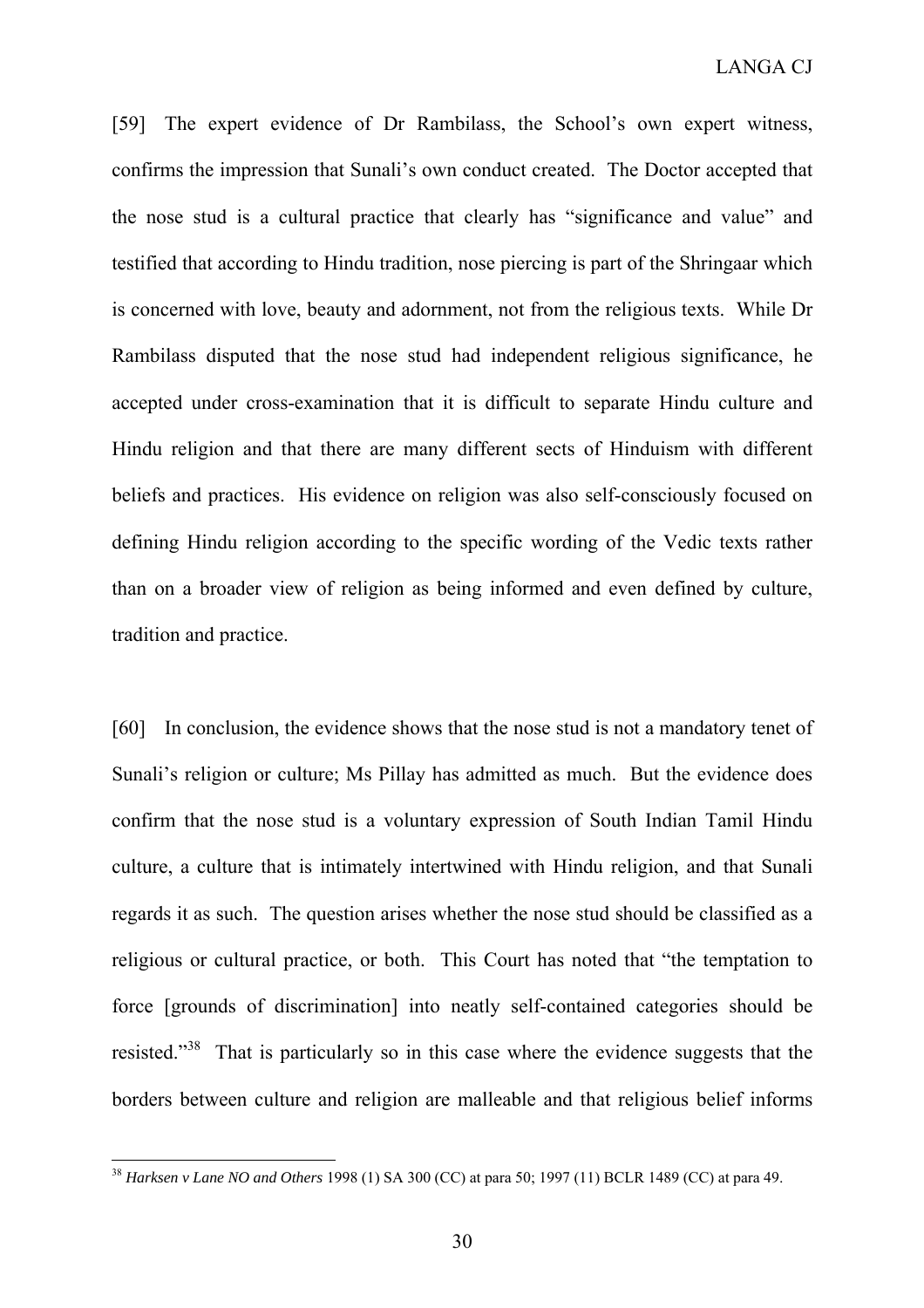[59] The expert evidence of Dr Rambilass, the School's own expert witness, confirms the impression that Sunali's own conduct created. The Doctor accepted that the nose stud is a cultural practice that clearly has "significance and value" and testified that according to Hindu tradition, nose piercing is part of the Shringaar which is concerned with love, beauty and adornment, not from the religious texts. While Dr Rambilass disputed that the nose stud had independent religious significance, he accepted under cross-examination that it is difficult to separate Hindu culture and Hindu religion and that there are many different sects of Hinduism with different beliefs and practices. His evidence on religion was also self-consciously focused on defining Hindu religion according to the specific wording of the Vedic texts rather than on a broader view of religion as being informed and even defined by culture, tradition and practice.

[60] In conclusion, the evidence shows that the nose stud is not a mandatory tenet of Sunali's religion or culture; Ms Pillay has admitted as much. But the evidence does confirm that the nose stud is a voluntary expression of South Indian Tamil Hindu culture, a culture that is intimately intertwined with Hindu religion, and that Sunali regards it as such. The question arises whether the nose stud should be classified as a religious or cultural practice, or both. This Court has noted that "the temptation to force [grounds of discrimination] into neatly self-contained categories should be resisted."[38] That is particularly so in this case where the evidence suggests that the borders between culture and religion are malleable and that religious belief informs

[38] *Harksen v Lane NO and Others* 1998 (1) SA 300 (CC) at para 50; 1997 (11) BCLR 1489 (CC) at para 49.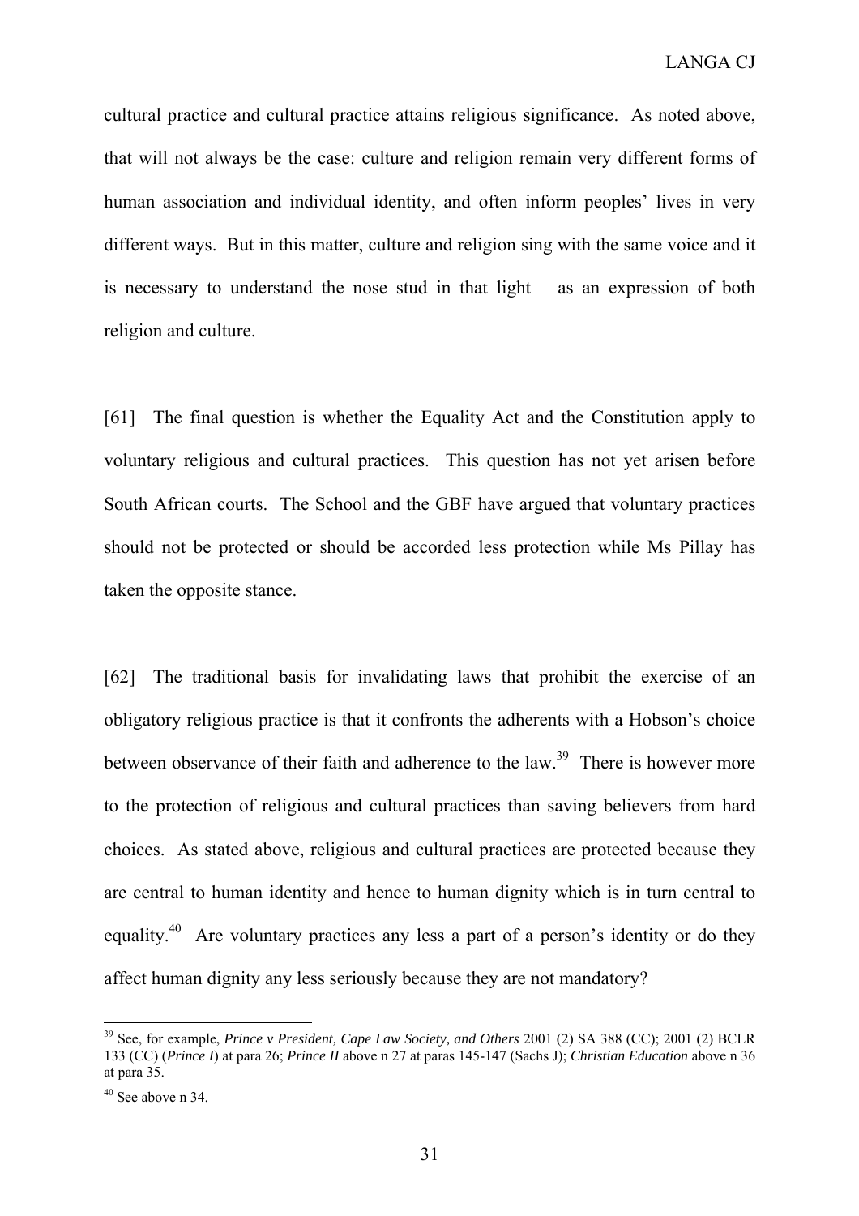cultural practice and cultural practice attains religious significance. As noted above, that will not always be the case: culture and religion remain very different forms of human association and individual identity, and often inform peoples' lives in very different ways. But in this matter, culture and religion sing with the same voice and it is necessary to understand the nose stud in that light – as an expression of both religion and culture.

[61] The final question is whether the Equality Act and the Constitution apply to voluntary religious and cultural practices. This question has not yet arisen before South African courts. The School and the GBF have argued that voluntary practices should not be protected or should be accorded less protection while Ms Pillay has taken the opposite stance.

[62] The traditional basis for invalidating laws that prohibit the exercise of an obligatory religious practice is that it confronts the adherents with a Hobson's choice between observance of their faith and adherence to the law.[39] There is however more to the protection of religious and cultural practices than saving believers from hard choices. As stated above, religious and cultural practices are protected because they are central to human identity and hence to human dignity which is in turn central to equality.[40] Are voluntary practices any less a part of a person's identity or do they affect human dignity any less seriously because they are not mandatory?

---

[39] See, for example, *Prince v President, Cape Law Society, and Others* 2001 (2) SA 388 (CC); 2001 (2) BCLR 133 (CC) (*Prince I*) at para 26; *Prince II* above n 27 at paras 145-147 (Sachs J); *Christian Education* above n 36 at para 35.

[40] See above n 34.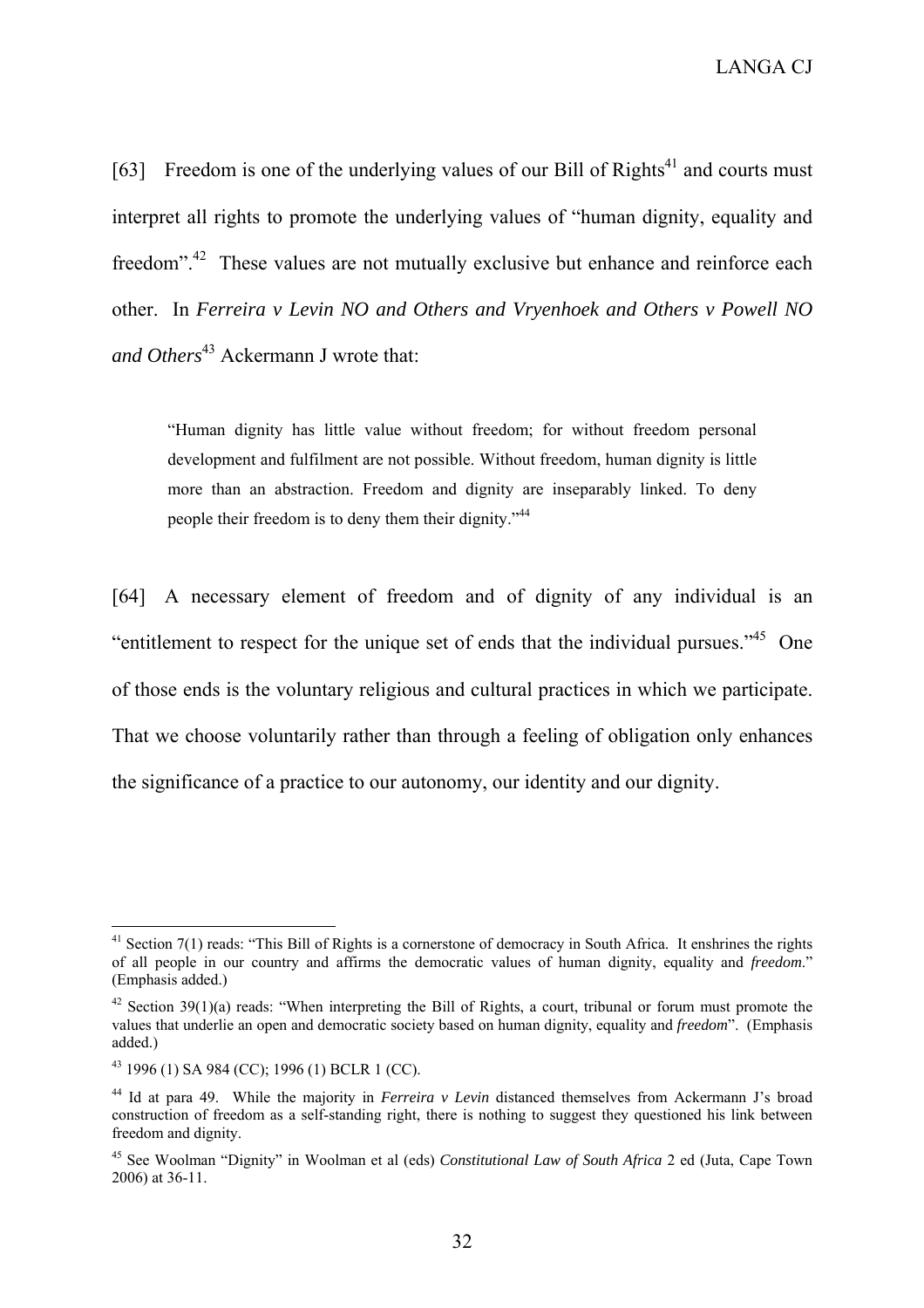[63] Freedom is one of the underlying values of our Bill of Rights[41] and courts must interpret all rights to promote the underlying values of "human dignity, equality and freedom".[42] These values are not mutually exclusive but enhance and reinforce each other. In *Ferreira v Levin NO and Others and Vryenhoek and Others v Powell NO and Others*[43] Ackermann J wrote that:

> "Human dignity has little value without freedom; for without freedom personal development and fulfilment are not possible. Without freedom, human dignity is little more than an abstraction. Freedom and dignity are inseparably linked. To deny people their freedom is to deny them their dignity."[44]

[64] A necessary element of freedom and of dignity of any individual is an "entitlement to respect for the unique set of ends that the individual pursues."[45] One of those ends is the voluntary religious and cultural practices in which we participate. That we choose voluntarily rather than through a feeling of obligation only enhances the significance of a practice to our autonomy, our identity and our dignity.

---

[41] Section 7(1) reads: "This Bill of Rights is a cornerstone of democracy in South Africa. It enshrines the rights of all people in our country and affirms the democratic values of human dignity, equality and *freedom*." (Emphasis added.)

[42] Section 39(1)(a) reads: "When interpreting the Bill of Rights, a court, tribunal or forum must promote the values that underlie an open and democratic society based on human dignity, equality and *freedom*". (Emphasis added.)

[43] 1996 (1) SA 984 (CC); 1996 (1) BCLR 1 (CC).

[44] Id at para 49. While the majority in *Ferreira v Levin* distanced themselves from Ackermann J's broad construction of freedom as a self-standing right, there is nothing to suggest they questioned his link between freedom and dignity.

[45] See Woolman "Dignity" in Woolman et al (eds) *Constitutional Law of South Africa* 2 ed (Juta, Cape Town 2006) at 36-11.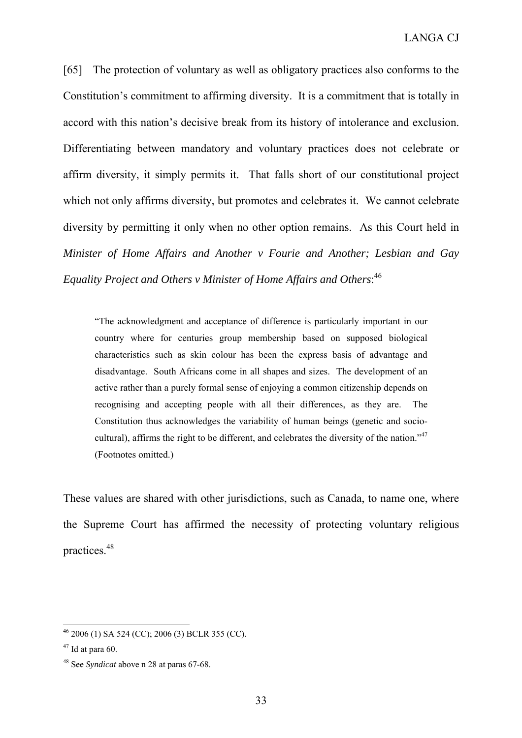[65] The protection of voluntary as well as obligatory practices also conforms to the Constitution's commitment to affirming diversity. It is a commitment that is totally in accord with this nation's decisive break from its history of intolerance and exclusion. Differentiating between mandatory and voluntary practices does not celebrate or affirm diversity, it simply permits it. That falls short of our constitutional project which not only affirms diversity, but promotes and celebrates it. We cannot celebrate diversity by permitting it only when no other option remains. As this Court held in *Minister of Home Affairs and Another v Fourie and Another; Lesbian and Gay Equality Project and Others v Minister of Home Affairs and Others*:[46]

> "The acknowledgment and acceptance of difference is particularly important in our country where for centuries group membership based on supposed biological characteristics such as skin colour has been the express basis of advantage and disadvantage. South Africans come in all shapes and sizes. The development of an active rather than a purely formal sense of enjoying a common citizenship depends on recognising and accepting people with all their differences, as they are. The Constitution thus acknowledges the variability of human beings (genetic and socio-cultural), affirms the right to be different, and celebrates the diversity of the nation."[47] (Footnotes omitted.)

These values are shared with other jurisdictions, such as Canada, to name one, where the Supreme Court has affirmed the necessity of protecting voluntary religious practices.[48]

---

[46] 2006 (1) SA 524 (CC); 2006 (3) BCLR 355 (CC).

[47] Id at para 60.

[48] See *Syndicat* above n 28 at paras 67-68.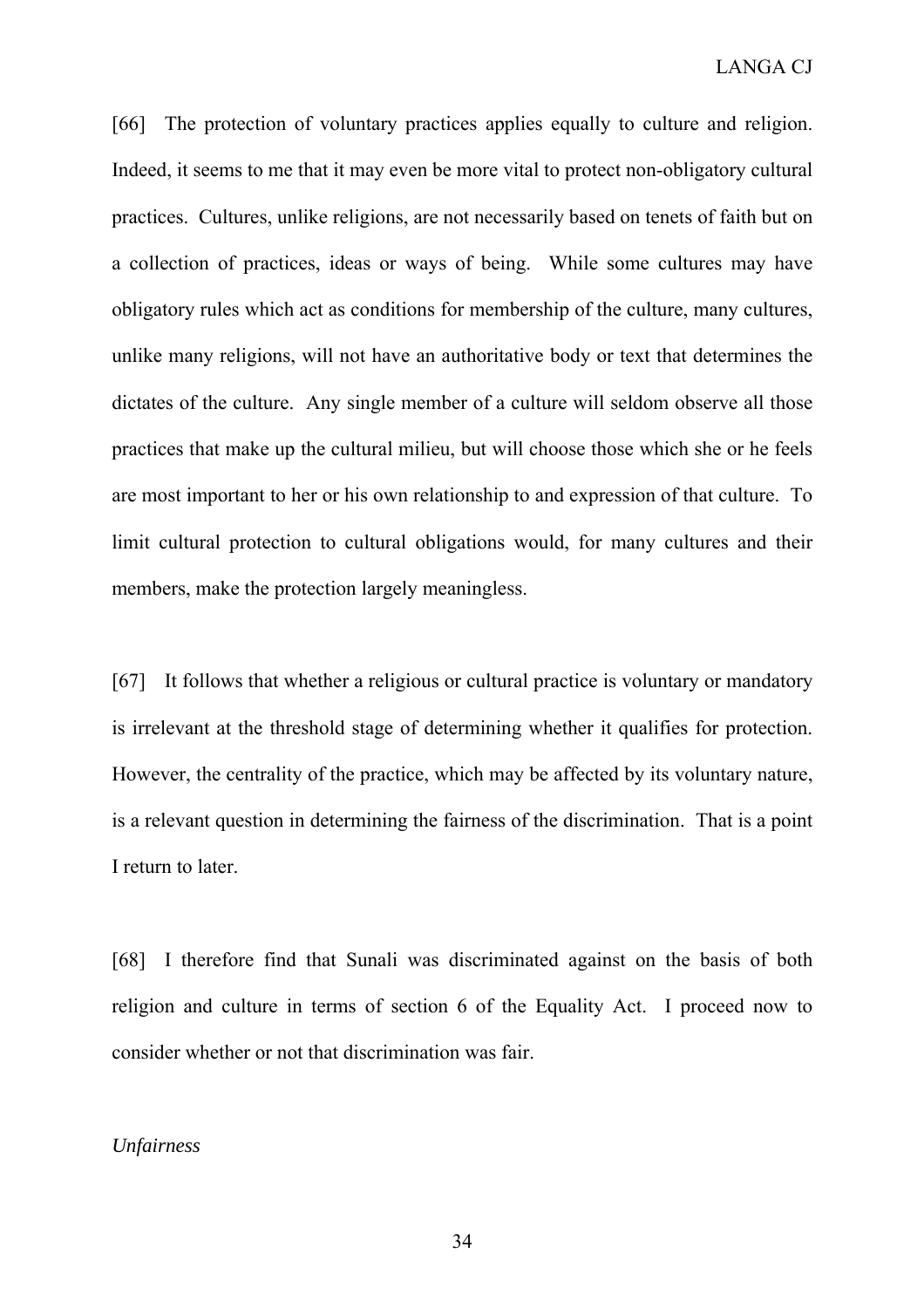[66] The protection of voluntary practices applies equally to culture and religion. Indeed, it seems to me that it may even be more vital to protect non-obligatory cultural practices. Cultures, unlike religions, are not necessarily based on tenets of faith but on a collection of practices, ideas or ways of being. While some cultures may have obligatory rules which act as conditions for membership of the culture, many cultures, unlike many religions, will not have an authoritative body or text that determines the dictates of the culture. Any single member of a culture will seldom observe all those practices that make up the cultural milieu, but will choose those which she or he feels are most important to her or his own relationship to and expression of that culture. To limit cultural protection to cultural obligations would, for many cultures and their members, make the protection largely meaningless.

[67] It follows that whether a religious or cultural practice is voluntary or mandatory is irrelevant at the threshold stage of determining whether it qualifies for protection. However, the centrality of the practice, which may be affected by its voluntary nature, is a relevant question in determining the fairness of the discrimination. That is a point I return to later.

[68] I therefore find that Sunali was discriminated against on the basis of both religion and culture in terms of section 6 of the Equality Act. I proceed now to consider whether or not that discrimination was fair.

*Unfairness*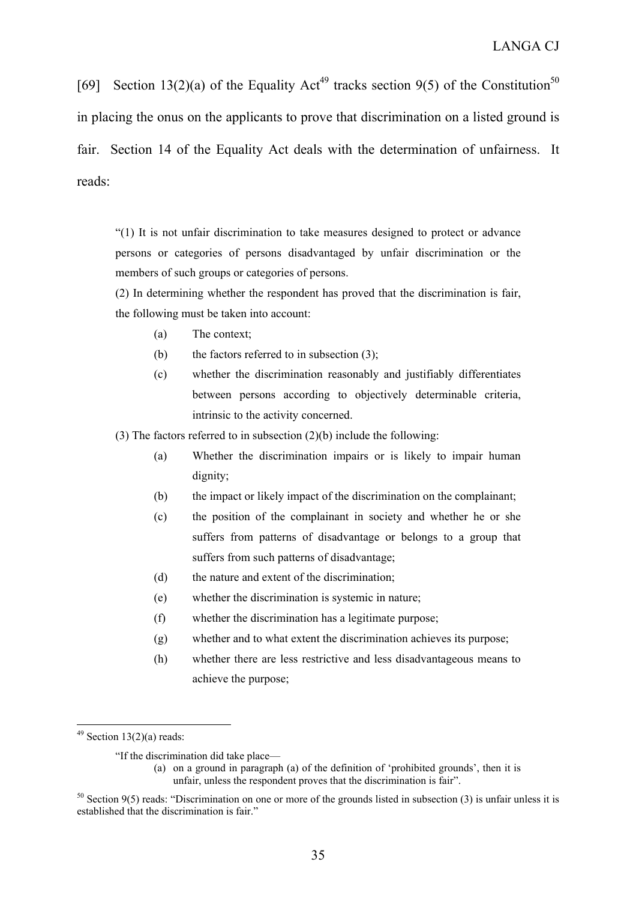[69] Section 13(2)(a) of the Equality Act[49] tracks section 9(5) of the Constitution[50] in placing the onus on the applicants to prove that discrimination on a listed ground is fair. Section 14 of the Equality Act deals with the determination of unfairness. It reads:

> "(1) It is not unfair discrimination to take measures designed to protect or advance persons or categories of persons disadvantaged by unfair discrimination or the members of such groups or categories of persons.
>
> (2) In determining whether the respondent has proved that the discrimination is fair, the following must be taken into account:
>
> (a) The context;
>
> (b) the factors referred to in subsection (3);
>
> (c) whether the discrimination reasonably and justifiably differentiates between persons according to objectively determinable criteria, intrinsic to the activity concerned.
>
> (3) The factors referred to in subsection (2)(b) include the following:
>
> (a) Whether the discrimination impairs or is likely to impair human dignity;
>
> (b) the impact or likely impact of the discrimination on the complainant;
>
> (c) the position of the complainant in society and whether he or she suffers from patterns of disadvantage or belongs to a group that suffers from such patterns of disadvantage;
>
> (d) the nature and extent of the discrimination;
>
> (e) whether the discrimination is systemic in nature;
>
> (f) whether the discrimination has a legitimate purpose;
>
> (g) whether and to what extent the discrimination achieves its purpose;
>
> (h) whether there are less restrictive and less disadvantageous means to achieve the purpose;

---

[49] Section 13(2)(a) reads:

> "If the discrimination did take place—
>
> (a) on a ground in paragraph (a) of the definition of 'prohibited grounds', then it is unfair, unless the respondent proves that the discrimination is fair".

[50] Section 9(5) reads: "Discrimination on one or more of the grounds listed in subsection (3) is unfair unless it is established that the discrimination is fair."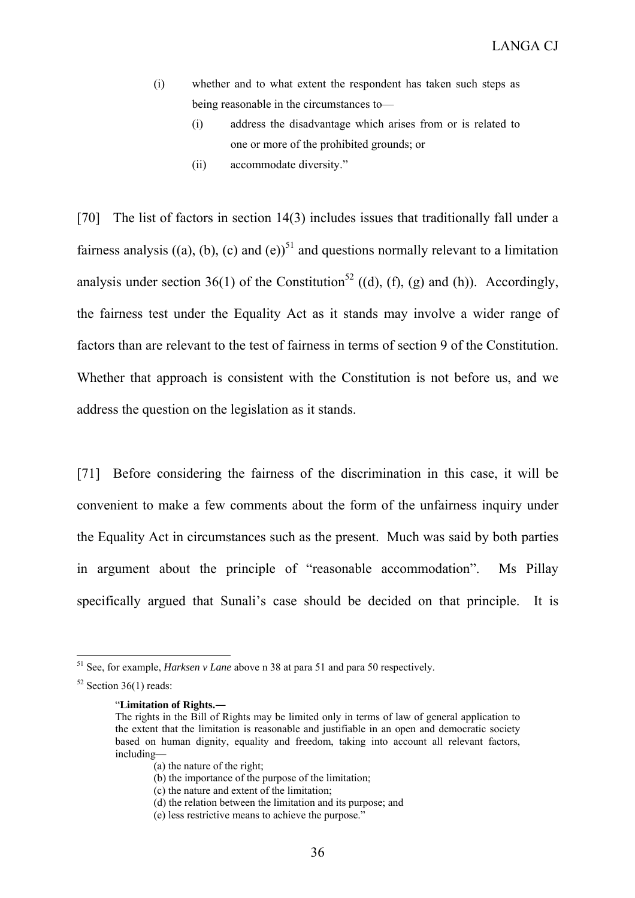(i) whether and to what extent the respondent has taken such steps as being reasonable in the circumstances to—

  (i) address the disadvantage which arises from or is related to one or more of the prohibited grounds; or

  (ii) accommodate diversity."

[70] The list of factors in section 14(3) includes issues that traditionally fall under a fairness analysis ((a), (b), (c) and (e))[51] and questions normally relevant to a limitation analysis under section 36(1) of the Constitution[52] ((d), (f), (g) and (h)). Accordingly, the fairness test under the Equality Act as it stands may involve a wider range of factors than are relevant to the test of fairness in terms of section 9 of the Constitution. Whether that approach is consistent with the Constitution is not before us, and we address the question on the legislation as it stands.

[71] Before considering the fairness of the discrimination in this case, it will be convenient to make a few comments about the form of the unfairness inquiry under the Equality Act in circumstances such as the present. Much was said by both parties in argument about the principle of "reasonable accommodation". Ms Pillay specifically argued that Sunali's case should be decided on that principle. It is

---

[51] See, for example, *Harksen v Lane* above n 38 at para 51 and para 50 respectively.

[52] Section 36(1) reads:

> "**Limitation of Rights.—**
> The rights in the Bill of Rights may be limited only in terms of law of general application to the extent that the limitation is reasonable and justifiable in an open and democratic society based on human dignity, equality and freedom, taking into account all relevant factors, including—
> (a) the nature of the right;
> (b) the importance of the purpose of the limitation;
> (c) the nature and extent of the limitation;
> (d) the relation between the limitation and its purpose; and
> (e) less restrictive means to achieve the purpose."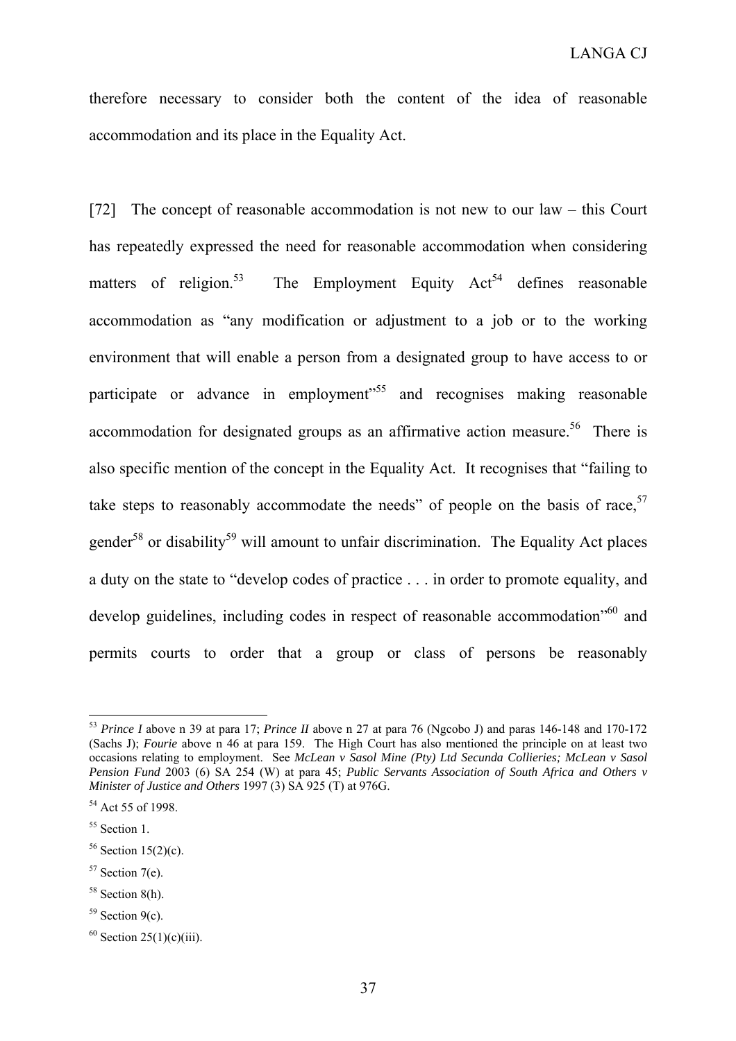therefore necessary to consider both the content of the idea of reasonable accommodation and its place in the Equality Act.

[72] The concept of reasonable accommodation is not new to our law – this Court has repeatedly expressed the need for reasonable accommodation when considering matters of religion.[53] The Employment Equity Act[54] defines reasonable accommodation as "any modification or adjustment to a job or to the working environment that will enable a person from a designated group to have access to or participate or advance in employment"[55] and recognises making reasonable accommodation for designated groups as an affirmative action measure.[56] There is also specific mention of the concept in the Equality Act. It recognises that "failing to take steps to reasonably accommodate the needs" of people on the basis of race,[57] gender[58] or disability[59] will amount to unfair discrimination. The Equality Act places a duty on the state to "develop codes of practice . . . in order to promote equality, and develop guidelines, including codes in respect of reasonable accommodation"[60] and permits courts to order that a group or class of persons be reasonably

---

[53] *Prince I* above n 39 at para 17; *Prince II* above n 27 at para 76 (Ngcobo J) and paras 146-148 and 170-172 (Sachs J); *Fourie* above n 46 at para 159. The High Court has also mentioned the principle on at least two occasions relating to employment. See *McLean v Sasol Mine (Pty) Ltd Secunda Collieries; McLean v Sasol Pension Fund* 2003 (6) SA 254 (W) at para 45; *Public Servants Association of South Africa and Others v Minister of Justice and Others* 1997 (3) SA 925 (T) at 976G.

[54] Act 55 of 1998.

[55] Section 1.

[56] Section 15(2)(c).

[57] Section 7(e).

[58] Section 8(h).

[59] Section 9(c).

[60] Section 25(1)(c)(iii).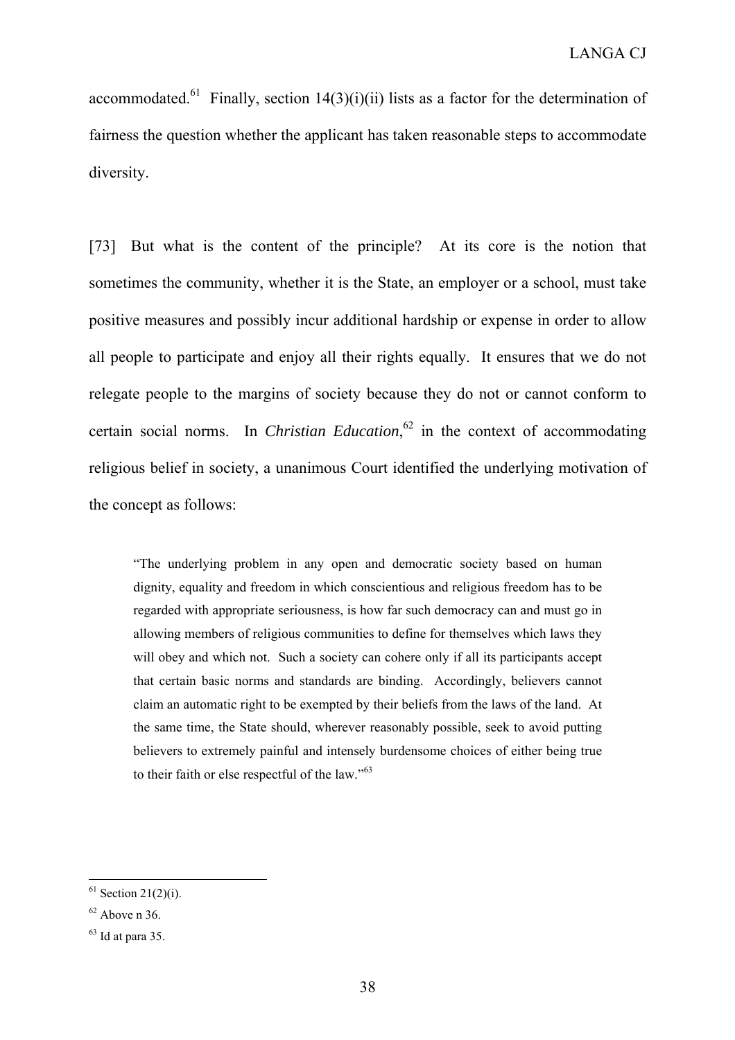accommodated.[61] Finally, section 14(3)(i)(ii) lists as a factor for the determination of fairness the question whether the applicant has taken reasonable steps to accommodate diversity.

[73] But what is the content of the principle? At its core is the notion that sometimes the community, whether it is the State, an employer or a school, must take positive measures and possibly incur additional hardship or expense in order to allow all people to participate and enjoy all their rights equally. It ensures that we do not relegate people to the margins of society because they do not or cannot conform to certain social norms. In *Christian Education*,[62] in the context of accommodating religious belief in society, a unanimous Court identified the underlying motivation of the concept as follows:

> "The underlying problem in any open and democratic society based on human dignity, equality and freedom in which conscientious and religious freedom has to be regarded with appropriate seriousness, is how far such democracy can and must go in allowing members of religious communities to define for themselves which laws they will obey and which not. Such a society can cohere only if all its participants accept that certain basic norms and standards are binding. Accordingly, believers cannot claim an automatic right to be exempted by their beliefs from the laws of the land. At the same time, the State should, wherever reasonably possible, seek to avoid putting believers to extremely painful and intensely burdensome choices of either being true to their faith or else respectful of the law."[63]

---

[61] Section 21(2)(i).

[62] Above n 36.

[63] Id at para 35.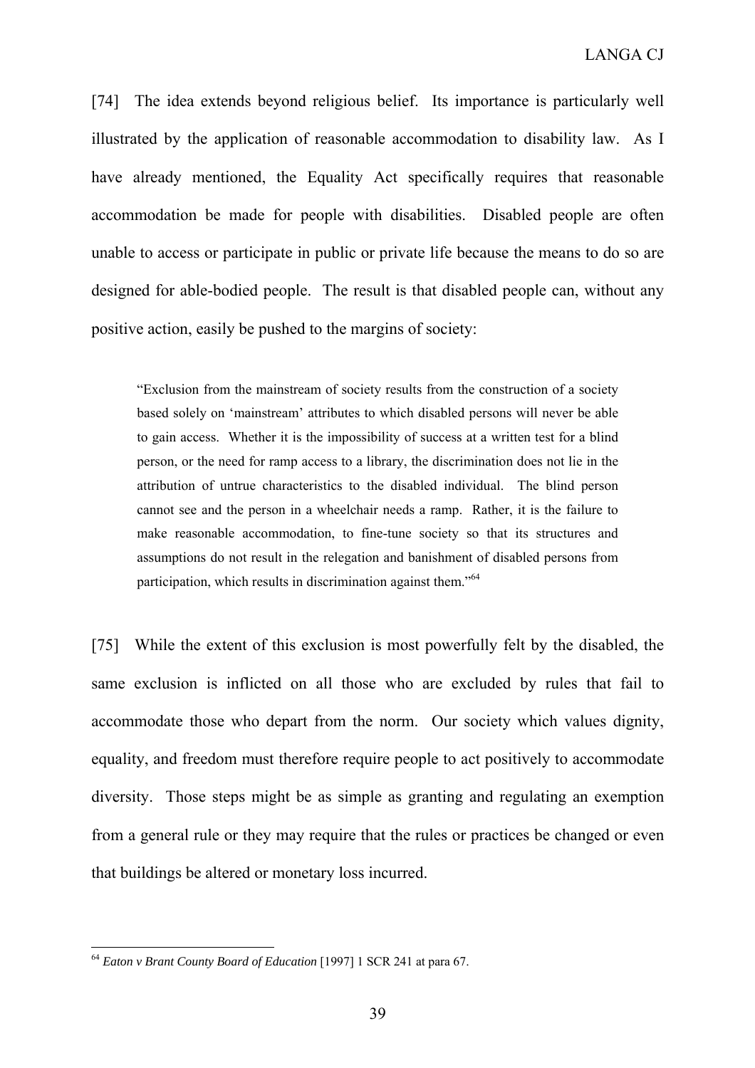[74] The idea extends beyond religious belief. Its importance is particularly well illustrated by the application of reasonable accommodation to disability law. As I have already mentioned, the Equality Act specifically requires that reasonable accommodation be made for people with disabilities. Disabled people are often unable to access or participate in public or private life because the means to do so are designed for able-bodied people. The result is that disabled people can, without any positive action, easily be pushed to the margins of society:

> "Exclusion from the mainstream of society results from the construction of a society based solely on 'mainstream' attributes to which disabled persons will never be able to gain access. Whether it is the impossibility of success at a written test for a blind person, or the need for ramp access to a library, the discrimination does not lie in the attribution of untrue characteristics to the disabled individual. The blind person cannot see and the person in a wheelchair needs a ramp. Rather, it is the failure to make reasonable accommodation, to fine-tune society so that its structures and assumptions do not result in the relegation and banishment of disabled persons from participation, which results in discrimination against them."[64]

[75] While the extent of this exclusion is most powerfully felt by the disabled, the same exclusion is inflicted on all those who are excluded by rules that fail to accommodate those who depart from the norm. Our society which values dignity, equality, and freedom must therefore require people to act positively to accommodate diversity. Those steps might be as simple as granting and regulating an exemption from a general rule or they may require that the rules or practices be changed or even that buildings be altered or monetary loss incurred.

---

[64] *Eaton v Brant County Board of Education* [1997] 1 SCR 241 at para 67.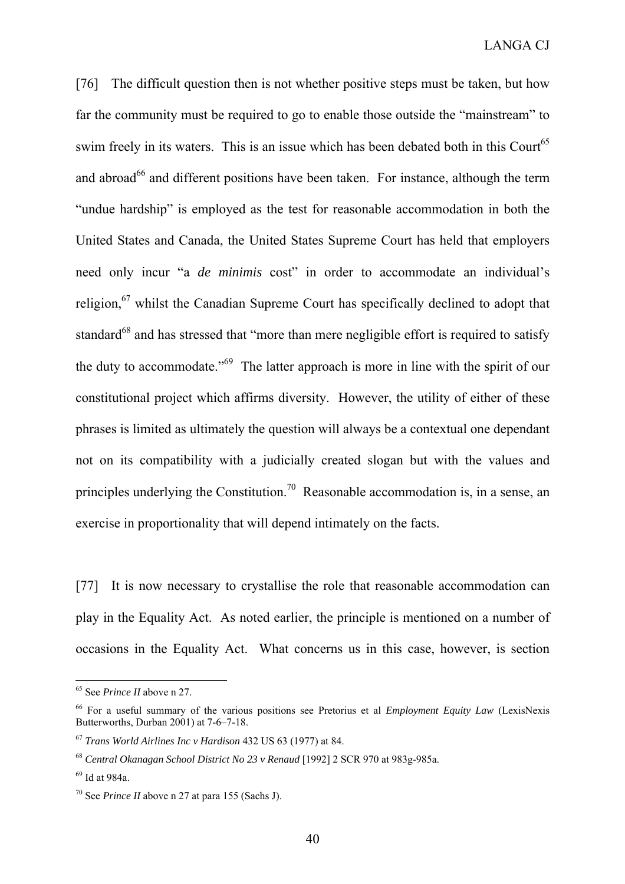[76] The difficult question then is not whether positive steps must be taken, but how far the community must be required to go to enable those outside the "mainstream" to swim freely in its waters. This is an issue which has been debated both in this Court[65] and abroad[66] and different positions have been taken. For instance, although the term "undue hardship" is employed as the test for reasonable accommodation in both the United States and Canada, the United States Supreme Court has held that employers need only incur "a *de minimis* cost" in order to accommodate an individual's religion,[67] whilst the Canadian Supreme Court has specifically declined to adopt that standard[68] and has stressed that "more than mere negligible effort is required to satisfy the duty to accommodate."[69] The latter approach is more in line with the spirit of our constitutional project which affirms diversity. However, the utility of either of these phrases is limited as ultimately the question will always be a contextual one dependant not on its compatibility with a judicially created slogan but with the values and principles underlying the Constitution.[70] Reasonable accommodation is, in a sense, an exercise in proportionality that will depend intimately on the facts.

[77] It is now necessary to crystallise the role that reasonable accommodation can play in the Equality Act. As noted earlier, the principle is mentioned on a number of occasions in the Equality Act. What concerns us in this case, however, is section

---

[65] See *Prince II* above n 27.

[66] For a useful summary of the various positions see Pretorius et al *Employment Equity Law* (LexisNexis Butterworths, Durban 2001) at 7-6–7-18.

[67] *Trans World Airlines Inc v Hardison* 432 US 63 (1977) at 84.

[68] *Central Okanagan School District No 23 v Renaud* [1992] 2 SCR 970 at 983g-985a.

[69] Id at 984a.

[70] See *Prince II* above n 27 at para 155 (Sachs J).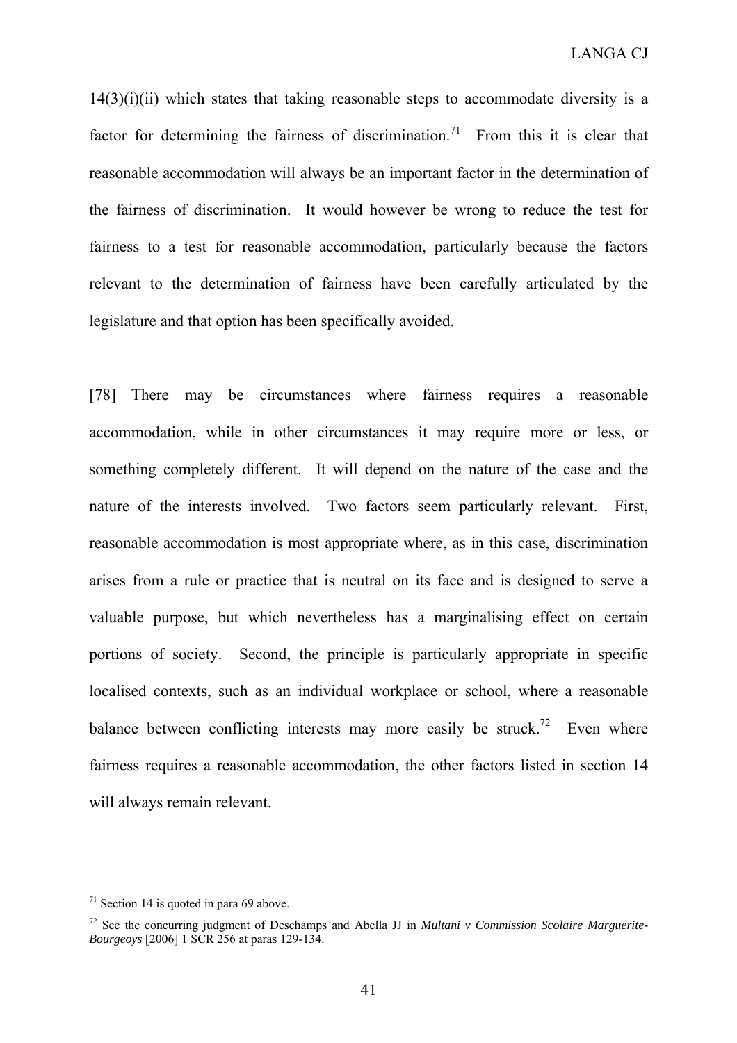14(3)(i)(ii) which states that taking reasonable steps to accommodate diversity is a factor for determining the fairness of discrimination.[71] From this it is clear that reasonable accommodation will always be an important factor in the determination of the fairness of discrimination. It would however be wrong to reduce the test for fairness to a test for reasonable accommodation, particularly because the factors relevant to the determination of fairness have been carefully articulated by the legislature and that option has been specifically avoided.

[78] There may be circumstances where fairness requires a reasonable accommodation, while in other circumstances it may require more or less, or something completely different. It will depend on the nature of the case and the nature of the interests involved. Two factors seem particularly relevant. First, reasonable accommodation is most appropriate where, as in this case, discrimination arises from a rule or practice that is neutral on its face and is designed to serve a valuable purpose, but which nevertheless has a marginalising effect on certain portions of society. Second, the principle is particularly appropriate in specific localised contexts, such as an individual workplace or school, where a reasonable balance between conflicting interests may more easily be struck.[72] Even where fairness requires a reasonable accommodation, the other factors listed in section 14 will always remain relevant.

---

[71] Section 14 is quoted in para 69 above.

[72] See the concurring judgment of Deschamps and Abella JJ in *Multani v Commission Scolaire Marguerite-Bourgeoys* [2006] 1 SCR 256 at paras 129-134.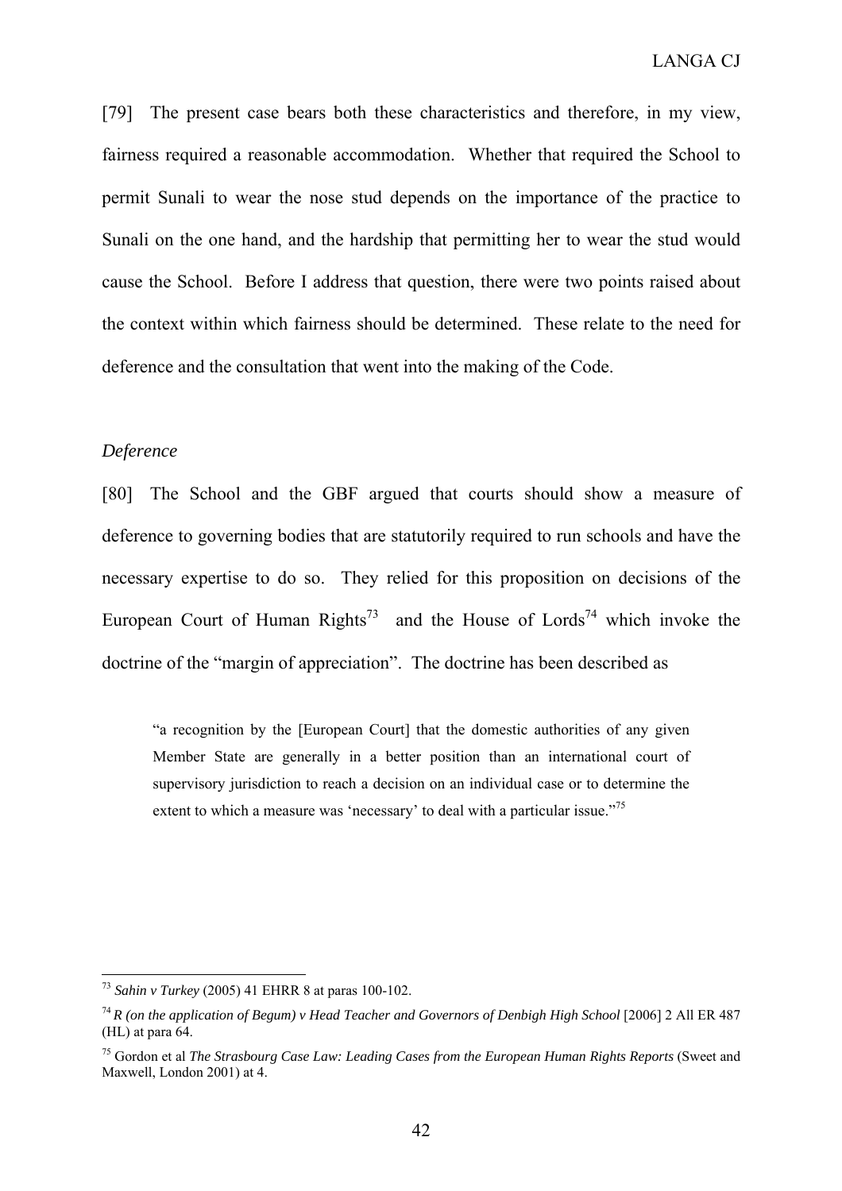[79] The present case bears both these characteristics and therefore, in my view, fairness required a reasonable accommodation. Whether that required the School to permit Sunali to wear the nose stud depends on the importance of the practice to Sunali on the one hand, and the hardship that permitting her to wear the stud would cause the School. Before I address that question, there were two points raised about the context within which fairness should be determined. These relate to the need for deference and the consultation that went into the making of the Code.

*Deference*

[80] The School and the GBF argued that courts should show a measure of deference to governing bodies that are statutorily required to run schools and have the necessary expertise to do so. They relied for this proposition on decisions of the European Court of Human Rights[73] and the House of Lords[74] which invoke the doctrine of the "margin of appreciation". The doctrine has been described as

> "a recognition by the [European Court] that the domestic authorities of any given Member State are generally in a better position than an international court of supervisory jurisdiction to reach a decision on an individual case or to determine the extent to which a measure was 'necessary' to deal with a particular issue."[75]

---

[73] *Sahin v Turkey* (2005) 41 EHRR 8 at paras 100-102.

[74] *R (on the application of Begum) v Head Teacher and Governors of Denbigh High School* [2006] 2 All ER 487 (HL) at para 64.

[75] Gordon et al *The Strasbourg Case Law: Leading Cases from the European Human Rights Reports* (Sweet and Maxwell, London 2001) at 4.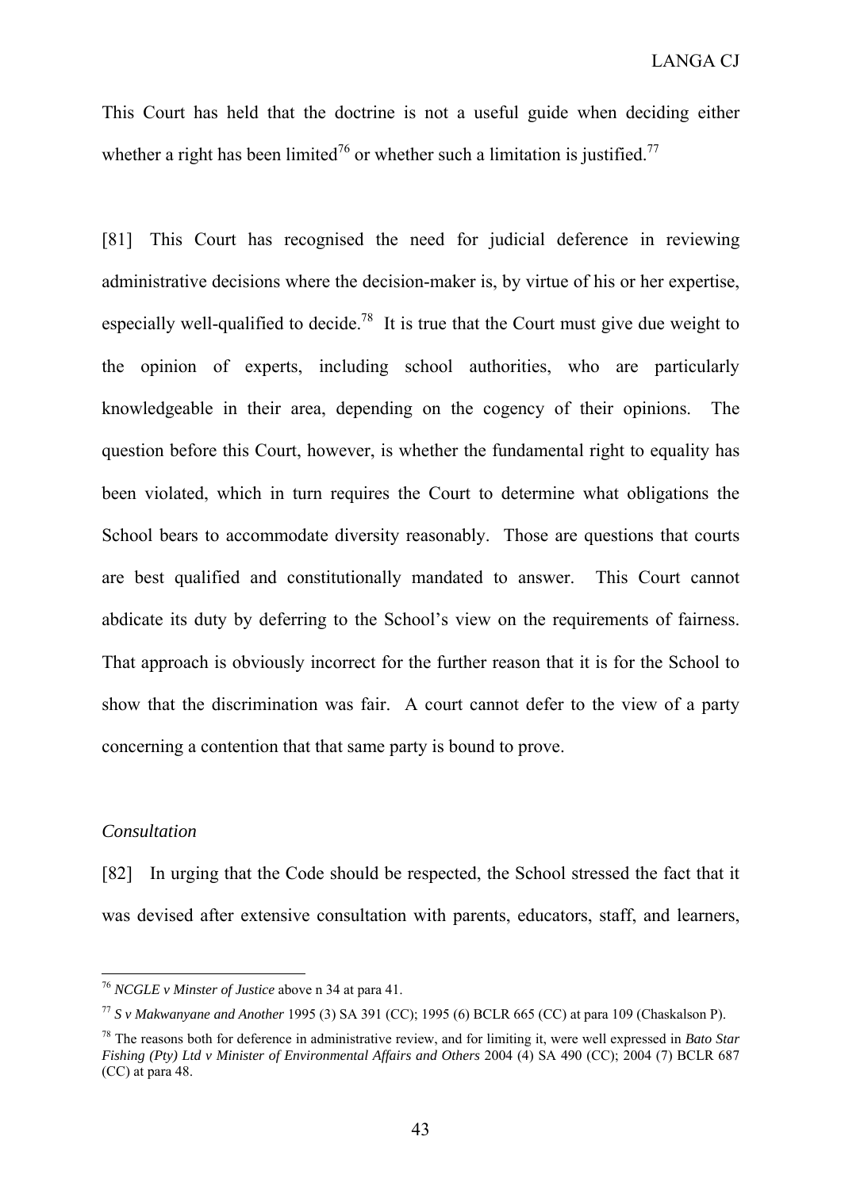This Court has held that the doctrine is not a useful guide when deciding either whether a right has been limited[76] or whether such a limitation is justified.[77]

[81] This Court has recognised the need for judicial deference in reviewing administrative decisions where the decision-maker is, by virtue of his or her expertise, especially well-qualified to decide.[78] It is true that the Court must give due weight to the opinion of experts, including school authorities, who are particularly knowledgeable in their area, depending on the cogency of their opinions. The question before this Court, however, is whether the fundamental right to equality has been violated, which in turn requires the Court to determine what obligations the School bears to accommodate diversity reasonably. Those are questions that courts are best qualified and constitutionally mandated to answer. This Court cannot abdicate its duty by deferring to the School's view on the requirements of fairness. That approach is obviously incorrect for the further reason that it is for the School to show that the discrimination was fair. A court cannot defer to the view of a party concerning a contention that that same party is bound to prove.

*Consultation*

[82] In urging that the Code should be respected, the School stressed the fact that it was devised after extensive consultation with parents, educators, staff, and learners,

---

[76] *NCGLE v Minster of Justice* above n 34 at para 41.

[77] *S v Makwanyane and Another* 1995 (3) SA 391 (CC); 1995 (6) BCLR 665 (CC) at para 109 (Chaskalson P).

[78] The reasons both for deference in administrative review, and for limiting it, were well expressed in *Bato Star Fishing (Pty) Ltd v Minister of Environmental Affairs and Others* 2004 (4) SA 490 (CC); 2004 (7) BCLR 687 (CC) at para 48.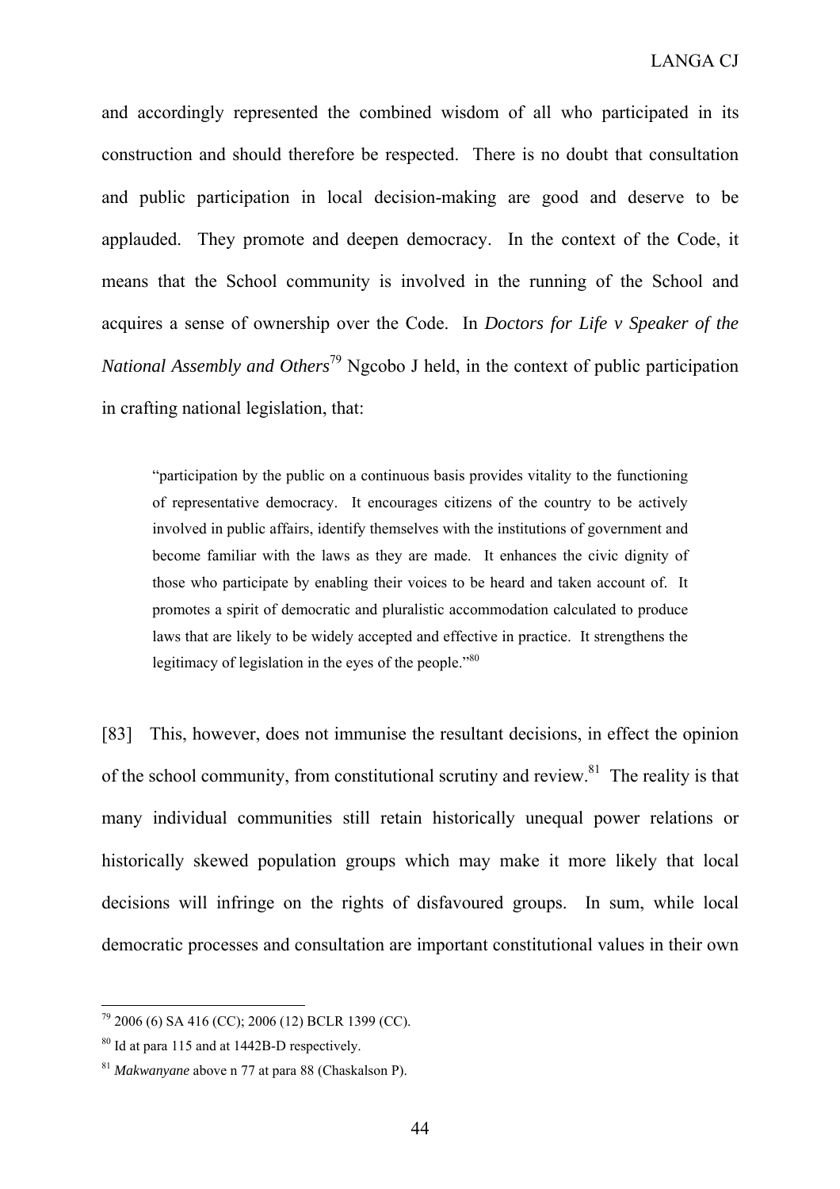and accordingly represented the combined wisdom of all who participated in its construction and should therefore be respected. There is no doubt that consultation and public participation in local decision-making are good and deserve to be applauded. They promote and deepen democracy. In the context of the Code, it means that the School community is involved in the running of the School and acquires a sense of ownership over the Code. In *Doctors for Life v Speaker of the National Assembly and Others*[79] Ngcobo J held, in the context of public participation in crafting national legislation, that:

> "participation by the public on a continuous basis provides vitality to the functioning of representative democracy. It encourages citizens of the country to be actively involved in public affairs, identify themselves with the institutions of government and become familiar with the laws as they are made. It enhances the civic dignity of those who participate by enabling their voices to be heard and taken account of. It promotes a spirit of democratic and pluralistic accommodation calculated to produce laws that are likely to be widely accepted and effective in practice. It strengthens the legitimacy of legislation in the eyes of the people."[80]

[83] This, however, does not immunise the resultant decisions, in effect the opinion of the school community, from constitutional scrutiny and review.[81] The reality is that many individual communities still retain historically unequal power relations or historically skewed population groups which may make it more likely that local decisions will infringe on the rights of disfavoured groups. In sum, while local democratic processes and consultation are important constitutional values in their own

---

[79] 2006 (6) SA 416 (CC); 2006 (12) BCLR 1399 (CC).

[80] Id at para 115 and at 1442B-D respectively.

[81] *Makwanyane* above n 77 at para 88 (Chaskalson P).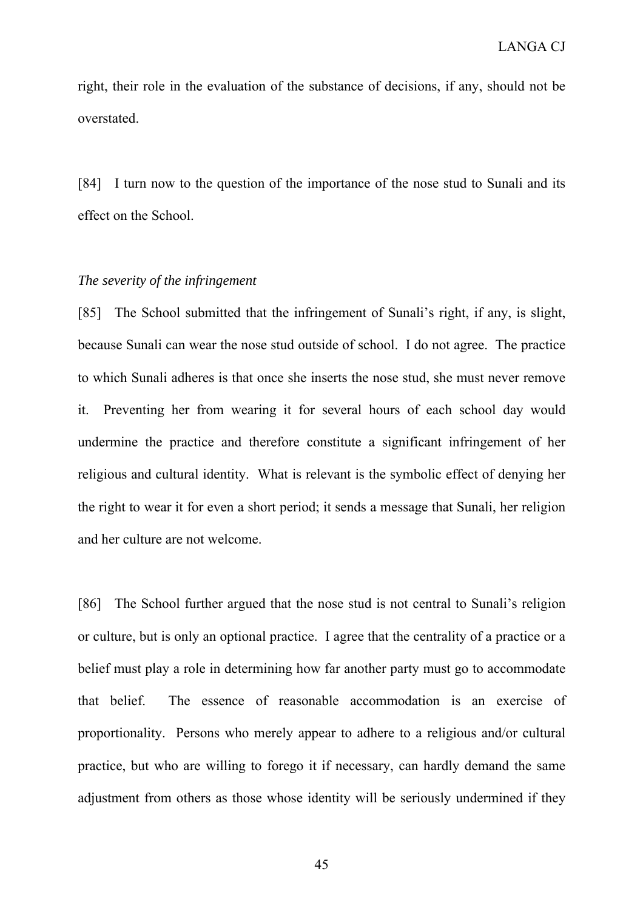right, their role in the evaluation of the substance of decisions, if any, should not be overstated.

[84] I turn now to the question of the importance of the nose stud to Sunali and its effect on the School.

*The severity of the infringement*

[85] The School submitted that the infringement of Sunali's right, if any, is slight, because Sunali can wear the nose stud outside of school. I do not agree. The practice to which Sunali adheres is that once she inserts the nose stud, she must never remove it. Preventing her from wearing it for several hours of each school day would undermine the practice and therefore constitute a significant infringement of her religious and cultural identity. What is relevant is the symbolic effect of denying her the right to wear it for even a short period; it sends a message that Sunali, her religion and her culture are not welcome.

[86] The School further argued that the nose stud is not central to Sunali's religion or culture, but is only an optional practice. I agree that the centrality of a practice or a belief must play a role in determining how far another party must go to accommodate that belief. The essence of reasonable accommodation is an exercise of proportionality. Persons who merely appear to adhere to a religious and/or cultural practice, but who are willing to forego it if necessary, can hardly demand the same adjustment from others as those whose identity will be seriously undermined if they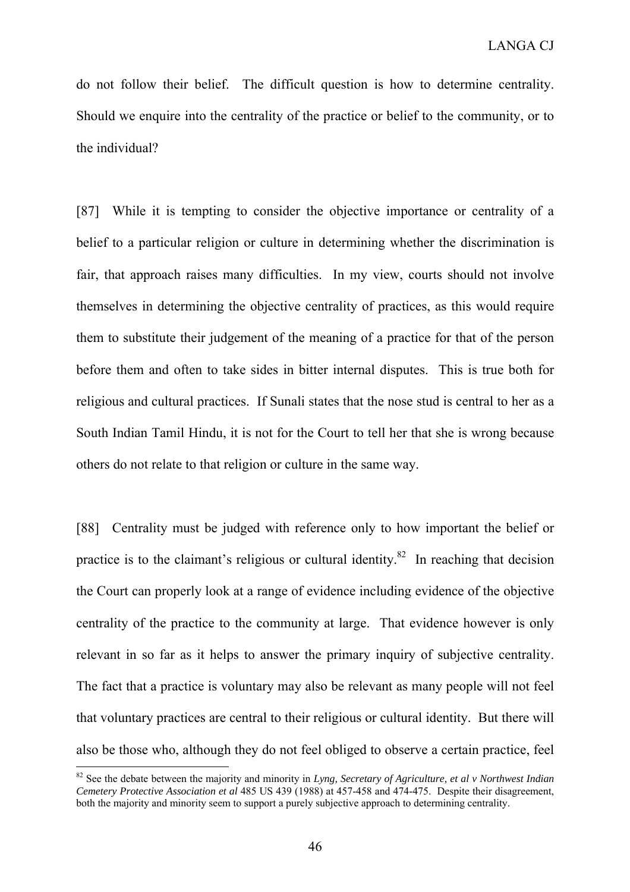do not follow their belief. The difficult question is how to determine centrality. Should we enquire into the centrality of the practice or belief to the community, or to the individual?

[87] While it is tempting to consider the objective importance or centrality of a belief to a particular religion or culture in determining whether the discrimination is fair, that approach raises many difficulties. In my view, courts should not involve themselves in determining the objective centrality of practices, as this would require them to substitute their judgement of the meaning of a practice for that of the person before them and often to take sides in bitter internal disputes. This is true both for religious and cultural practices. If Sunali states that the nose stud is central to her as a South Indian Tamil Hindu, it is not for the Court to tell her that she is wrong because others do not relate to that religion or culture in the same way.

[88] Centrality must be judged with reference only to how important the belief or practice is to the claimant's religious or cultural identity.[82] In reaching that decision the Court can properly look at a range of evidence including evidence of the objective centrality of the practice to the community at large. That evidence however is only relevant in so far as it helps to answer the primary inquiry of subjective centrality. The fact that a practice is voluntary may also be relevant as many people will not feel that voluntary practices are central to their religious or cultural identity. But there will also be those who, although they do not feel obliged to observe a certain practice, feel

---

[82] See the debate between the majority and minority in *Lyng, Secretary of Agriculture, et al v Northwest Indian Cemetery Protective Association et al* 485 US 439 (1988) at 457-458 and 474-475. Despite their disagreement, both the majority and minority seem to support a purely subjective approach to determining centrality.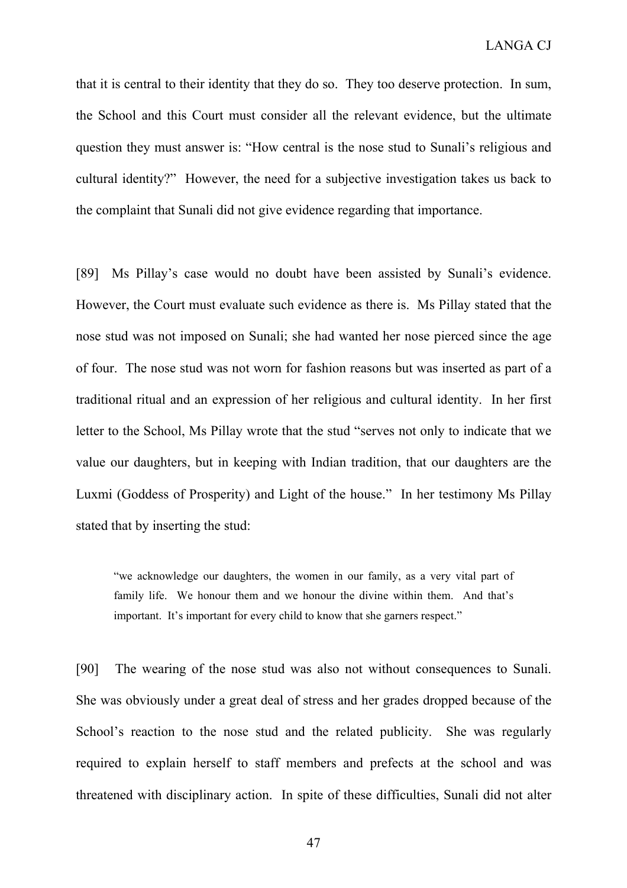that it is central to their identity that they do so. They too deserve protection. In sum, the School and this Court must consider all the relevant evidence, but the ultimate question they must answer is: "How central is the nose stud to Sunali's religious and cultural identity?" However, the need for a subjective investigation takes us back to the complaint that Sunali did not give evidence regarding that importance.

[89] Ms Pillay's case would no doubt have been assisted by Sunali's evidence. However, the Court must evaluate such evidence as there is. Ms Pillay stated that the nose stud was not imposed on Sunali; she had wanted her nose pierced since the age of four. The nose stud was not worn for fashion reasons but was inserted as part of a traditional ritual and an expression of her religious and cultural identity. In her first letter to the School, Ms Pillay wrote that the stud "serves not only to indicate that we value our daughters, but in keeping with Indian tradition, that our daughters are the Luxmi (Goddess of Prosperity) and Light of the house." In her testimony Ms Pillay stated that by inserting the stud:

> "we acknowledge our daughters, the women in our family, as a very vital part of family life. We honour them and we honour the divine within them. And that's important. It's important for every child to know that she garners respect."

[90] The wearing of the nose stud was also not without consequences to Sunali. She was obviously under a great deal of stress and her grades dropped because of the School's reaction to the nose stud and the related publicity. She was regularly required to explain herself to staff members and prefects at the school and was threatened with disciplinary action. In spite of these difficulties, Sunali did not alter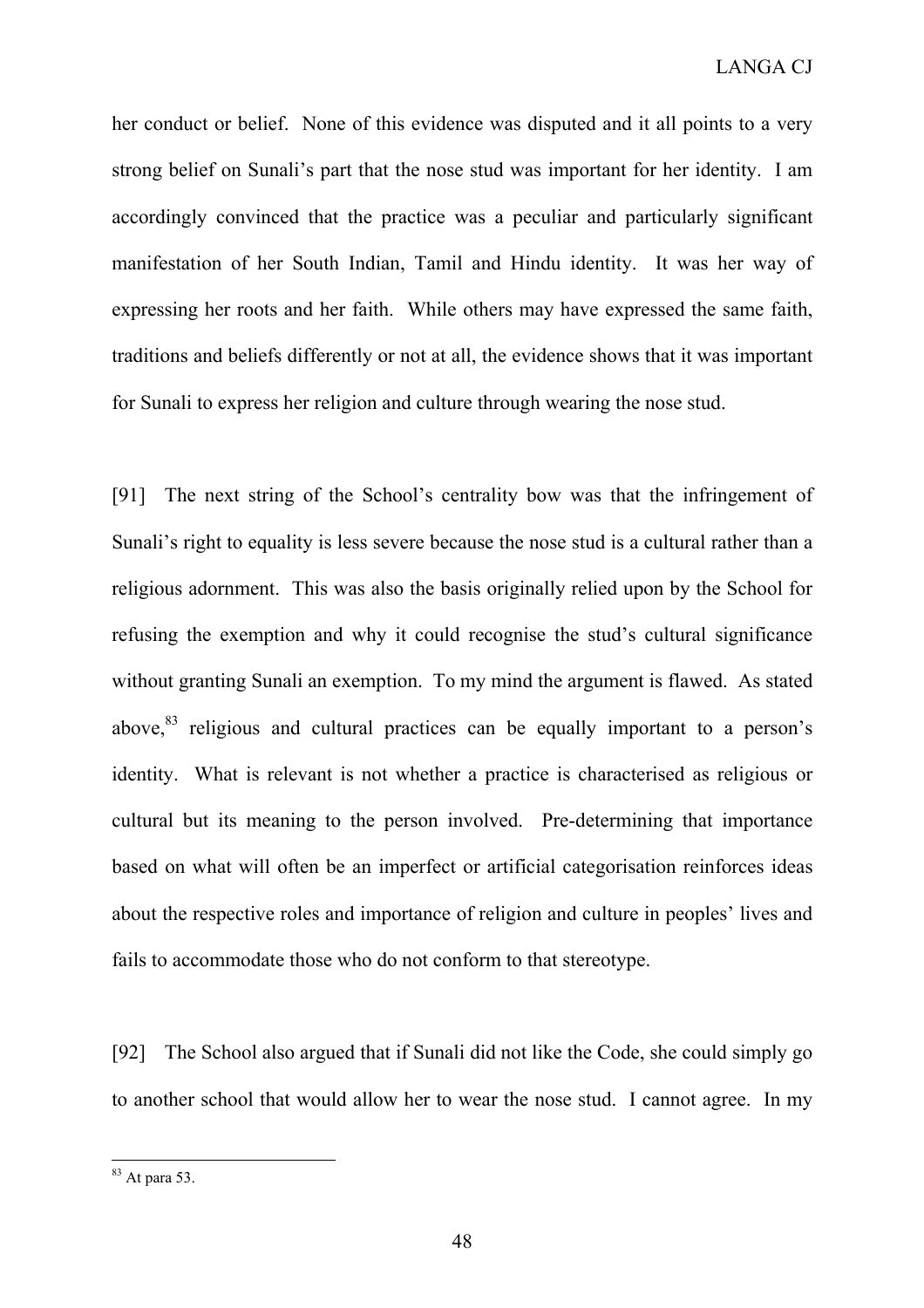her conduct or belief. None of this evidence was disputed and it all points to a very strong belief on Sunali's part that the nose stud was important for her identity. I am accordingly convinced that the practice was a peculiar and particularly significant manifestation of her South Indian, Tamil and Hindu identity. It was her way of expressing her roots and her faith. While others may have expressed the same faith, traditions and beliefs differently or not at all, the evidence shows that it was important for Sunali to express her religion and culture through wearing the nose stud.

[91] The next string of the School's centrality bow was that the infringement of Sunali's right to equality is less severe because the nose stud is a cultural rather than a religious adornment. This was also the basis originally relied upon by the School for refusing the exemption and why it could recognise the stud's cultural significance without granting Sunali an exemption. To my mind the argument is flawed. As stated above,[83] religious and cultural practices can be equally important to a person's identity. What is relevant is not whether a practice is characterised as religious or cultural but its meaning to the person involved. Pre-determining that importance based on what will often be an imperfect or artificial categorisation reinforces ideas about the respective roles and importance of religion and culture in peoples' lives and fails to accommodate those who do not conform to that stereotype.

[92] The School also argued that if Sunali did not like the Code, she could simply go to another school that would allow her to wear the nose stud. I cannot agree. In my

[83] At para 53.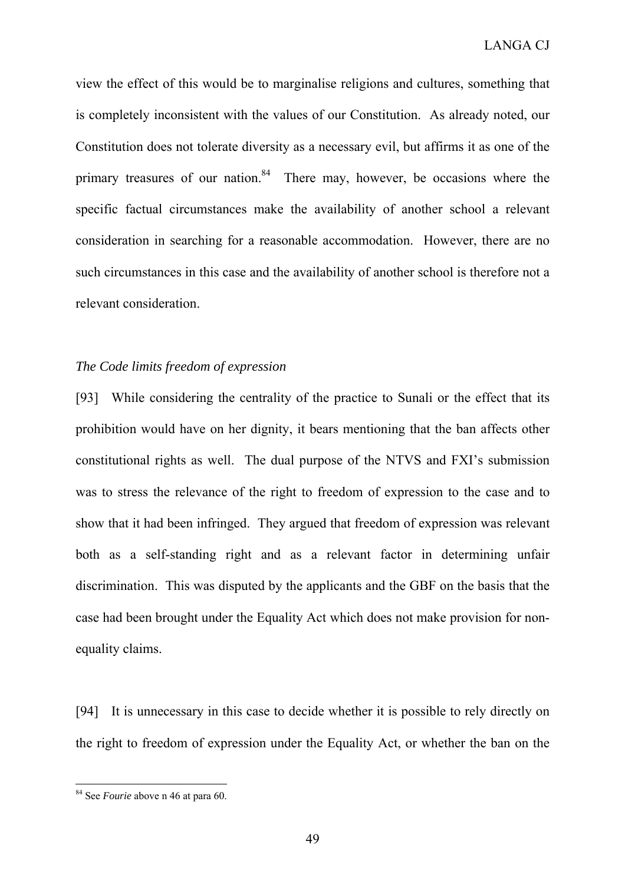view the effect of this would be to marginalise religions and cultures, something that is completely inconsistent with the values of our Constitution. As already noted, our Constitution does not tolerate diversity as a necessary evil, but affirms it as one of the primary treasures of our nation.[84] There may, however, be occasions where the specific factual circumstances make the availability of another school a relevant consideration in searching for a reasonable accommodation. However, there are no such circumstances in this case and the availability of another school is therefore not a relevant consideration.

*The Code limits freedom of expression*

[93] While considering the centrality of the practice to Sunali or the effect that its prohibition would have on her dignity, it bears mentioning that the ban affects other constitutional rights as well. The dual purpose of the NTVS and FXI's submission was to stress the relevance of the right to freedom of expression to the case and to show that it had been infringed. They argued that freedom of expression was relevant both as a self-standing right and as a relevant factor in determining unfair discrimination. This was disputed by the applicants and the GBF on the basis that the case had been brought under the Equality Act which does not make provision for non-equality claims.

[94] It is unnecessary in this case to decide whether it is possible to rely directly on the right to freedom of expression under the Equality Act, or whether the ban on the

---

[84] See *Fourie* above n 46 at para 60.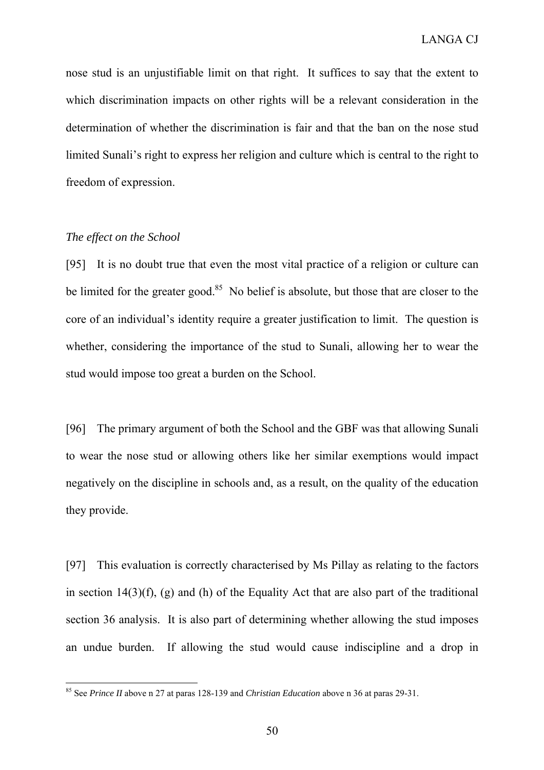nose stud is an unjustifiable limit on that right. It suffices to say that the extent to which discrimination impacts on other rights will be a relevant consideration in the determination of whether the discrimination is fair and that the ban on the nose stud limited Sunali's right to express her religion and culture which is central to the right to freedom of expression.

*The effect on the School*

[95] It is no doubt true that even the most vital practice of a religion or culture can be limited for the greater good.[85] No belief is absolute, but those that are closer to the core of an individual's identity require a greater justification to limit. The question is whether, considering the importance of the stud to Sunali, allowing her to wear the stud would impose too great a burden on the School.

[96] The primary argument of both the School and the GBF was that allowing Sunali to wear the nose stud or allowing others like her similar exemptions would impact negatively on the discipline in schools and, as a result, on the quality of the education they provide.

[97] This evaluation is correctly characterised by Ms Pillay as relating to the factors in section 14(3)(f), (g) and (h) of the Equality Act that are also part of the traditional section 36 analysis. It is also part of determining whether allowing the stud imposes an undue burden. If allowing the stud would cause indiscipline and a drop in

[85] See *Prince II* above n 27 at paras 128-139 and *Christian Education* above n 36 at paras 29-31.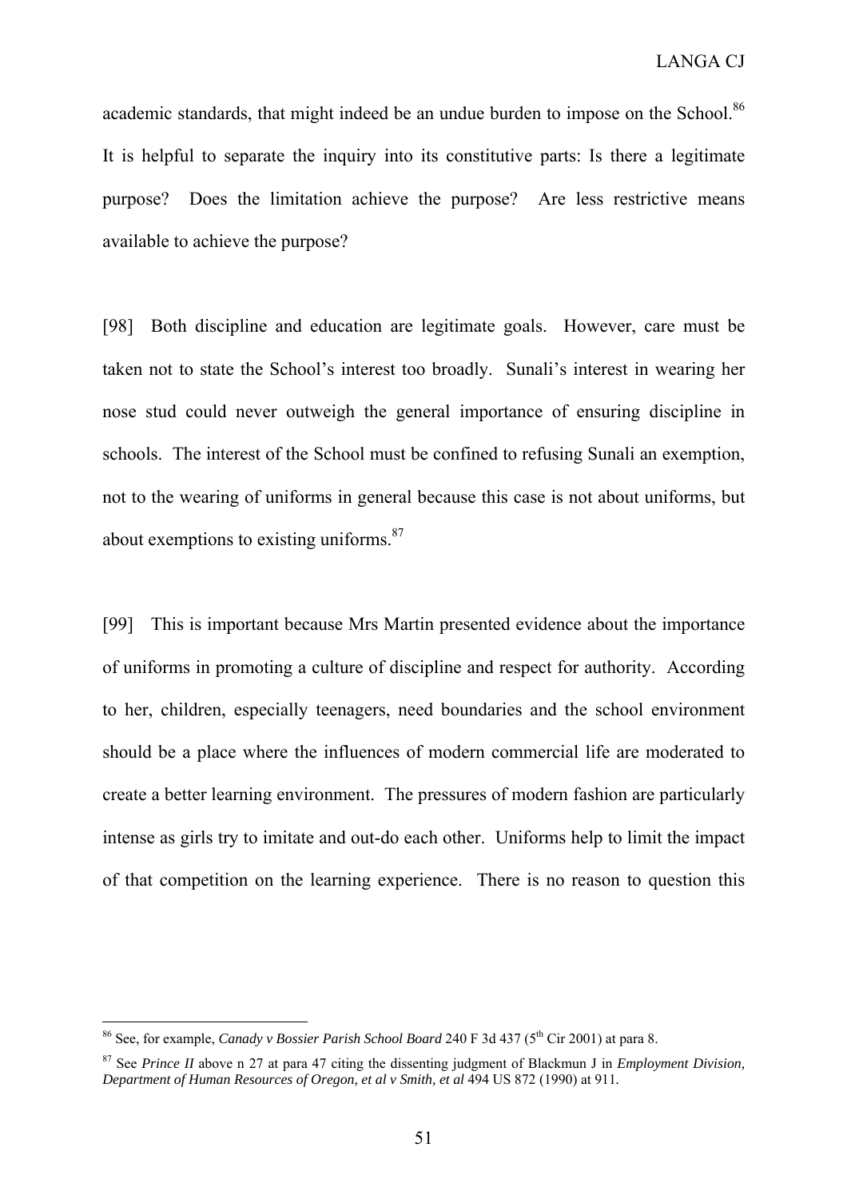academic standards, that might indeed be an undue burden to impose on the School.[86] It is helpful to separate the inquiry into its constitutive parts: Is there a legitimate purpose? Does the limitation achieve the purpose? Are less restrictive means available to achieve the purpose?

[98] Both discipline and education are legitimate goals. However, care must be taken not to state the School's interest too broadly. Sunali's interest in wearing her nose stud could never outweigh the general importance of ensuring discipline in schools. The interest of the School must be confined to refusing Sunali an exemption, not to the wearing of uniforms in general because this case is not about uniforms, but about exemptions to existing uniforms.[87]

[99] This is important because Mrs Martin presented evidence about the importance of uniforms in promoting a culture of discipline and respect for authority. According to her, children, especially teenagers, need boundaries and the school environment should be a place where the influences of modern commercial life are moderated to create a better learning environment. The pressures of modern fashion are particularly intense as girls try to imitate and out-do each other. Uniforms help to limit the impact of that competition on the learning experience. There is no reason to question this

---

[86] See, for example, *Canady v Bossier Parish School Board* 240 F 3d 437 (5th Cir 2001) at para 8.

[87] See *Prince II* above n 27 at para 47 citing the dissenting judgment of Blackmun J in *Employment Division, Department of Human Resources of Oregon, et al v Smith, et al* 494 US 872 (1990) at 911.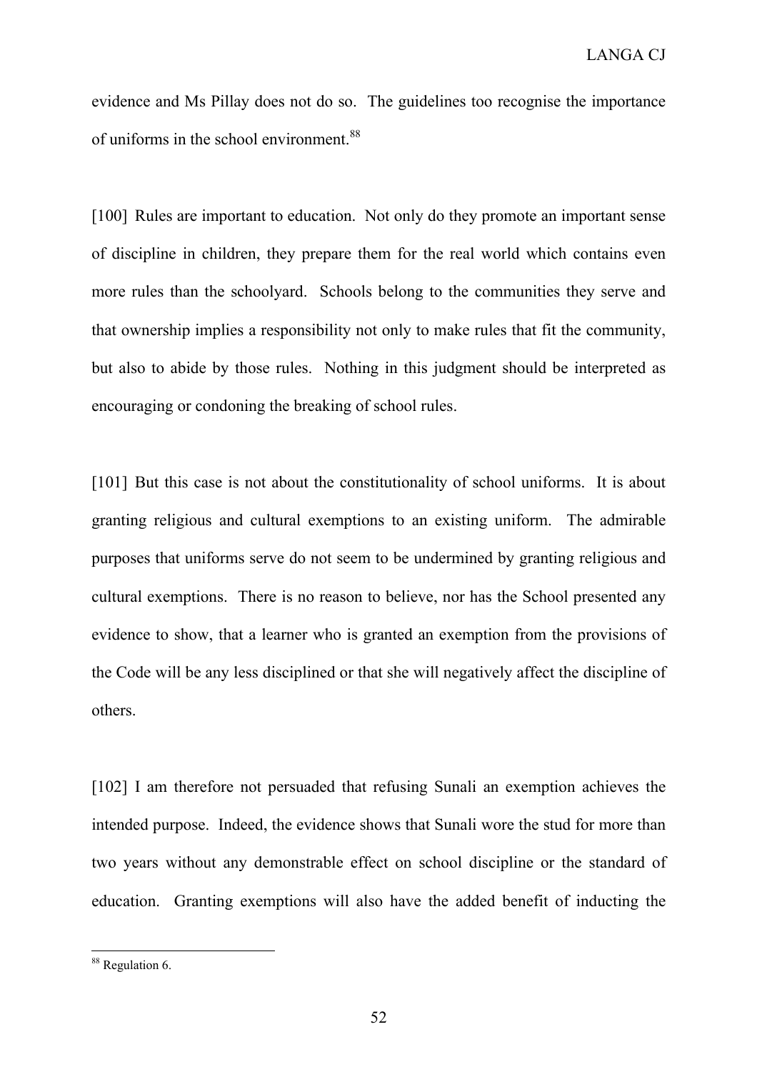evidence and Ms Pillay does not do so. The guidelines too recognise the importance of uniforms in the school environment.[88]

[100] Rules are important to education. Not only do they promote an important sense of discipline in children, they prepare them for the real world which contains even more rules than the schoolyard. Schools belong to the communities they serve and that ownership implies a responsibility not only to make rules that fit the community, but also to abide by those rules. Nothing in this judgment should be interpreted as encouraging or condoning the breaking of school rules.

[101] But this case is not about the constitutionality of school uniforms. It is about granting religious and cultural exemptions to an existing uniform. The admirable purposes that uniforms serve do not seem to be undermined by granting religious and cultural exemptions. There is no reason to believe, nor has the School presented any evidence to show, that a learner who is granted an exemption from the provisions of the Code will be any less disciplined or that she will negatively affect the discipline of others.

[102] I am therefore not persuaded that refusing Sunali an exemption achieves the intended purpose. Indeed, the evidence shows that Sunali wore the stud for more than two years without any demonstrable effect on school discipline or the standard of education. Granting exemptions will also have the added benefit of inducting the

---

[88] Regulation 6.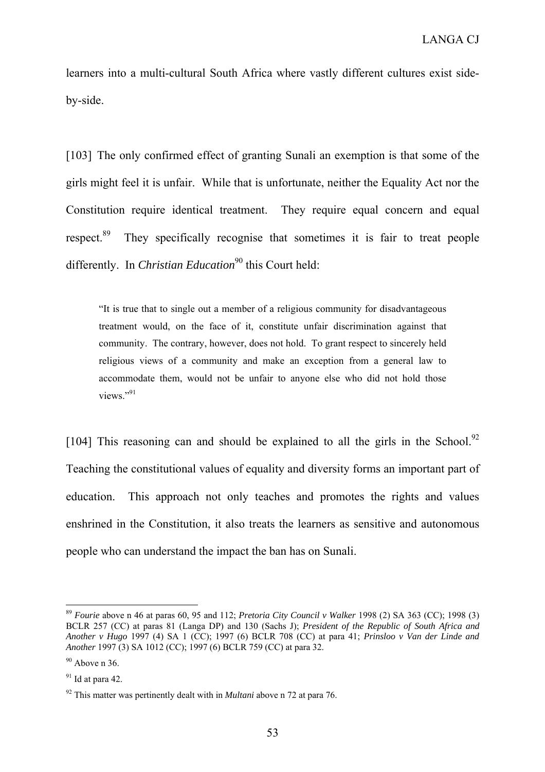learners into a multi-cultural South Africa where vastly different cultures exist side-by-side.

[103] The only confirmed effect of granting Sunali an exemption is that some of the girls might feel it is unfair. While that is unfortunate, neither the Equality Act nor the Constitution require identical treatment. They require equal concern and equal respect.[89] They specifically recognise that sometimes it is fair to treat people differently. In *Christian Education*[90] this Court held:

> "It is true that to single out a member of a religious community for disadvantageous treatment would, on the face of it, constitute unfair discrimination against that community. The contrary, however, does not hold. To grant respect to sincerely held religious views of a community and make an exception from a general law to accommodate them, would not be unfair to anyone else who did not hold those views."[91]

[104] This reasoning can and should be explained to all the girls in the School.[92] Teaching the constitutional values of equality and diversity forms an important part of education. This approach not only teaches and promotes the rights and values enshrined in the Constitution, it also treats the learners as sensitive and autonomous people who can understand the impact the ban has on Sunali.

---

[89] *Fourie* above n 46 at paras 60, 95 and 112; *Pretoria City Council v Walker* 1998 (2) SA 363 (CC); 1998 (3) BCLR 257 (CC) at paras 81 (Langa DP) and 130 (Sachs J); *President of the Republic of South Africa and Another v Hugo* 1997 (4) SA 1 (CC); 1997 (6) BCLR 708 (CC) at para 41; *Prinsloo v Van der Linde and Another* 1997 (3) SA 1012 (CC); 1997 (6) BCLR 759 (CC) at para 32.

[90] Above n 36.

[91] Id at para 42.

[92] This matter was pertinently dealt with in *Multani* above n 72 at para 76.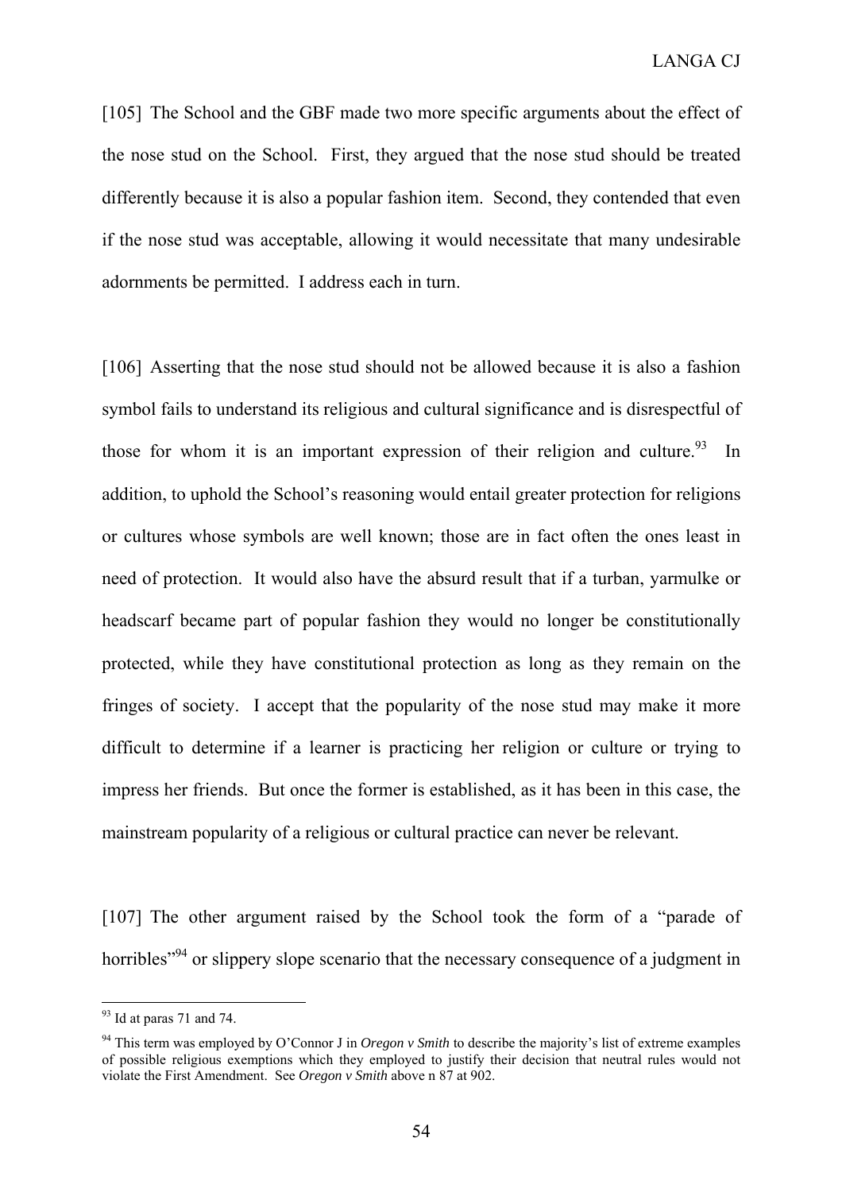[105] The School and the GBF made two more specific arguments about the effect of the nose stud on the School. First, they argued that the nose stud should be treated differently because it is also a popular fashion item. Second, they contended that even if the nose stud was acceptable, allowing it would necessitate that many undesirable adornments be permitted. I address each in turn.

[106] Asserting that the nose stud should not be allowed because it is also a fashion symbol fails to understand its religious and cultural significance and is disrespectful of those for whom it is an important expression of their religion and culture.[93] In addition, to uphold the School's reasoning would entail greater protection for religions or cultures whose symbols are well known; those are in fact often the ones least in need of protection. It would also have the absurd result that if a turban, yarmulke or headscarf became part of popular fashion they would no longer be constitutionally protected, while they have constitutional protection as long as they remain on the fringes of society. I accept that the popularity of the nose stud may make it more difficult to determine if a learner is practicing her religion or culture or trying to impress her friends. But once the former is established, as it has been in this case, the mainstream popularity of a religious or cultural practice can never be relevant.

[107] The other argument raised by the School took the form of a "parade of horribles"[94] or slippery slope scenario that the necessary consequence of a judgment in

---

[93] Id at paras 71 and 74.

[94] This term was employed by O'Connor J in *Oregon v Smith* to describe the majority's list of extreme examples of possible religious exemptions which they employed to justify their decision that neutral rules would not violate the First Amendment. See *Oregon v Smith* above n 87 at 902.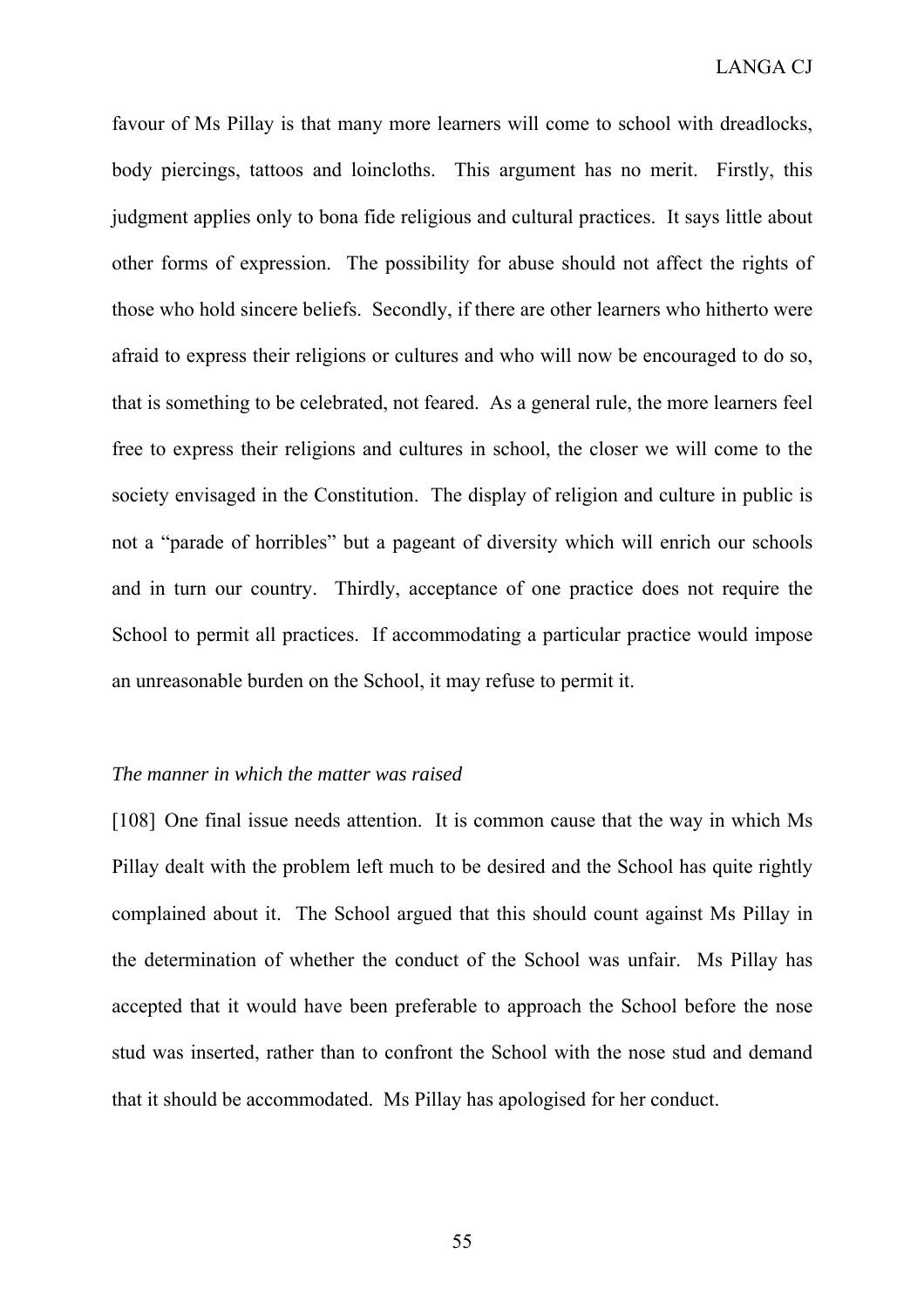favour of Ms Pillay is that many more learners will come to school with dreadlocks, body piercings, tattoos and loincloths. This argument has no merit. Firstly, this judgment applies only to bona fide religious and cultural practices. It says little about other forms of expression. The possibility for abuse should not affect the rights of those who hold sincere beliefs. Secondly, if there are other learners who hitherto were afraid to express their religions or cultures and who will now be encouraged to do so, that is something to be celebrated, not feared. As a general rule, the more learners feel free to express their religions and cultures in school, the closer we will come to the society envisaged in the Constitution. The display of religion and culture in public is not a "parade of horribles" but a pageant of diversity which will enrich our schools and in turn our country. Thirdly, acceptance of one practice does not require the School to permit all practices. If accommodating a particular practice would impose an unreasonable burden on the School, it may refuse to permit it.

*The manner in which the matter was raised*

[108] One final issue needs attention. It is common cause that the way in which Ms Pillay dealt with the problem left much to be desired and the School has quite rightly complained about it. The School argued that this should count against Ms Pillay in the determination of whether the conduct of the School was unfair. Ms Pillay has accepted that it would have been preferable to approach the School before the nose stud was inserted, rather than to confront the School with the nose stud and demand that it should be accommodated. Ms Pillay has apologised for her conduct.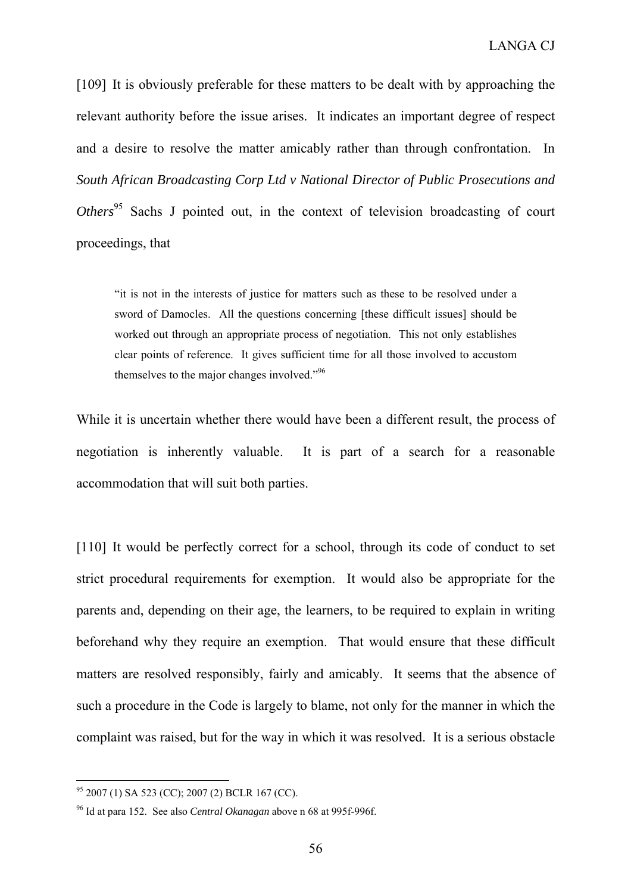[109] It is obviously preferable for these matters to be dealt with by approaching the relevant authority before the issue arises. It indicates an important degree of respect and a desire to resolve the matter amicably rather than through confrontation. In *South African Broadcasting Corp Ltd v National Director of Public Prosecutions and Others*[95] Sachs J pointed out, in the context of television broadcasting of court proceedings, that

> "it is not in the interests of justice for matters such as these to be resolved under a sword of Damocles. All the questions concerning [these difficult issues] should be worked out through an appropriate process of negotiation. This not only establishes clear points of reference. It gives sufficient time for all those involved to accustom themselves to the major changes involved."[96]

While it is uncertain whether there would have been a different result, the process of negotiation is inherently valuable. It is part of a search for a reasonable accommodation that will suit both parties.

[110] It would be perfectly correct for a school, through its code of conduct to set strict procedural requirements for exemption. It would also be appropriate for the parents and, depending on their age, the learners, to be required to explain in writing beforehand why they require an exemption. That would ensure that these difficult matters are resolved responsibly, fairly and amicably. It seems that the absence of such a procedure in the Code is largely to blame, not only for the manner in which the complaint was raised, but for the way in which it was resolved. It is a serious obstacle

---

[95] 2007 (1) SA 523 (CC); 2007 (2) BCLR 167 (CC).

[96] Id at para 152. See also *Central Okanagan* above n 68 at 995f-996f.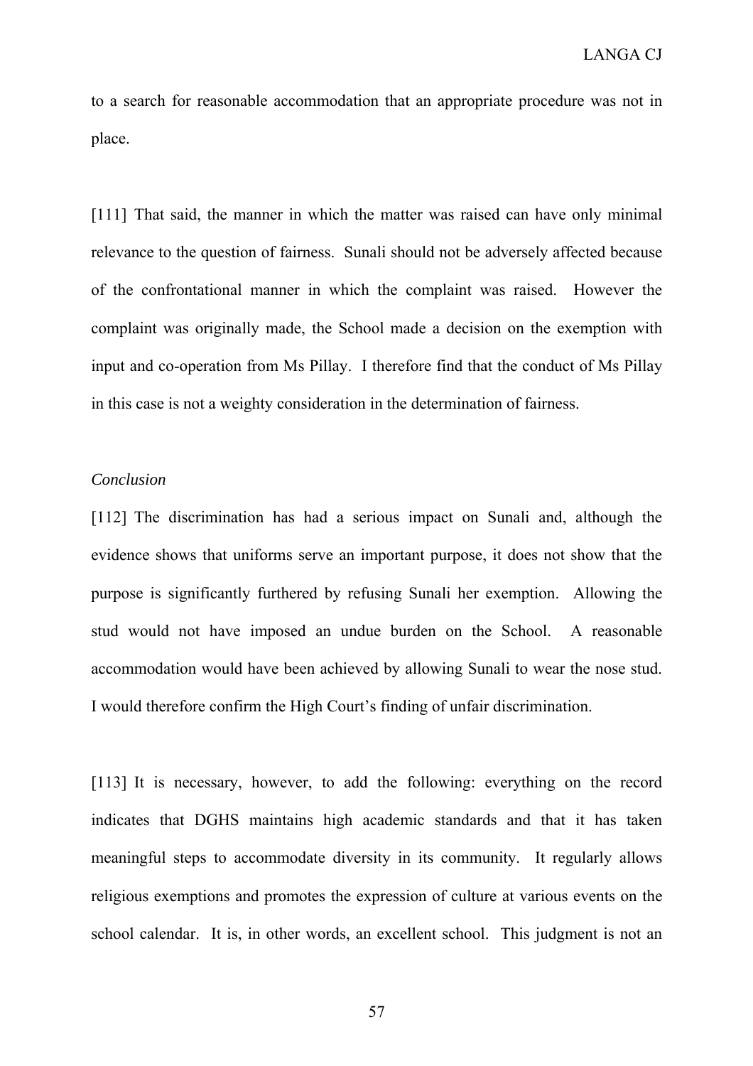to a search for reasonable accommodation that an appropriate procedure was not in place.

[111] That said, the manner in which the matter was raised can have only minimal relevance to the question of fairness. Sunali should not be adversely affected because of the confrontational manner in which the complaint was raised. However the complaint was originally made, the School made a decision on the exemption with input and co-operation from Ms Pillay. I therefore find that the conduct of Ms Pillay in this case is not a weighty consideration in the determination of fairness.

*Conclusion*

[112] The discrimination has had a serious impact on Sunali and, although the evidence shows that uniforms serve an important purpose, it does not show that the purpose is significantly furthered by refusing Sunali her exemption. Allowing the stud would not have imposed an undue burden on the School. A reasonable accommodation would have been achieved by allowing Sunali to wear the nose stud. I would therefore confirm the High Court's finding of unfair discrimination.

[113] It is necessary, however, to add the following: everything on the record indicates that DGHS maintains high academic standards and that it has taken meaningful steps to accommodate diversity in its community. It regularly allows religious exemptions and promotes the expression of culture at various events on the school calendar. It is, in other words, an excellent school. This judgment is not an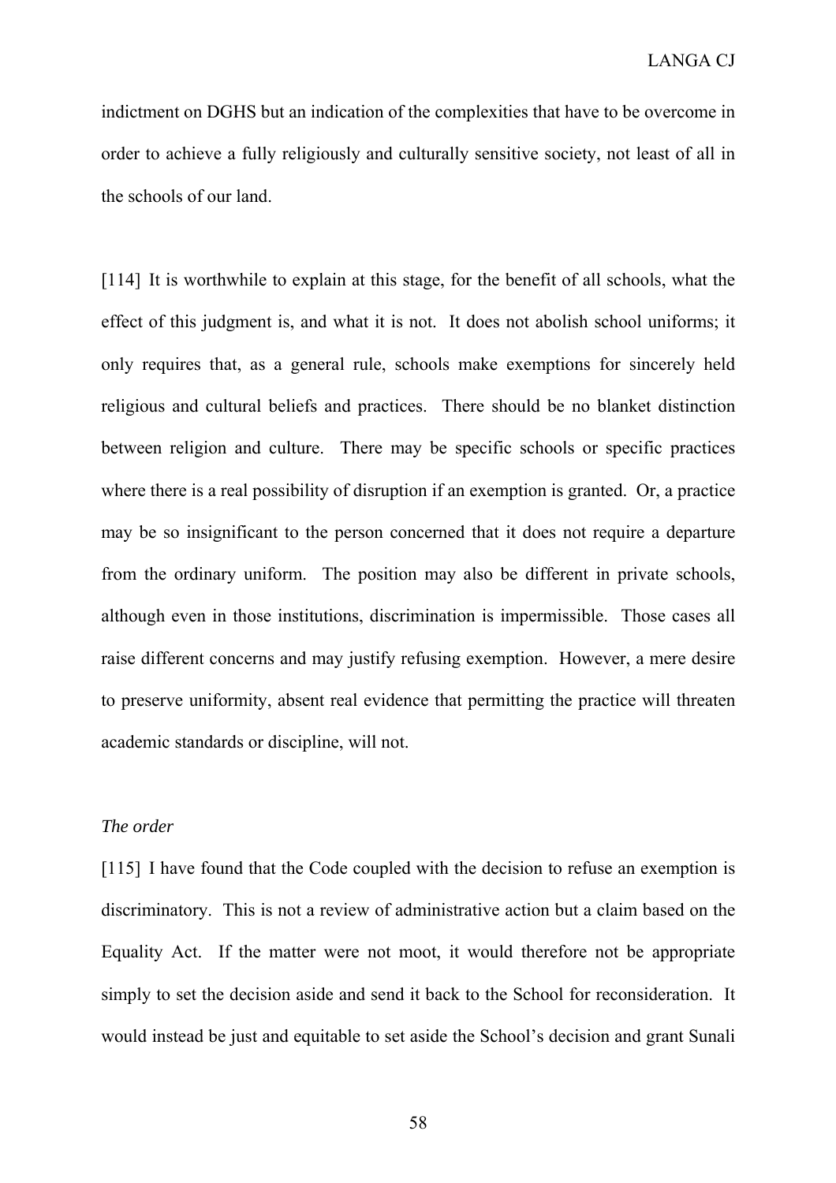indictment on DGHS but an indication of the complexities that have to be overcome in order to achieve a fully religiously and culturally sensitive society, not least of all in the schools of our land.

[114] It is worthwhile to explain at this stage, for the benefit of all schools, what the effect of this judgment is, and what it is not. It does not abolish school uniforms; it only requires that, as a general rule, schools make exemptions for sincerely held religious and cultural beliefs and practices. There should be no blanket distinction between religion and culture. There may be specific schools or specific practices where there is a real possibility of disruption if an exemption is granted. Or, a practice may be so insignificant to the person concerned that it does not require a departure from the ordinary uniform. The position may also be different in private schools, although even in those institutions, discrimination is impermissible. Those cases all raise different concerns and may justify refusing exemption. However, a mere desire to preserve uniformity, absent real evidence that permitting the practice will threaten academic standards or discipline, will not.

*The order*

[115] I have found that the Code coupled with the decision to refuse an exemption is discriminatory. This is not a review of administrative action but a claim based on the Equality Act. If the matter were not moot, it would therefore not be appropriate simply to set the decision aside and send it back to the School for reconsideration. It would instead be just and equitable to set aside the School's decision and grant Sunali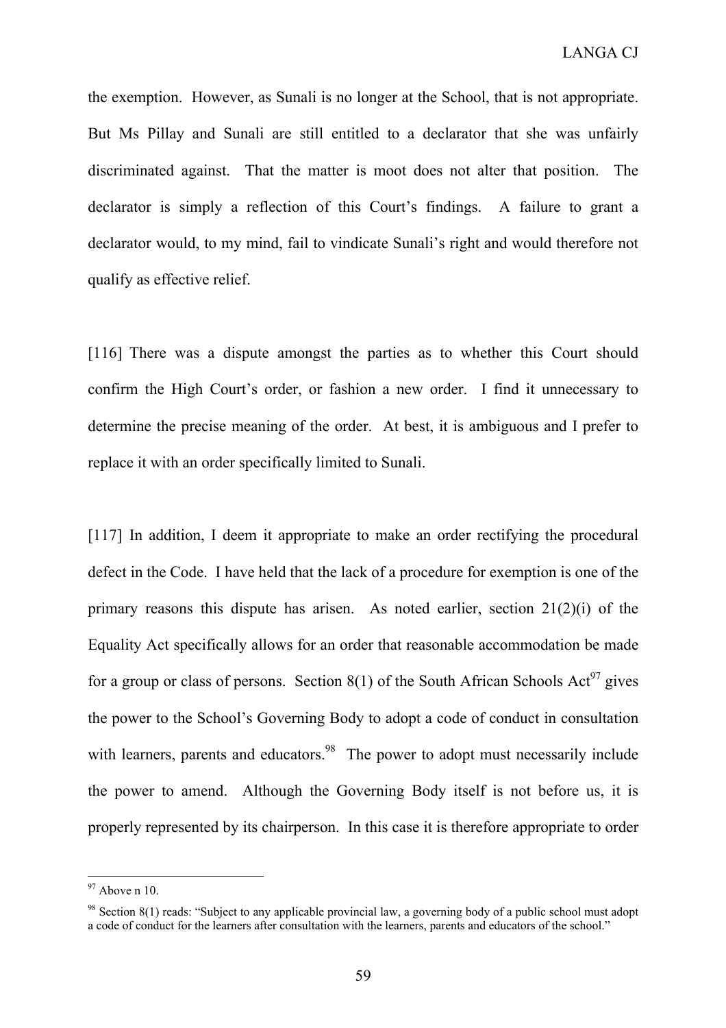the exemption. However, as Sunali is no longer at the School, that is not appropriate. But Ms Pillay and Sunali are still entitled to a declarator that she was unfairly discriminated against. That the matter is moot does not alter that position. The declarator is simply a reflection of this Court's findings. A failure to grant a declarator would, to my mind, fail to vindicate Sunali's right and would therefore not qualify as effective relief.

[116] There was a dispute amongst the parties as to whether this Court should confirm the High Court's order, or fashion a new order. I find it unnecessary to determine the precise meaning of the order. At best, it is ambiguous and I prefer to replace it with an order specifically limited to Sunali.

[117] In addition, I deem it appropriate to make an order rectifying the procedural defect in the Code. I have held that the lack of a procedure for exemption is one of the primary reasons this dispute has arisen. As noted earlier, section 21(2)(i) of the Equality Act specifically allows for an order that reasonable accommodation be made for a group or class of persons. Section 8(1) of the South African Schools Act[97] gives the power to the School's Governing Body to adopt a code of conduct in consultation with learners, parents and educators.[98] The power to adopt must necessarily include the power to amend. Although the Governing Body itself is not before us, it is properly represented by its chairperson. In this case it is therefore appropriate to order

---

[97] Above n 10.

[98] Section 8(1) reads: "Subject to any applicable provincial law, a governing body of a public school must adopt a code of conduct for the learners after consultation with the learners, parents and educators of the school."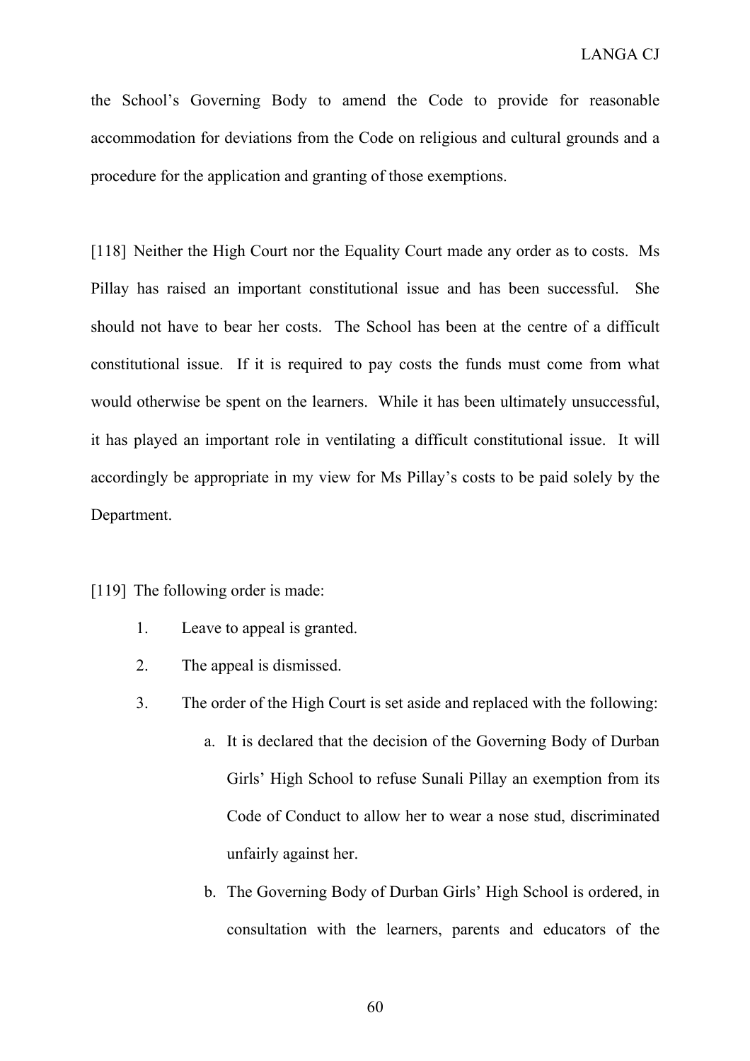the School's Governing Body to amend the Code to provide for reasonable accommodation for deviations from the Code on religious and cultural grounds and a procedure for the application and granting of those exemptions.

[118] Neither the High Court nor the Equality Court made any order as to costs. Ms Pillay has raised an important constitutional issue and has been successful. She should not have to bear her costs. The School has been at the centre of a difficult constitutional issue. If it is required to pay costs the funds must come from what would otherwise be spent on the learners. While it has been ultimately unsuccessful, it has played an important role in ventilating a difficult constitutional issue. It will accordingly be appropriate in my view for Ms Pillay's costs to be paid solely by the Department.

[119] The following order is made:

1. Leave to appeal is granted.
2. The appeal is dismissed.
3. The order of the High Court is set aside and replaced with the following:
    a. It is declared that the decision of the Governing Body of Durban Girls' High School to refuse Sunali Pillay an exemption from its Code of Conduct to allow her to wear a nose stud, discriminated unfairly against her.
    b. The Governing Body of Durban Girls' High School is ordered, in consultation with the learners, parents and educators of the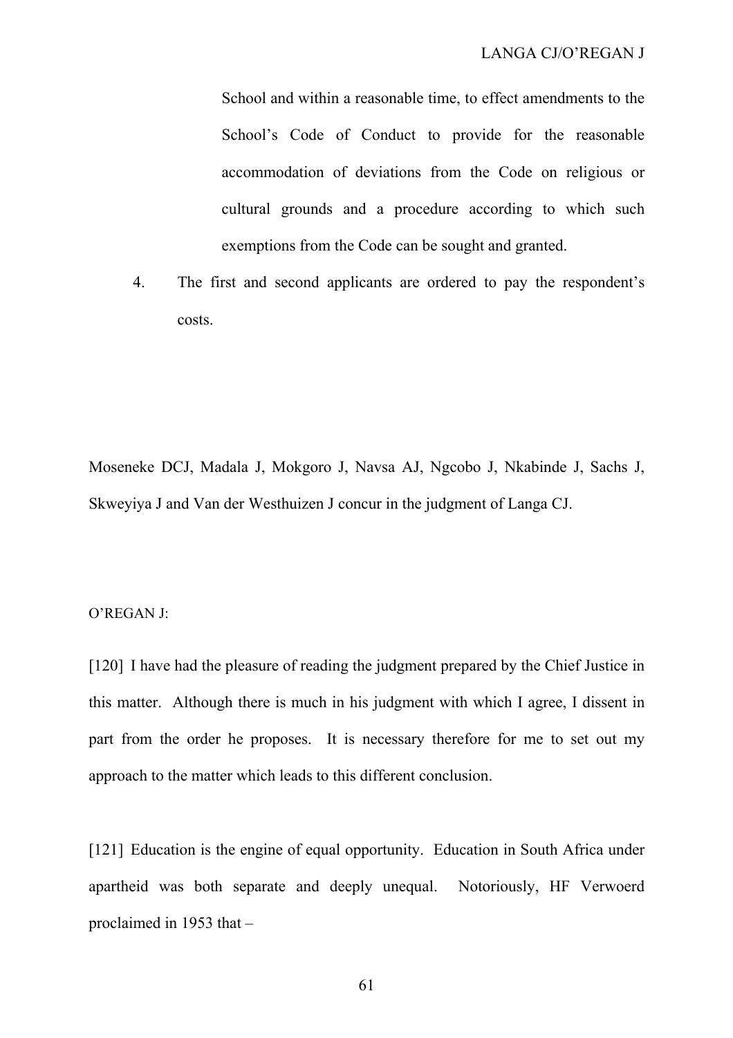School and within a reasonable time, to effect amendments to the School's Code of Conduct to provide for the reasonable accommodation of deviations from the Code on religious or cultural grounds and a procedure according to which such exemptions from the Code can be sought and granted.

4. The first and second applicants are ordered to pay the respondent's costs.

Moseneke DCJ, Madala J, Mokgoro J, Navsa AJ, Ngcobo J, Nkabinde J, Sachs J, Skweyiya J and Van der Westhuizen J concur in the judgment of Langa CJ.

O'REGAN J:

[120] I have had the pleasure of reading the judgment prepared by the Chief Justice in this matter. Although there is much in his judgment with which I agree, I dissent in part from the order he proposes. It is necessary therefore for me to set out my approach to the matter which leads to this different conclusion.

[121] Education is the engine of equal opportunity. Education in South Africa under apartheid was both separate and deeply unequal. Notoriously, HF Verwoerd proclaimed in 1953 that –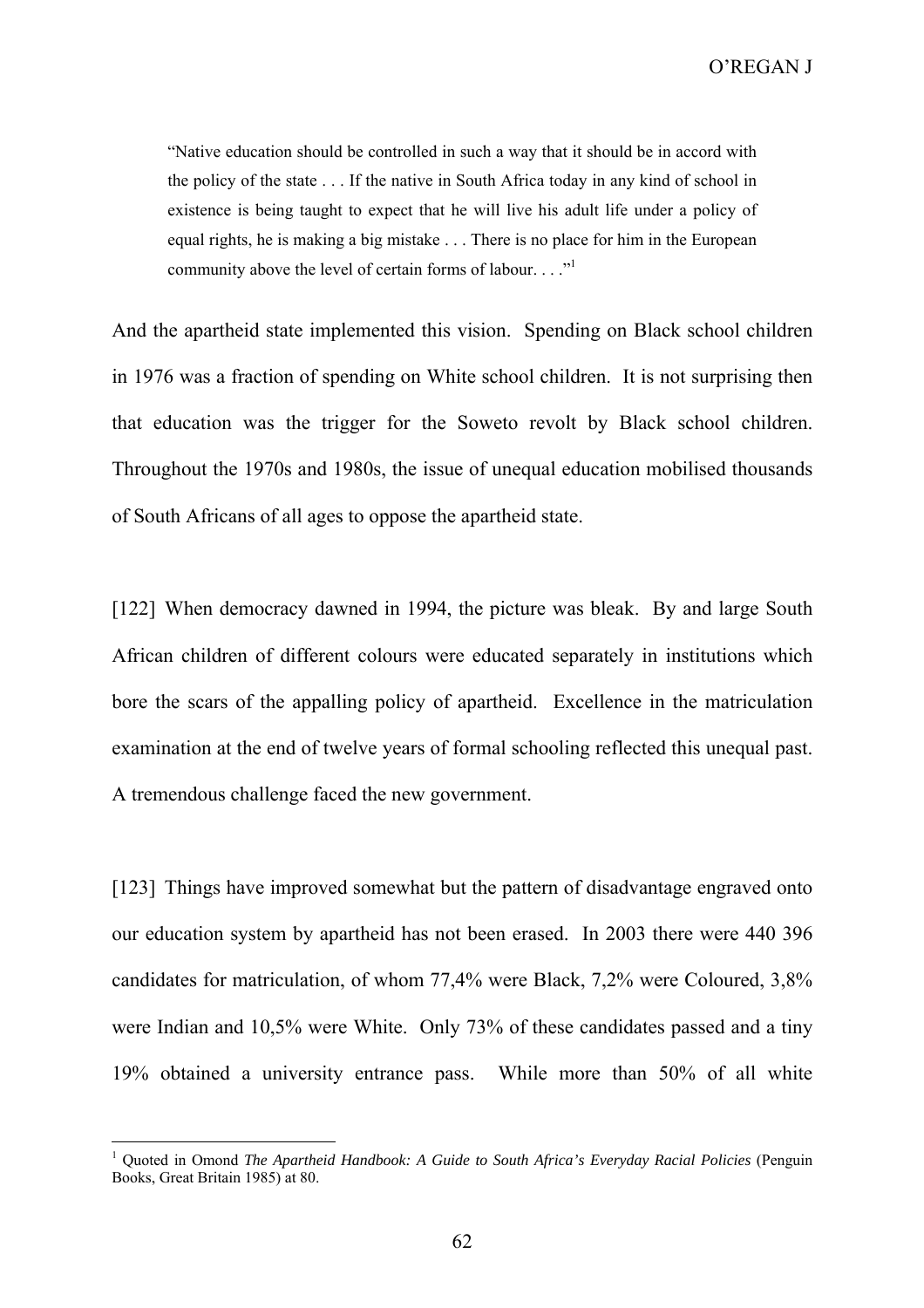> "Native education should be controlled in such a way that it should be in accord with the policy of the state . . . If the native in South Africa today in any kind of school in existence is being taught to expect that he will live his adult life under a policy of equal rights, he is making a big mistake . . . There is no place for him in the European community above the level of certain forms of labour. . . ."[1]

And the apartheid state implemented this vision. Spending on Black school children in 1976 was a fraction of spending on White school children. It is not surprising then that education was the trigger for the Soweto revolt by Black school children. Throughout the 1970s and 1980s, the issue of unequal education mobilised thousands of South Africans of all ages to oppose the apartheid state.

[122] When democracy dawned in 1994, the picture was bleak. By and large South African children of different colours were educated separately in institutions which bore the scars of the appalling policy of apartheid. Excellence in the matriculation examination at the end of twelve years of formal schooling reflected this unequal past. A tremendous challenge faced the new government.

[123] Things have improved somewhat but the pattern of disadvantage engraved onto our education system by apartheid has not been erased. In 2003 there were 440 396 candidates for matriculation, of whom 77,4% were Black, 7,2% were Coloured, 3,8% were Indian and 10,5% were White. Only 73% of these candidates passed and a tiny 19% obtained a university entrance pass. While more than 50% of all white

---

[1] Quoted in Omond *The Apartheid Handbook: A Guide to South Africa's Everyday Racial Policies* (Penguin Books, Great Britain 1985) at 80.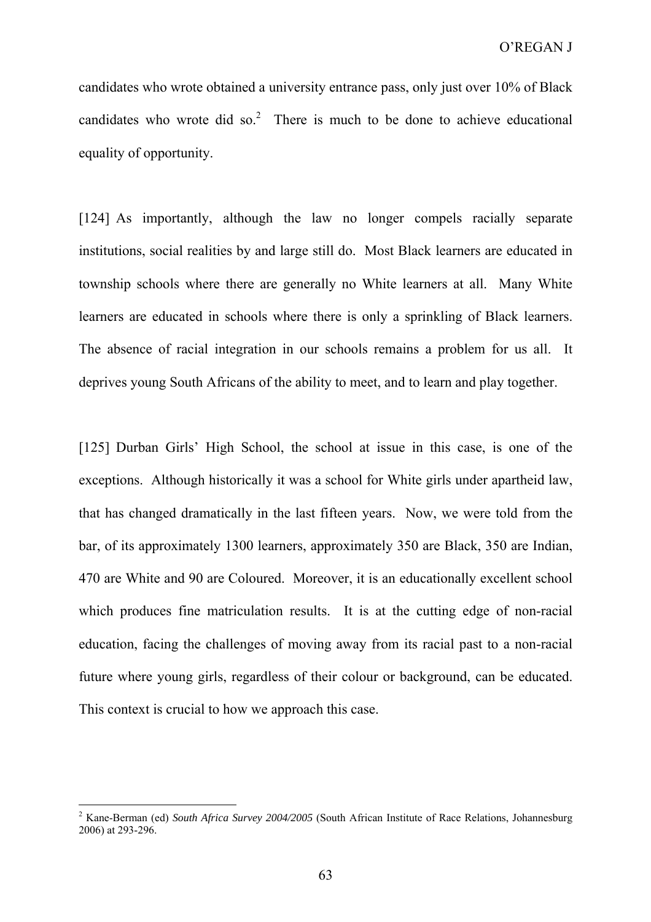candidates who wrote obtained a university entrance pass, only just over 10% of Black candidates who wrote did so.[2] There is much to be done to achieve educational equality of opportunity.

[124] As importantly, although the law no longer compels racially separate institutions, social realities by and large still do. Most Black learners are educated in township schools where there are generally no White learners at all. Many White learners are educated in schools where there is only a sprinkling of Black learners. The absence of racial integration in our schools remains a problem for us all. It deprives young South Africans of the ability to meet, and to learn and play together.

[125] Durban Girls' High School, the school at issue in this case, is one of the exceptions. Although historically it was a school for White girls under apartheid law, that has changed dramatically in the last fifteen years. Now, we were told from the bar, of its approximately 1300 learners, approximately 350 are Black, 350 are Indian, 470 are White and 90 are Coloured. Moreover, it is an educationally excellent school which produces fine matriculation results. It is at the cutting edge of non-racial education, facing the challenges of moving away from its racial past to a non-racial future where young girls, regardless of their colour or background, can be educated. This context is crucial to how we approach this case.

---

[2] Kane-Berman (ed) *South Africa Survey 2004/2005* (South African Institute of Race Relations, Johannesburg 2006) at 293-296.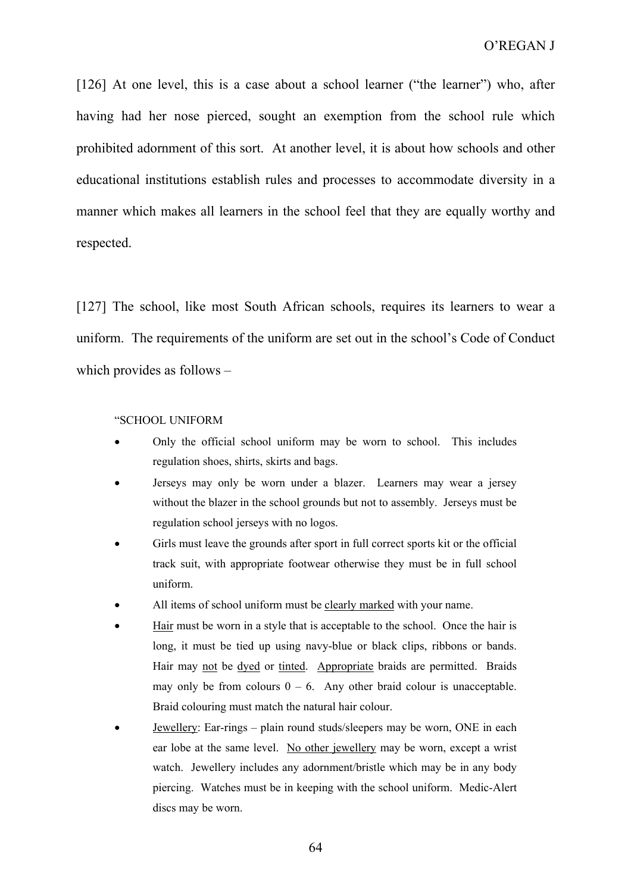[126] At one level, this is a case about a school learner ("the learner") who, after having had her nose pierced, sought an exemption from the school rule which prohibited adornment of this sort. At another level, it is about how schools and other educational institutions establish rules and processes to accommodate diversity in a manner which makes all learners in the school feel that they are equally worthy and respected.

[127] The school, like most South African schools, requires its learners to wear a uniform. The requirements of the uniform are set out in the school's Code of Conduct which provides as follows –

> "SCHOOL UNIFORM
>
> - Only the official school uniform may be worn to school. This includes regulation shoes, shirts, skirts and bags.
> - Jerseys may only be worn under a blazer. Learners may wear a jersey without the blazer in the school grounds but not to assembly. Jerseys must be regulation school jerseys with no logos.
> - Girls must leave the grounds after sport in full correct sports kit or the official track suit, with appropriate footwear otherwise they must be in full school uniform.
> - All items of school uniform must be <u>clearly marked</u> with your name.
> - <u>Hair</u> must be worn in a style that is acceptable to the school. Once the hair is long, it must be tied up using navy-blue or black clips, ribbons or bands. Hair may <u>not</u> be <u>dyed</u> or <u>tinted</u>. <u>Appropriate</u> braids are permitted. Braids may only be from colours 0 – 6. Any other braid colour is unacceptable. Braid colouring must match the natural hair colour.
> - <u>Jewellery</u>: Ear-rings – plain round studs/sleepers may be worn, ONE in each ear lobe at the same level. <u>No other jewellery</u> may be worn, except a wrist watch. Jewellery includes any adornment/bristle which may be in any body piercing. Watches must be in keeping with the school uniform. Medic-Alert discs may be worn.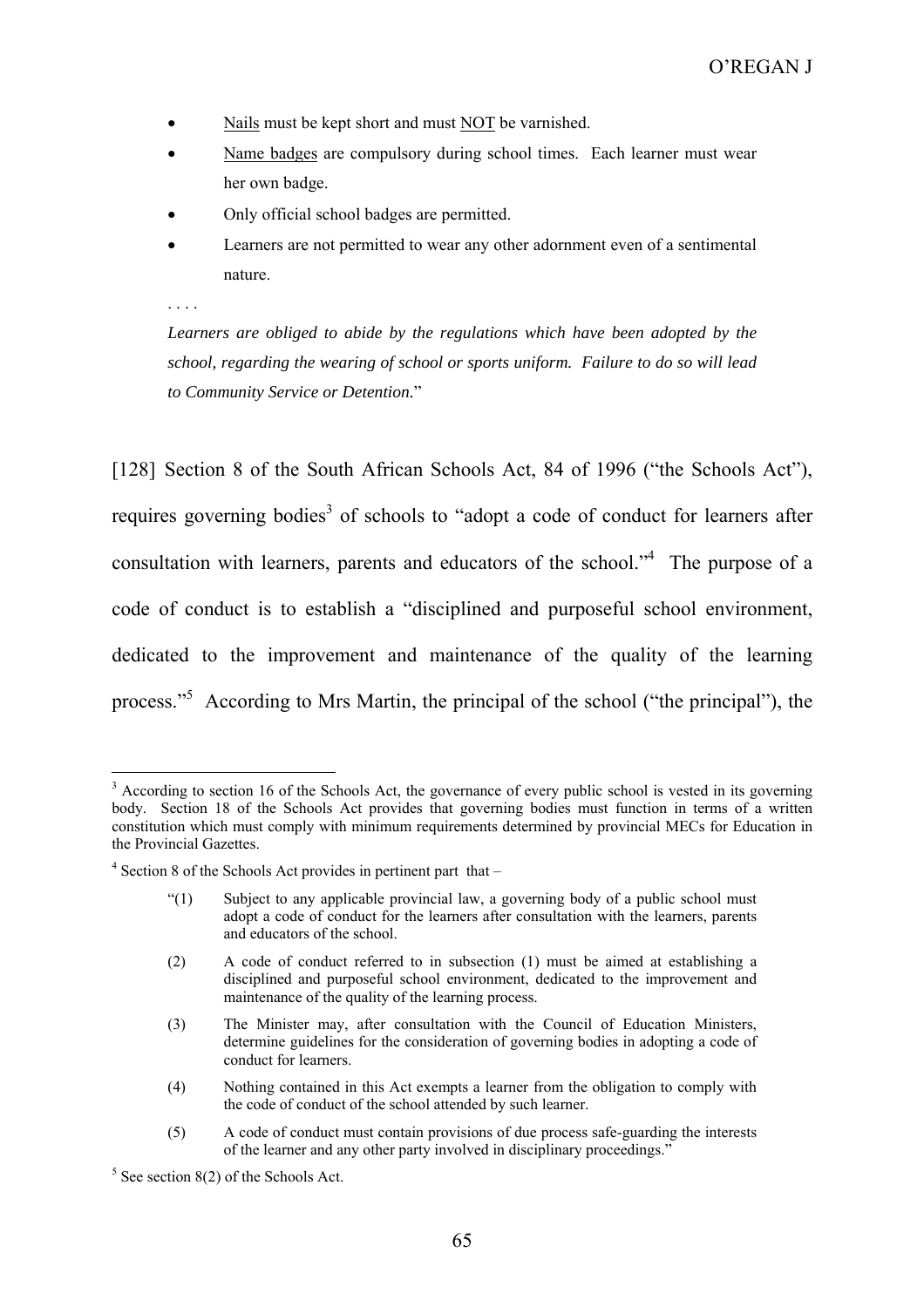- Nails must be kept short and must NOT be varnished.
- Name badges are compulsory during school times. Each learner must wear her own badge.
- Only official school badges are permitted.
- Learners are not permitted to wear any other adornment even of a sentimental nature.

. . . .

*Learners are obliged to abide by the regulations which have been adopted by the school, regarding the wearing of school or sports uniform. Failure to do so will lead to Community Service or Detention.*"

[128] Section 8 of the South African Schools Act, 84 of 1996 ("the Schools Act"), requires governing bodies[3] of schools to "adopt a code of conduct for learners after consultation with learners, parents and educators of the school."[4] The purpose of a code of conduct is to establish a "disciplined and purposeful school environment, dedicated to the improvement and maintenance of the quality of the learning process."[5] According to Mrs Martin, the principal of the school ("the principal"), the

---

[3] According to section 16 of the Schools Act, the governance of every public school is vested in its governing body. Section 18 of the Schools Act provides that governing bodies must function in terms of a written constitution which must comply with minimum requirements determined by provincial MECs for Education in the Provincial Gazettes.

[4] Section 8 of the Schools Act provides in pertinent part that –

> "(1) Subject to any applicable provincial law, a governing body of a public school must adopt a code of conduct for the learners after consultation with the learners, parents and educators of the school.
>
> (2) A code of conduct referred to in subsection (1) must be aimed at establishing a disciplined and purposeful school environment, dedicated to the improvement and maintenance of the quality of the learning process.
>
> (3) The Minister may, after consultation with the Council of Education Ministers, determine guidelines for the consideration of governing bodies in adopting a code of conduct for learners.
>
> (4) Nothing contained in this Act exempts a learner from the obligation to comply with the code of conduct of the school attended by such learner.
>
> (5) A code of conduct must contain provisions of due process safe-guarding the interests of the learner and any other party involved in disciplinary proceedings."

[5] See section 8(2) of the Schools Act.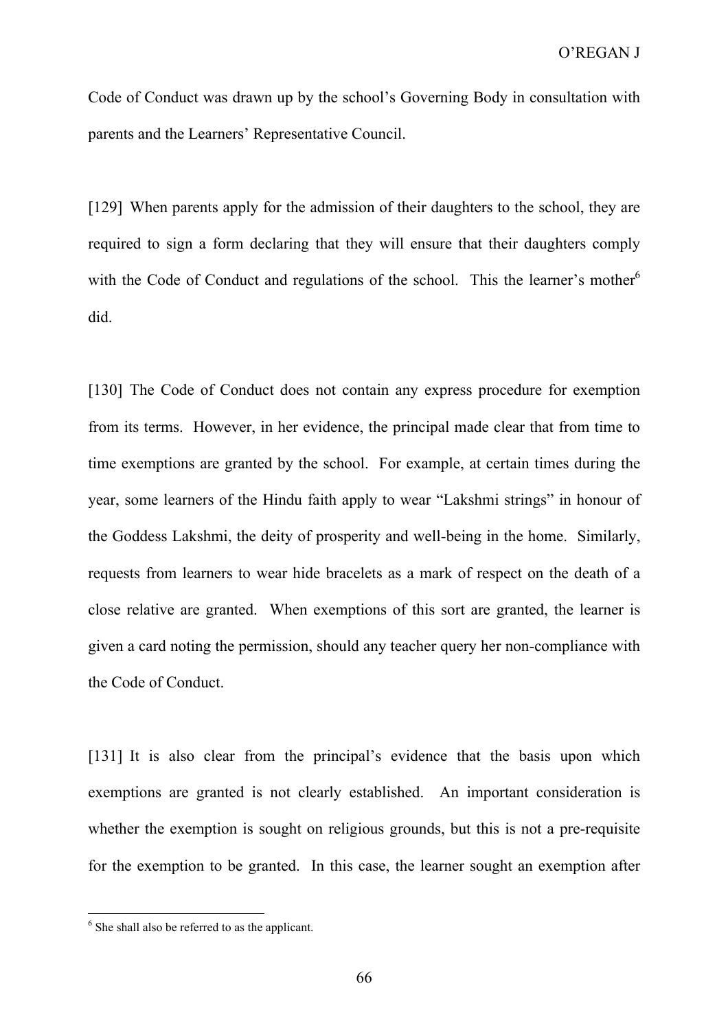Code of Conduct was drawn up by the school's Governing Body in consultation with parents and the Learners' Representative Council.

[129] When parents apply for the admission of their daughters to the school, they are required to sign a form declaring that they will ensure that their daughters comply with the Code of Conduct and regulations of the school. This the learner's mother[6] did.

[130] The Code of Conduct does not contain any express procedure for exemption from its terms. However, in her evidence, the principal made clear that from time to time exemptions are granted by the school. For example, at certain times during the year, some learners of the Hindu faith apply to wear "Lakshmi strings" in honour of the Goddess Lakshmi, the deity of prosperity and well-being in the home. Similarly, requests from learners to wear hide bracelets as a mark of respect on the death of a close relative are granted. When exemptions of this sort are granted, the learner is given a card noting the permission, should any teacher query her non-compliance with the Code of Conduct.

[131] It is also clear from the principal's evidence that the basis upon which exemptions are granted is not clearly established. An important consideration is whether the exemption is sought on religious grounds, but this is not a pre-requisite for the exemption to be granted. In this case, the learner sought an exemption after

[6] She shall also be referred to as the applicant.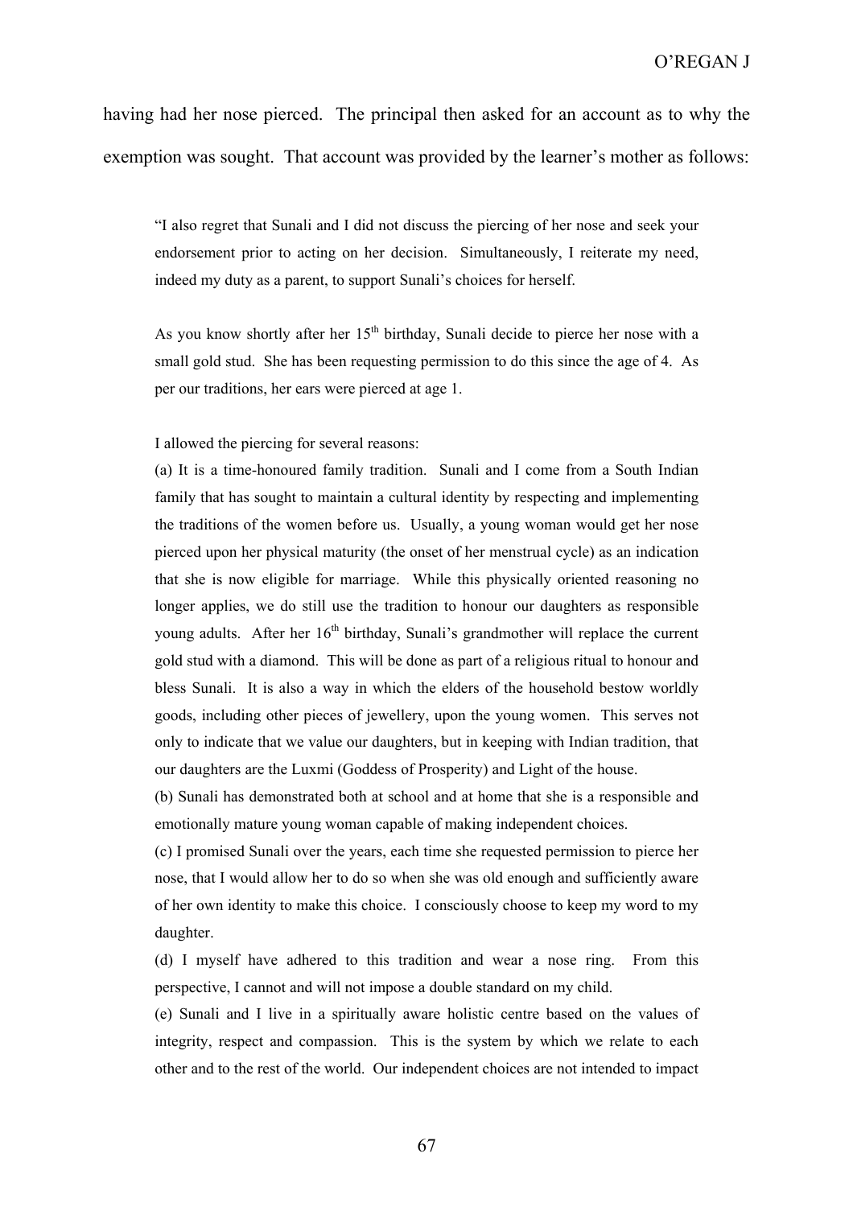having had her nose pierced. The principal then asked for an account as to why the exemption was sought. That account was provided by the learner's mother as follows:

> "I also regret that Sunali and I did not discuss the piercing of her nose and seek your endorsement prior to acting on her decision. Simultaneously, I reiterate my need, indeed my duty as a parent, to support Sunali's choices for herself.
>
> As you know shortly after her 15th birthday, Sunali decide to pierce her nose with a small gold stud. She has been requesting permission to do this since the age of 4. As per our traditions, her ears were pierced at age 1.
>
> I allowed the piercing for several reasons:
> (a) It is a time-honoured family tradition. Sunali and I come from a South Indian family that has sought to maintain a cultural identity by respecting and implementing the traditions of the women before us. Usually, a young woman would get her nose pierced upon her physical maturity (the onset of her menstrual cycle) as an indication that she is now eligible for marriage. While this physically oriented reasoning no longer applies, we do still use the tradition to honour our daughters as responsible young adults. After her 16th birthday, Sunali's grandmother will replace the current gold stud with a diamond. This will be done as part of a religious ritual to honour and bless Sunali. It is also a way in which the elders of the household bestow worldly goods, including other pieces of jewellery, upon the young women. This serves not only to indicate that we value our daughters, but in keeping with Indian tradition, that our daughters are the Luxmi (Goddess of Prosperity) and Light of the house.
> (b) Sunali has demonstrated both at school and at home that she is a responsible and emotionally mature young woman capable of making independent choices.
> (c) I promised Sunali over the years, each time she requested permission to pierce her nose, that I would allow her to do so when she was old enough and sufficiently aware of her own identity to make this choice. I consciously choose to keep my word to my daughter.
> (d) I myself have adhered to this tradition and wear a nose ring. From this perspective, I cannot and will not impose a double standard on my child.
> (e) Sunali and I live in a spiritually aware holistic centre based on the values of integrity, respect and compassion. This is the system by which we relate to each other and to the rest of the world. Our independent choices are not intended to impact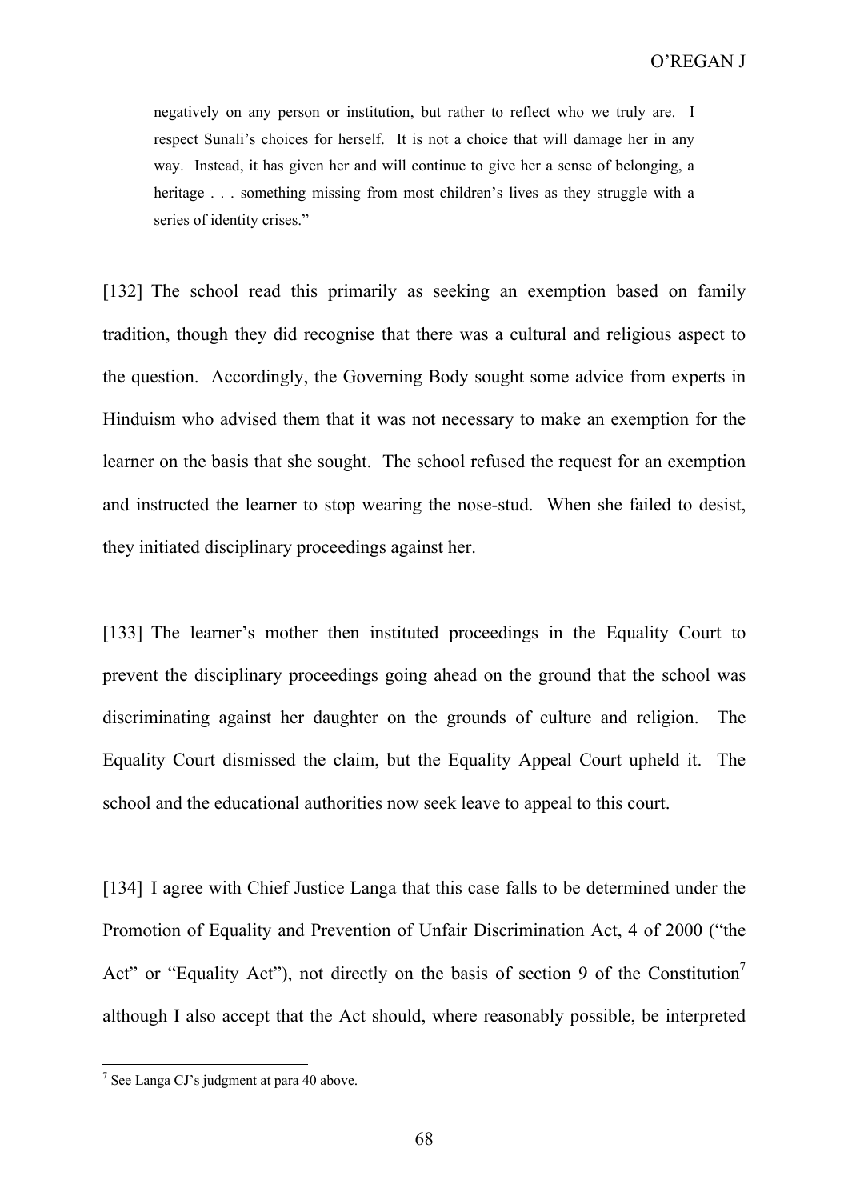> negatively on any person or institution, but rather to reflect who we truly are. I respect Sunali's choices for herself. It is not a choice that will damage her in any way. Instead, it has given her and will continue to give her a sense of belonging, a heritage . . . something missing from most children's lives as they struggle with a series of identity crises."

[132] The school read this primarily as seeking an exemption based on family tradition, though they did recognise that there was a cultural and religious aspect to the question. Accordingly, the Governing Body sought some advice from experts in Hinduism who advised them that it was not necessary to make an exemption for the learner on the basis that she sought. The school refused the request for an exemption and instructed the learner to stop wearing the nose-stud. When she failed to desist, they initiated disciplinary proceedings against her.

[133] The learner's mother then instituted proceedings in the Equality Court to prevent the disciplinary proceedings going ahead on the ground that the school was discriminating against her daughter on the grounds of culture and religion. The Equality Court dismissed the claim, but the Equality Appeal Court upheld it. The school and the educational authorities now seek leave to appeal to this court.

[134] I agree with Chief Justice Langa that this case falls to be determined under the Promotion of Equality and Prevention of Unfair Discrimination Act, 4 of 2000 ("the Act" or "Equality Act"), not directly on the basis of section 9 of the Constitution[7] although I also accept that the Act should, where reasonably possible, be interpreted

---

[7] See Langa CJ's judgment at para 40 above.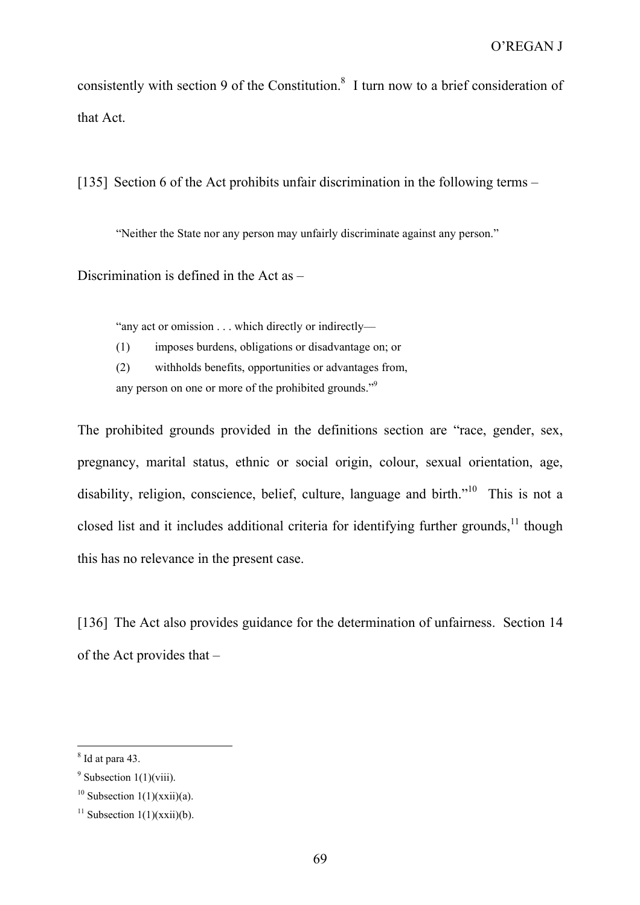consistently with section 9 of the Constitution.[8] I turn now to a brief consideration of that Act.

[135] Section 6 of the Act prohibits unfair discrimination in the following terms –

> "Neither the State nor any person may unfairly discriminate against any person."

Discrimination is defined in the Act as –

> "any act or omission . . . which directly or indirectly—
> (1) imposes burdens, obligations or disadvantage on; or
> (2) withholds benefits, opportunities or advantages from,
> any person on one or more of the prohibited grounds."[9]

The prohibited grounds provided in the definitions section are "race, gender, sex, pregnancy, marital status, ethnic or social origin, colour, sexual orientation, age, disability, religion, conscience, belief, culture, language and birth."[10] This is not a closed list and it includes additional criteria for identifying further grounds,[11] though this has no relevance in the present case.

[136] The Act also provides guidance for the determination of unfairness. Section 14 of the Act provides that –

---

[8] Id at para 43.

[9] Subsection 1(1)(viii).

[10] Subsection 1(1)(xxii)(a).

[11] Subsection 1(1)(xxii)(b).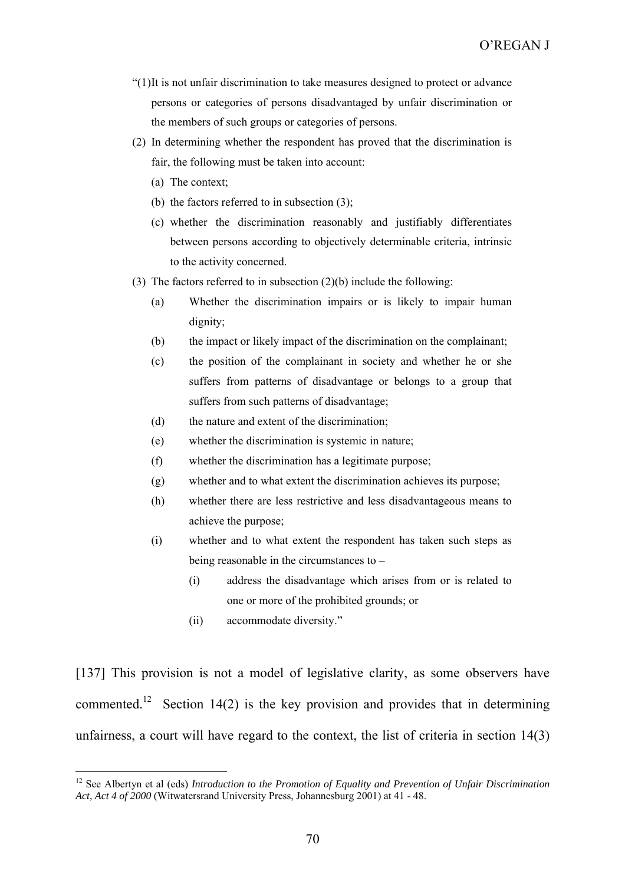> "(1)It is not unfair discrimination to take measures designed to protect or advance persons or categories of persons disadvantaged by unfair discrimination or the members of such groups or categories of persons.
>
> (2) In determining whether the respondent has proved that the discrimination is fair, the following must be taken into account:
>
> (a) The context;
>
> (b) the factors referred to in subsection (3);
>
> (c) whether the discrimination reasonably and justifiably differentiates between persons according to objectively determinable criteria, intrinsic to the activity concerned.
>
> (3) The factors referred to in subsection (2)(b) include the following:
>
> (a) Whether the discrimination impairs or is likely to impair human dignity;
>
> (b) the impact or likely impact of the discrimination on the complainant;
>
> (c) the position of the complainant in society and whether he or she suffers from patterns of disadvantage or belongs to a group that suffers from such patterns of disadvantage;
>
> (d) the nature and extent of the discrimination;
>
> (e) whether the discrimination is systemic in nature;
>
> (f) whether the discrimination has a legitimate purpose;
>
> (g) whether and to what extent the discrimination achieves its purpose;
>
> (h) whether there are less restrictive and less disadvantageous means to achieve the purpose;
>
> (i) whether and to what extent the respondent has taken such steps as being reasonable in the circumstances to –
>
> (i) address the disadvantage which arises from or is related to one or more of the prohibited grounds; or
>
> (ii) accommodate diversity."

[137] This provision is not a model of legislative clarity, as some observers have commented.[12] Section 14(2) is the key provision and provides that in determining unfairness, a court will have regard to the context, the list of criteria in section 14(3)

---

[12] See Albertyn et al (eds) *Introduction to the Promotion of Equality and Prevention of Unfair Discrimination Act, Act 4 of 2000* (Witwatersrand University Press, Johannesburg 2001) at 41 - 48.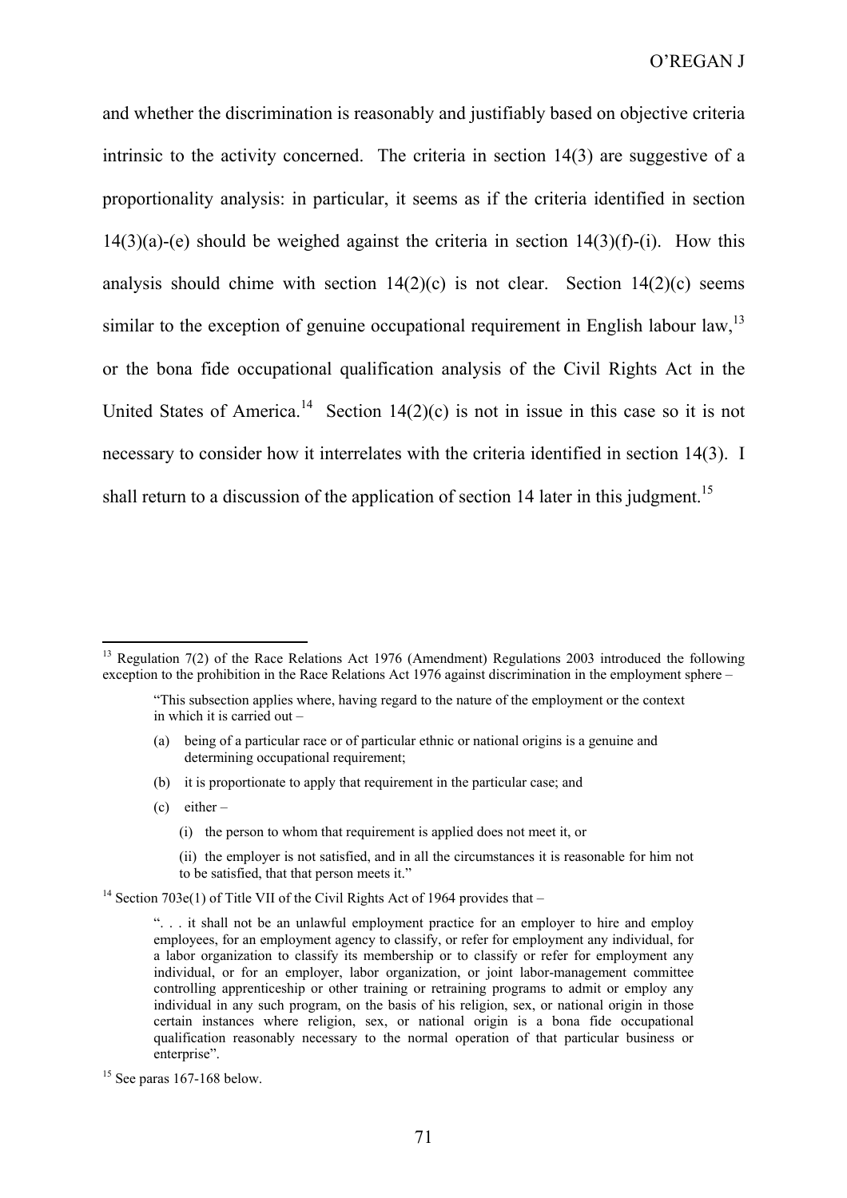and whether the discrimination is reasonably and justifiably based on objective criteria intrinsic to the activity concerned. The criteria in section 14(3) are suggestive of a proportionality analysis: in particular, it seems as if the criteria identified in section 14(3)(a)-(e) should be weighed against the criteria in section 14(3)(f)-(i). How this analysis should chime with section 14(2)(c) is not clear. Section 14(2)(c) seems similar to the exception of genuine occupational requirement in English labour law,[13] or the bona fide occupational qualification analysis of the Civil Rights Act in the United States of America.[14] Section 14(2)(c) is not in issue in this case so it is not necessary to consider how it interrelates with the criteria identified in section 14(3). I shall return to a discussion of the application of section 14 later in this judgment.[15]

---

[13] Regulation 7(2) of the Race Relations Act 1976 (Amendment) Regulations 2003 introduced the following exception to the prohibition in the Race Relations Act 1976 against discrimination in the employment sphere –

> "This subsection applies where, having regard to the nature of the employment or the context in which it is carried out –
>
> (a) being of a particular race or of particular ethnic or national origins is a genuine and determining occupational requirement;
>
> (b) it is proportionate to apply that requirement in the particular case; and
>
> (c) either –
>
> (i) the person to whom that requirement is applied does not meet it, or
>
> (ii) the employer is not satisfied, and in all the circumstances it is reasonable for him not to be satisfied, that that person meets it."

[14] Section 703e(1) of Title VII of the Civil Rights Act of 1964 provides that –

> ". . . it shall not be an unlawful employment practice for an employer to hire and employ employees, for an employment agency to classify, or refer for employment any individual, for a labor organization to classify its membership or to classify or refer for employment any individual, or for an employer, labor organization, or joint labor-management committee controlling apprenticeship or other training or retraining programs to admit or employ any individual in any such program, on the basis of his religion, sex, or national origin in those certain instances where religion, sex, or national origin is a bona fide occupational qualification reasonably necessary to the normal operation of that particular business or enterprise".

[15] See paras 167-168 below.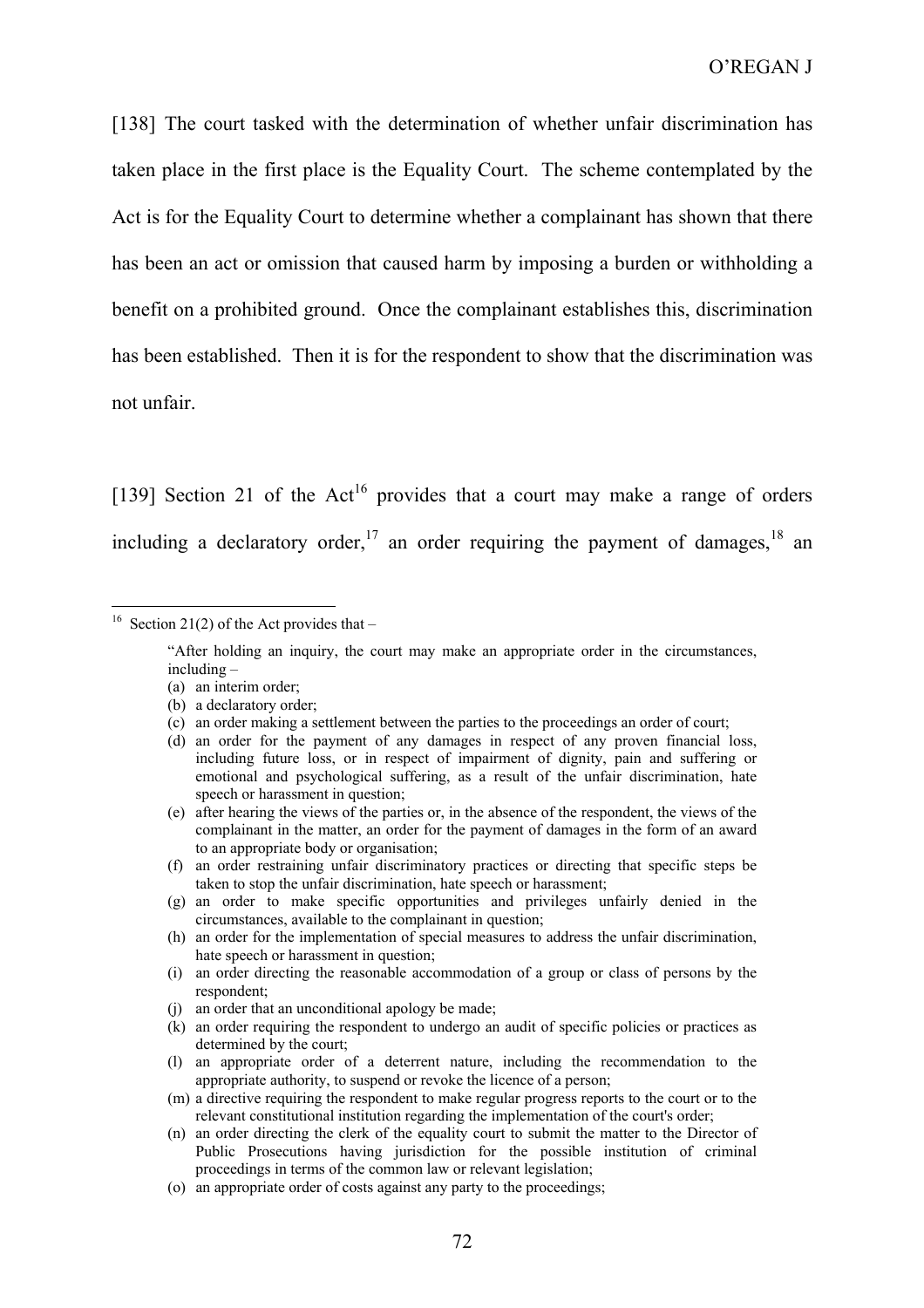[138] The court tasked with the determination of whether unfair discrimination has taken place in the first place is the Equality Court. The scheme contemplated by the Act is for the Equality Court to determine whether a complainant has shown that there has been an act or omission that caused harm by imposing a burden or withholding a benefit on a prohibited ground. Once the complainant establishes this, discrimination has been established. Then it is for the respondent to show that the discrimination was not unfair.

[139] Section 21 of the Act[16] provides that a court may make a range of orders including a declaratory order,[17] an order requiring the payment of damages,[18] an

---

[16] Section 21(2) of the Act provides that –

> "After holding an inquiry, the court may make an appropriate order in the circumstances, including –
>
> (a) an interim order;
> (b) a declaratory order;
> (c) an order making a settlement between the parties to the proceedings an order of court;
> (d) an order for the payment of any damages in respect of any proven financial loss, including future loss, or in respect of impairment of dignity, pain and suffering or emotional and psychological suffering, as a result of the unfair discrimination, hate speech or harassment in question;
> (e) after hearing the views of the parties or, in the absence of the respondent, the views of the complainant in the matter, an order for the payment of damages in the form of an award to an appropriate body or organisation;
> (f) an order restraining unfair discriminatory practices or directing that specific steps be taken to stop the unfair discrimination, hate speech or harassment;
> (g) an order to make specific opportunities and privileges unfairly denied in the circumstances, available to the complainant in question;
> (h) an order for the implementation of special measures to address the unfair discrimination, hate speech or harassment in question;
> (i) an order directing the reasonable accommodation of a group or class of persons by the respondent;
> (j) an order that an unconditional apology be made;
> (k) an order requiring the respondent to undergo an audit of specific policies or practices as determined by the court;
> (l) an appropriate order of a deterrent nature, including the recommendation to the appropriate authority, to suspend or revoke the licence of a person;
> (m) a directive requiring the respondent to make regular progress reports to the court or to the relevant constitutional institution regarding the implementation of the court's order;
> (n) an order directing the clerk of the equality court to submit the matter to the Director of Public Prosecutions having jurisdiction for the possible institution of criminal proceedings in terms of the common law or relevant legislation;
> (o) an appropriate order of costs against any party to the proceedings;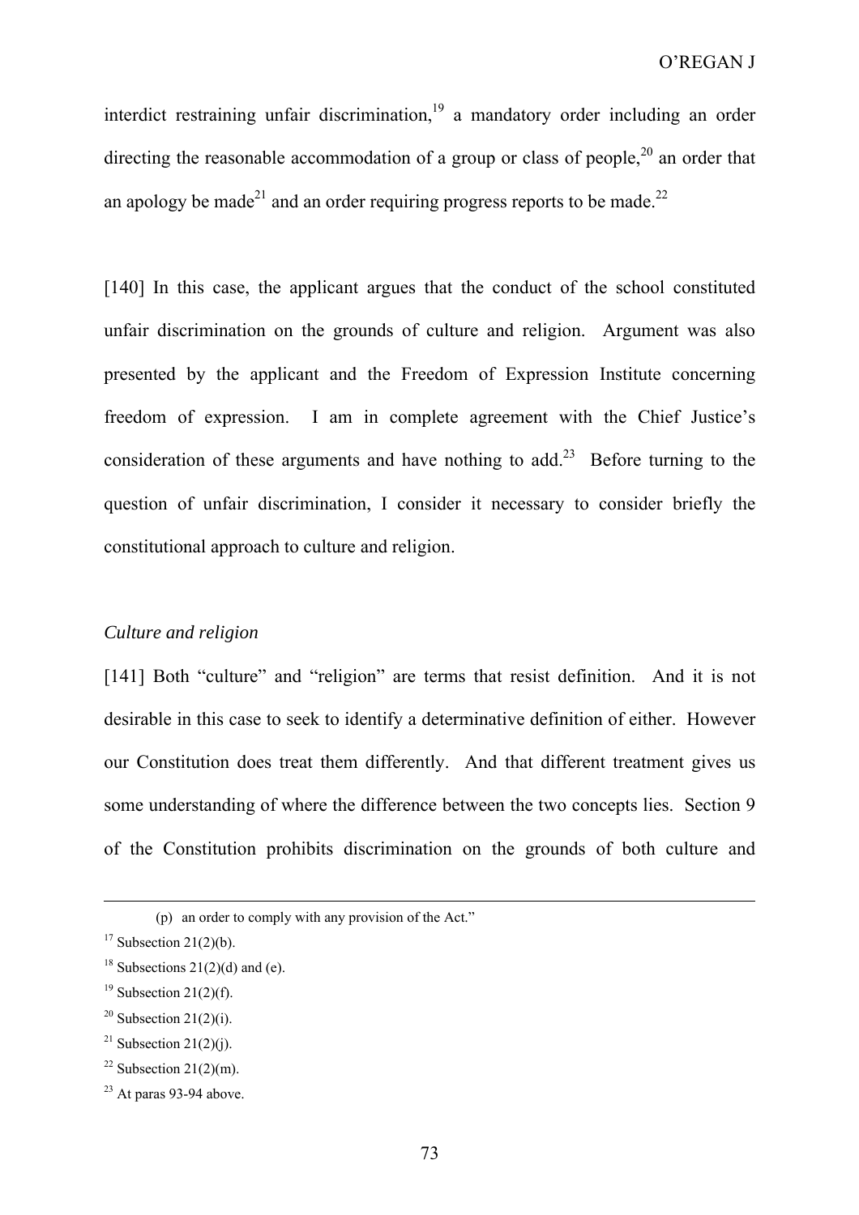interdict restraining unfair discrimination,[19] a mandatory order including an order directing the reasonable accommodation of a group or class of people,[20] an order that an apology be made[21] and an order requiring progress reports to be made.[22]

[140] In this case, the applicant argues that the conduct of the school constituted unfair discrimination on the grounds of culture and religion. Argument was also presented by the applicant and the Freedom of Expression Institute concerning freedom of expression. I am in complete agreement with the Chief Justice's consideration of these arguments and have nothing to add.[23] Before turning to the question of unfair discrimination, I consider it necessary to consider briefly the constitutional approach to culture and religion.

*Culture and religion*

[141] Both "culture" and "religion" are terms that resist definition. And it is not desirable in this case to seek to identify a determinative definition of either. However our Constitution does treat them differently. And that different treatment gives us some understanding of where the difference between the two concepts lies. Section 9 of the Constitution prohibits discrimination on the grounds of both culture and

---

(p) an order to comply with any provision of the Act."

[17] Subsection 21(2)(b).

[18] Subsections 21(2)(d) and (e).

[19] Subsection 21(2)(f).

[20] Subsection 21(2)(i).

[21] Subsection 21(2)(j).

[22] Subsection 21(2)(m).

[23] At paras 93-94 above.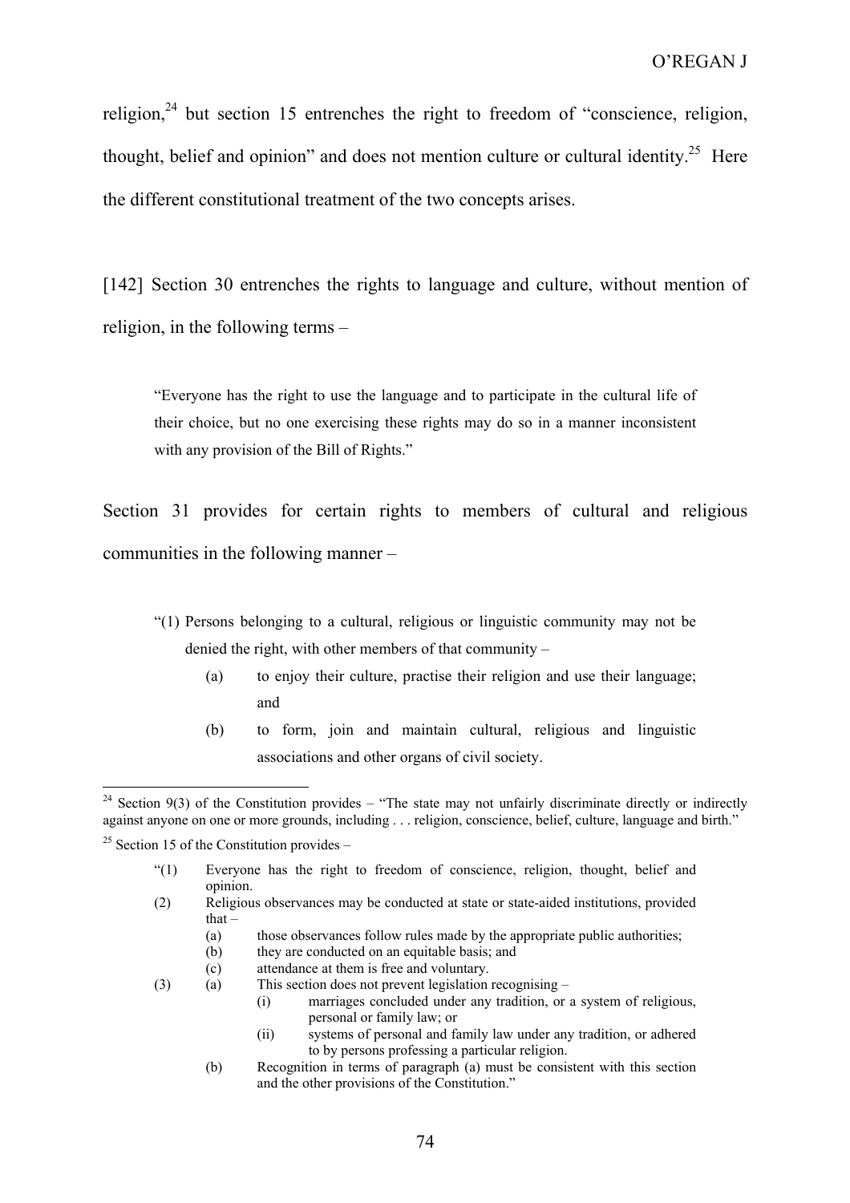religion,[24] but section 15 entrenches the right to freedom of "conscience, religion, thought, belief and opinion" and does not mention culture or cultural identity.[25] Here the different constitutional treatment of the two concepts arises.

[142] Section 30 entrenches the rights to language and culture, without mention of religion, in the following terms –

> "Everyone has the right to use the language and to participate in the cultural life of their choice, but no one exercising these rights may do so in a manner inconsistent with any provision of the Bill of Rights."

Section 31 provides for certain rights to members of cultural and religious communities in the following manner –

> "(1) Persons belonging to a cultural, religious or linguistic community may not be denied the right, with other members of that community –
>
> (a) to enjoy their culture, practise their religion and use their language; and
>
> (b) to form, join and maintain cultural, religious and linguistic associations and other organs of civil society.

---

[24] Section 9(3) of the Constitution provides – "The state may not unfairly discriminate directly or indirectly against anyone on one or more grounds, including . . . religion, conscience, belief, culture, language and birth."

[25] Section 15 of the Constitution provides –

> "(1) Everyone has the right to freedom of conscience, religion, thought, belief and opinion.
>
> (2) Religious observances may be conducted at state or state-aided institutions, provided that –
>
> (a) those observances follow rules made by the appropriate public authorities;
>
> (b) they are conducted on an equitable basis; and
>
> (c) attendance at them is free and voluntary.
>
> (3) (a) This section does not prevent legislation recognising –
>
> (i) marriages concluded under any tradition, or a system of religious, personal or family law; or
>
> (ii) systems of personal and family law under any tradition, or adhered to by persons professing a particular religion.
>
> (b) Recognition in terms of paragraph (a) must be consistent with this section and the other provisions of the Constitution."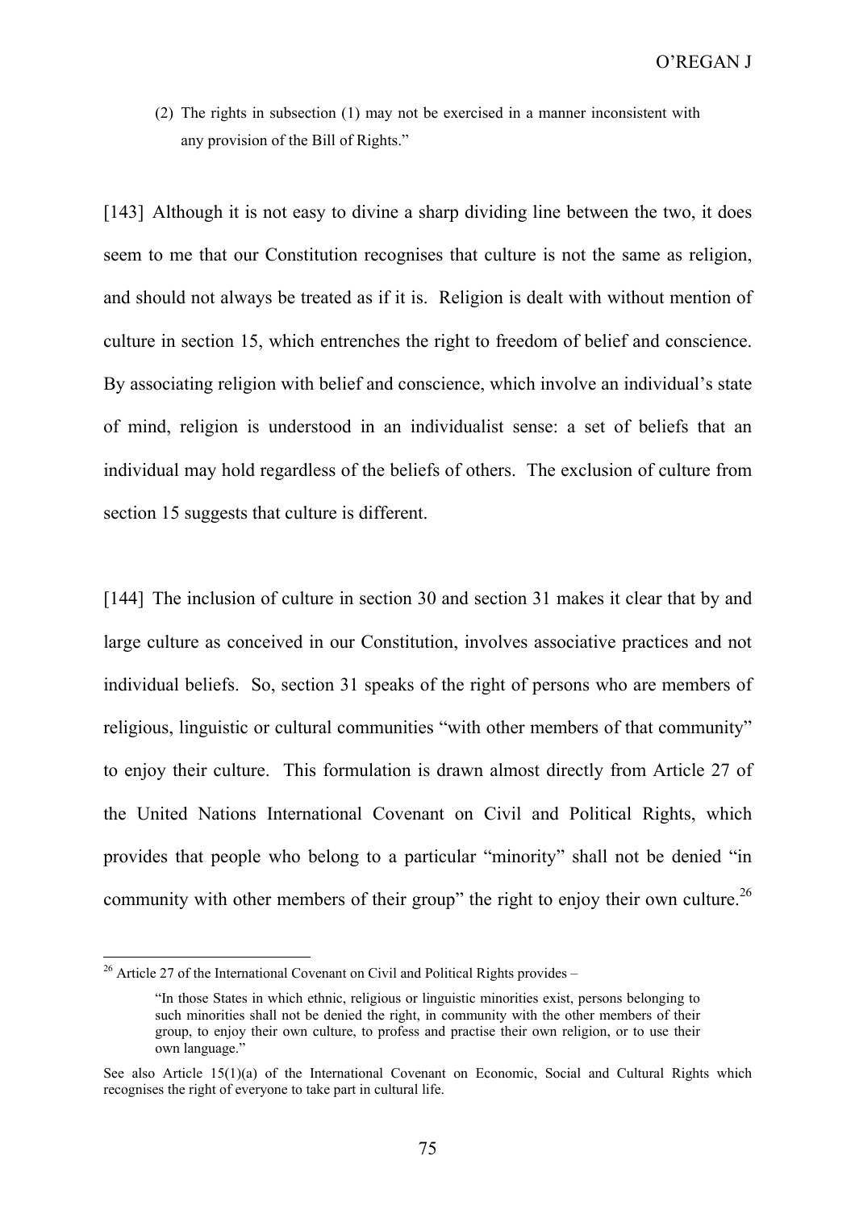(2) The rights in subsection (1) may not be exercised in a manner inconsistent with any provision of the Bill of Rights."

[143] Although it is not easy to divine a sharp dividing line between the two, it does seem to me that our Constitution recognises that culture is not the same as religion, and should not always be treated as if it is. Religion is dealt with without mention of culture in section 15, which entrenches the right to freedom of belief and conscience. By associating religion with belief and conscience, which involve an individual's state of mind, religion is understood in an individualist sense: a set of beliefs that an individual may hold regardless of the beliefs of others. The exclusion of culture from section 15 suggests that culture is different.

[144] The inclusion of culture in section 30 and section 31 makes it clear that by and large culture as conceived in our Constitution, involves associative practices and not individual beliefs. So, section 31 speaks of the right of persons who are members of religious, linguistic or cultural communities "with other members of that community" to enjoy their culture. This formulation is drawn almost directly from Article 27 of the United Nations International Covenant on Civil and Political Rights, which provides that people who belong to a particular "minority" shall not be denied "in community with other members of their group" the right to enjoy their own culture.[26]

---

[26] Article 27 of the International Covenant on Civil and Political Rights provides –

> "In those States in which ethnic, religious or linguistic minorities exist, persons belonging to such minorities shall not be denied the right, in community with the other members of their group, to enjoy their own culture, to profess and practise their own religion, or to use their own language."

See also Article 15(1)(a) of the International Covenant on Economic, Social and Cultural Rights which recognises the right of everyone to take part in cultural life.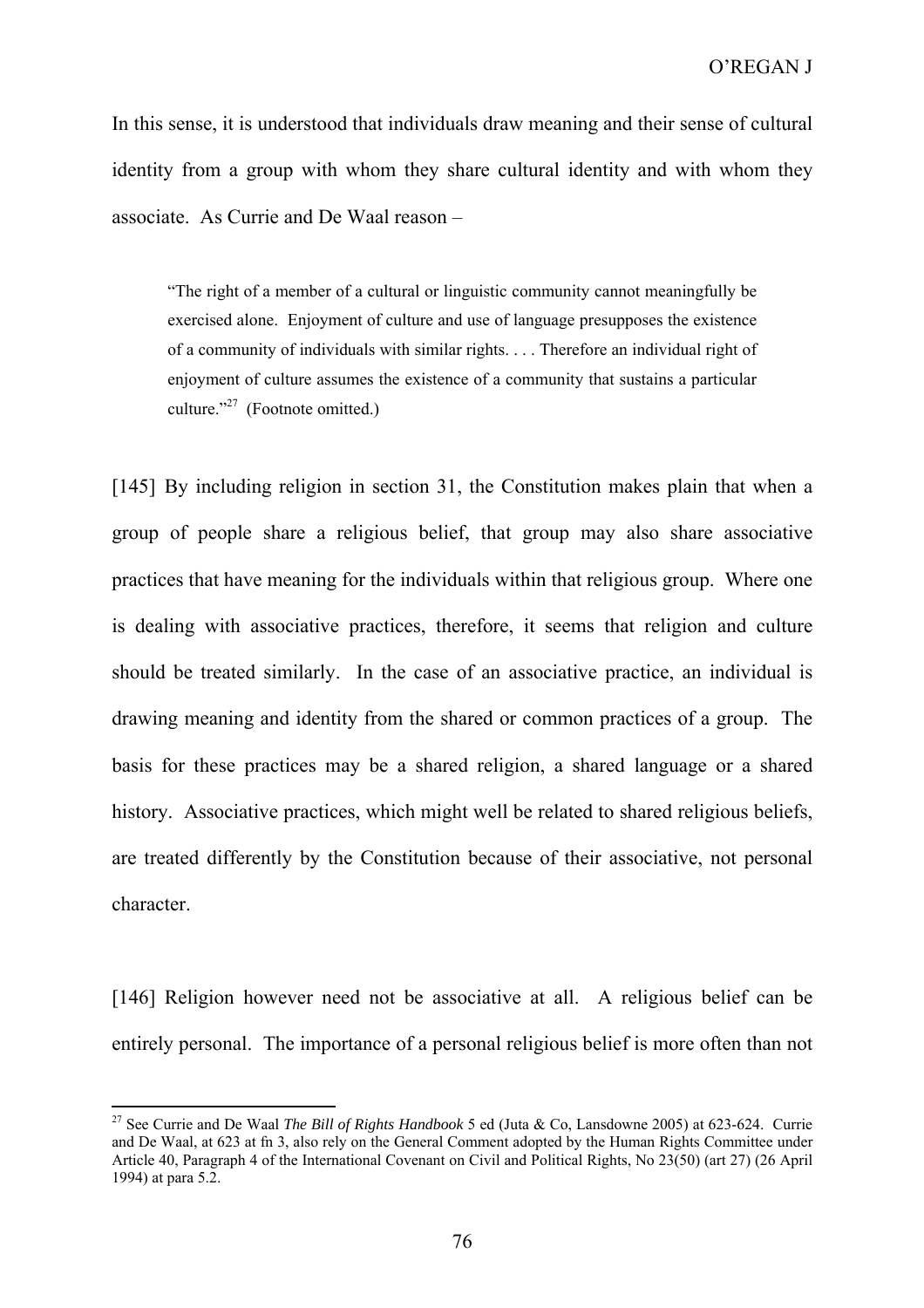In this sense, it is understood that individuals draw meaning and their sense of cultural identity from a group with whom they share cultural identity and with whom they associate. As Currie and De Waal reason –

> "The right of a member of a cultural or linguistic community cannot meaningfully be exercised alone. Enjoyment of culture and use of language presupposes the existence of a community of individuals with similar rights. . . . Therefore an individual right of enjoyment of culture assumes the existence of a community that sustains a particular culture."[27] (Footnote omitted.)

[145] By including religion in section 31, the Constitution makes plain that when a group of people share a religious belief, that group may also share associative practices that have meaning for the individuals within that religious group. Where one is dealing with associative practices, therefore, it seems that religion and culture should be treated similarly. In the case of an associative practice, an individual is drawing meaning and identity from the shared or common practices of a group. The basis for these practices may be a shared religion, a shared language or a shared history. Associative practices, which might well be related to shared religious beliefs, are treated differently by the Constitution because of their associative, not personal character.

[146] Religion however need not be associative at all. A religious belief can be entirely personal. The importance of a personal religious belief is more often than not

---

[27] See Currie and De Waal *The Bill of Rights Handbook* 5 ed (Juta & Co, Lansdowne 2005) at 623-624. Currie and De Waal, at 623 at fn 3, also rely on the General Comment adopted by the Human Rights Committee under Article 40, Paragraph 4 of the International Covenant on Civil and Political Rights, No 23(50) (art 27) (26 April 1994) at para 5.2.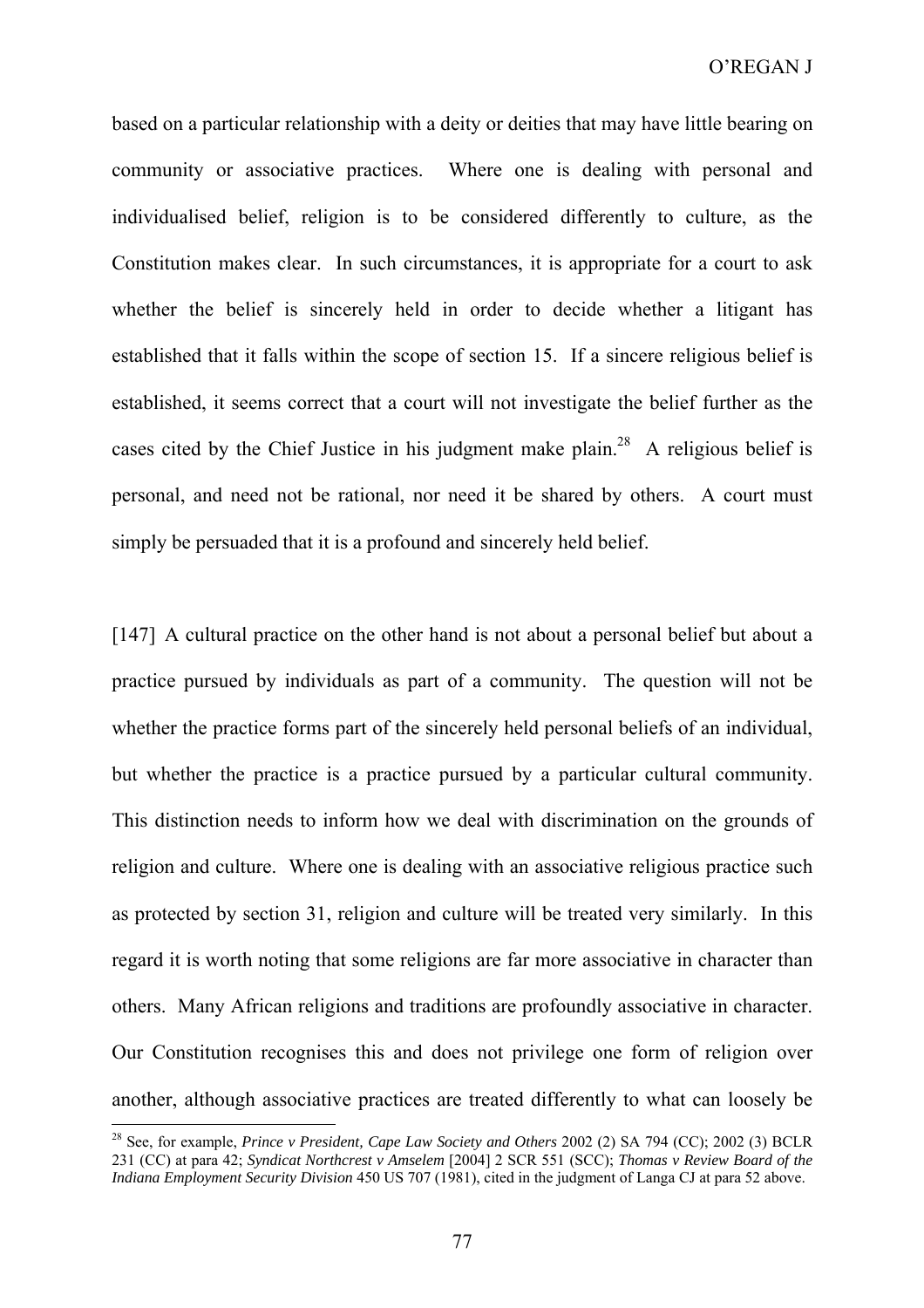based on a particular relationship with a deity or deities that may have little bearing on community or associative practices. Where one is dealing with personal and individualised belief, religion is to be considered differently to culture, as the Constitution makes clear. In such circumstances, it is appropriate for a court to ask whether the belief is sincerely held in order to decide whether a litigant has established that it falls within the scope of section 15. If a sincere religious belief is established, it seems correct that a court will not investigate the belief further as the cases cited by the Chief Justice in his judgment make plain.[28] A religious belief is personal, and need not be rational, nor need it be shared by others. A court must simply be persuaded that it is a profound and sincerely held belief.

[147] A cultural practice on the other hand is not about a personal belief but about a practice pursued by individuals as part of a community. The question will not be whether the practice forms part of the sincerely held personal beliefs of an individual, but whether the practice is a practice pursued by a particular cultural community. This distinction needs to inform how we deal with discrimination on the grounds of religion and culture. Where one is dealing with an associative religious practice such as protected by section 31, religion and culture will be treated very similarly. In this regard it is worth noting that some religions are far more associative in character than others. Many African religions and traditions are profoundly associative in character. Our Constitution recognises this and does not privilege one form of religion over another, although associative practices are treated differently to what can loosely be

---

[28] See, for example, *Prince v President, Cape Law Society and Others* 2002 (2) SA 794 (CC); 2002 (3) BCLR 231 (CC) at para 42; *Syndicat Northcrest v Amselem* [2004] 2 SCR 551 (SCC); *Thomas v Review Board of the Indiana Employment Security Division* 450 US 707 (1981), cited in the judgment of Langa CJ at para 52 above.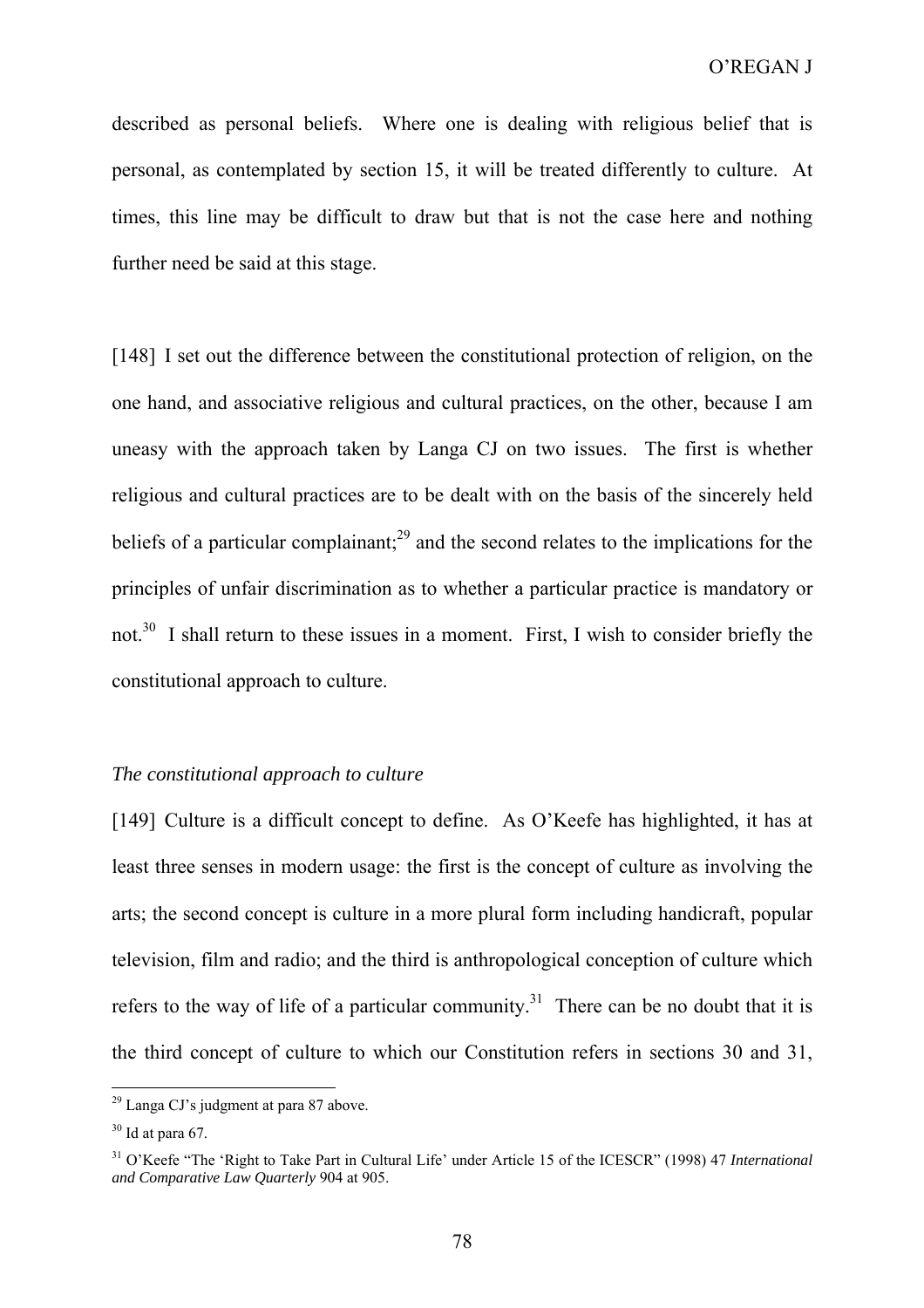described as personal beliefs. Where one is dealing with religious belief that is personal, as contemplated by section 15, it will be treated differently to culture. At times, this line may be difficult to draw but that is not the case here and nothing further need be said at this stage.

[148] I set out the difference between the constitutional protection of religion, on the one hand, and associative religious and cultural practices, on the other, because I am uneasy with the approach taken by Langa CJ on two issues. The first is whether religious and cultural practices are to be dealt with on the basis of the sincerely held beliefs of a particular complainant;[29] and the second relates to the implications for the principles of unfair discrimination as to whether a particular practice is mandatory or not.[30] I shall return to these issues in a moment. First, I wish to consider briefly the constitutional approach to culture.

*The constitutional approach to culture*

[149] Culture is a difficult concept to define. As O'Keefe has highlighted, it has at least three senses in modern usage: the first is the concept of culture as involving the arts; the second concept is culture in a more plural form including handicraft, popular television, film and radio; and the third is anthropological conception of culture which refers to the way of life of a particular community.[31] There can be no doubt that it is the third concept of culture to which our Constitution refers in sections 30 and 31,

---

[29] Langa CJ's judgment at para 87 above.

[30] Id at para 67.

[31] O'Keefe "The 'Right to Take Part in Cultural Life' under Article 15 of the ICESCR" (1998) 47 *International and Comparative Law Quarterly* 904 at 905.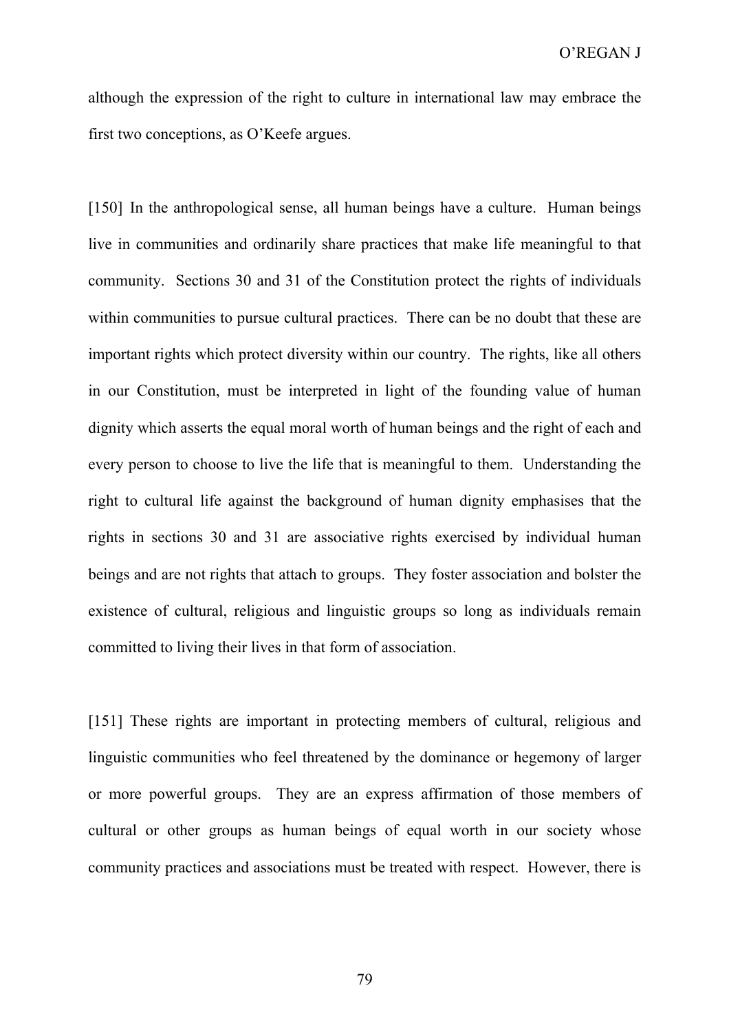although the expression of the right to culture in international law may embrace the first two conceptions, as O'Keefe argues.

[150] In the anthropological sense, all human beings have a culture. Human beings live in communities and ordinarily share practices that make life meaningful to that community. Sections 30 and 31 of the Constitution protect the rights of individuals within communities to pursue cultural practices. There can be no doubt that these are important rights which protect diversity within our country. The rights, like all others in our Constitution, must be interpreted in light of the founding value of human dignity which asserts the equal moral worth of human beings and the right of each and every person to choose to live the life that is meaningful to them. Understanding the right to cultural life against the background of human dignity emphasises that the rights in sections 30 and 31 are associative rights exercised by individual human beings and are not rights that attach to groups. They foster association and bolster the existence of cultural, religious and linguistic groups so long as individuals remain committed to living their lives in that form of association.

[151] These rights are important in protecting members of cultural, religious and linguistic communities who feel threatened by the dominance or hegemony of larger or more powerful groups. They are an express affirmation of those members of cultural or other groups as human beings of equal worth in our society whose community practices and associations must be treated with respect. However, there is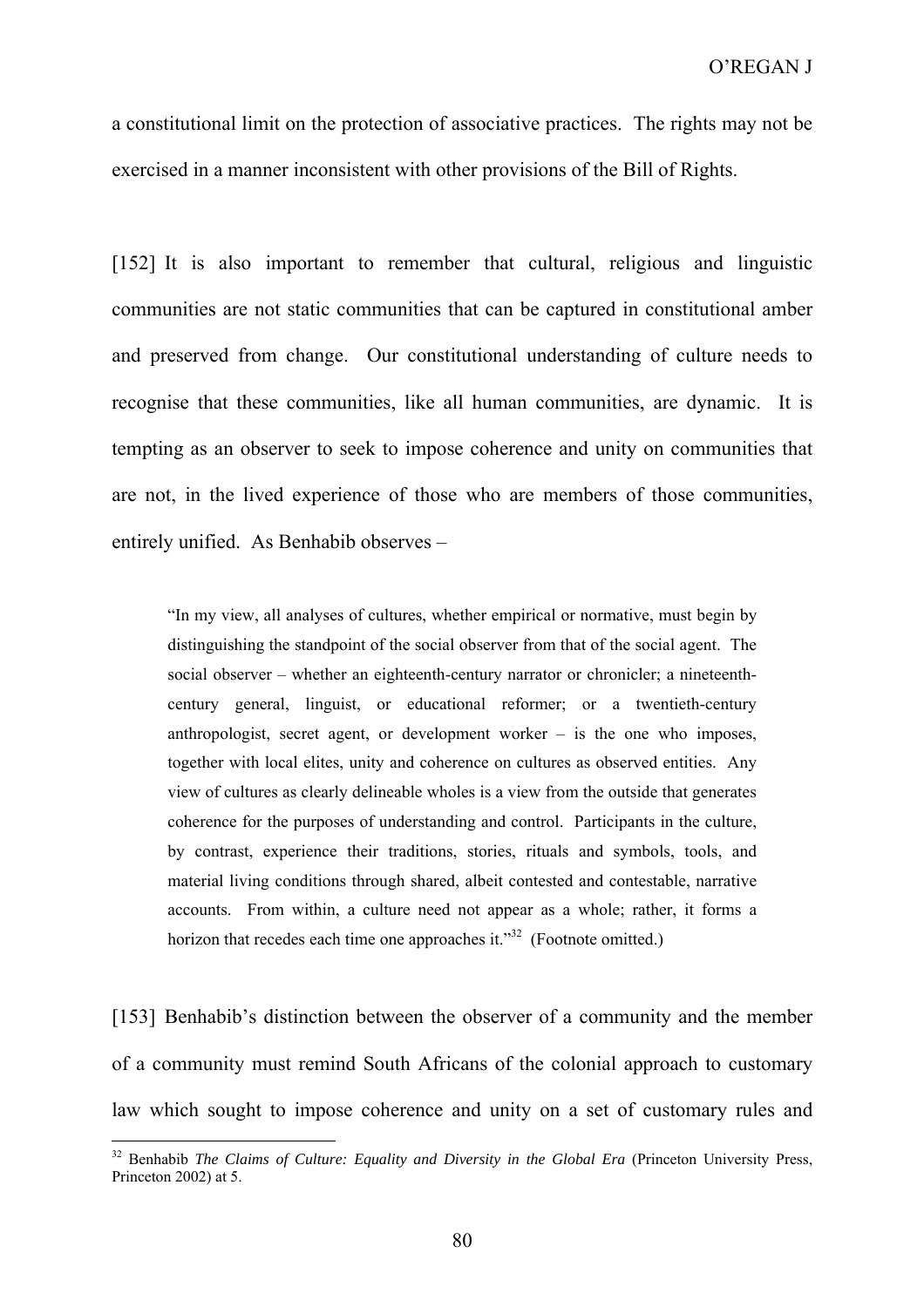a constitutional limit on the protection of associative practices. The rights may not be exercised in a manner inconsistent with other provisions of the Bill of Rights.

[152] It is also important to remember that cultural, religious and linguistic communities are not static communities that can be captured in constitutional amber and preserved from change. Our constitutional understanding of culture needs to recognise that these communities, like all human communities, are dynamic. It is tempting as an observer to seek to impose coherence and unity on communities that are not, in the lived experience of those who are members of those communities, entirely unified. As Benhabib observes –

> "In my view, all analyses of cultures, whether empirical or normative, must begin by distinguishing the standpoint of the social observer from that of the social agent. The social observer – whether an eighteenth-century narrator or chronicler; a nineteenth-century general, linguist, or educational reformer; or a twentieth-century anthropologist, secret agent, or development worker – is the one who imposes, together with local elites, unity and coherence on cultures as observed entities. Any view of cultures as clearly delineable wholes is a view from the outside that generates coherence for the purposes of understanding and control. Participants in the culture, by contrast, experience their traditions, stories, rituals and symbols, tools, and material living conditions through shared, albeit contested and contestable, narrative accounts. From within, a culture need not appear as a whole; rather, it forms a horizon that recedes each time one approaches it."[32] (Footnote omitted.)

[153] Benhabib's distinction between the observer of a community and the member of a community must remind South Africans of the colonial approach to customary law which sought to impose coherence and unity on a set of customary rules and

---

[32] Benhabib *The Claims of Culture: Equality and Diversity in the Global Era* (Princeton University Press, Princeton 2002) at 5.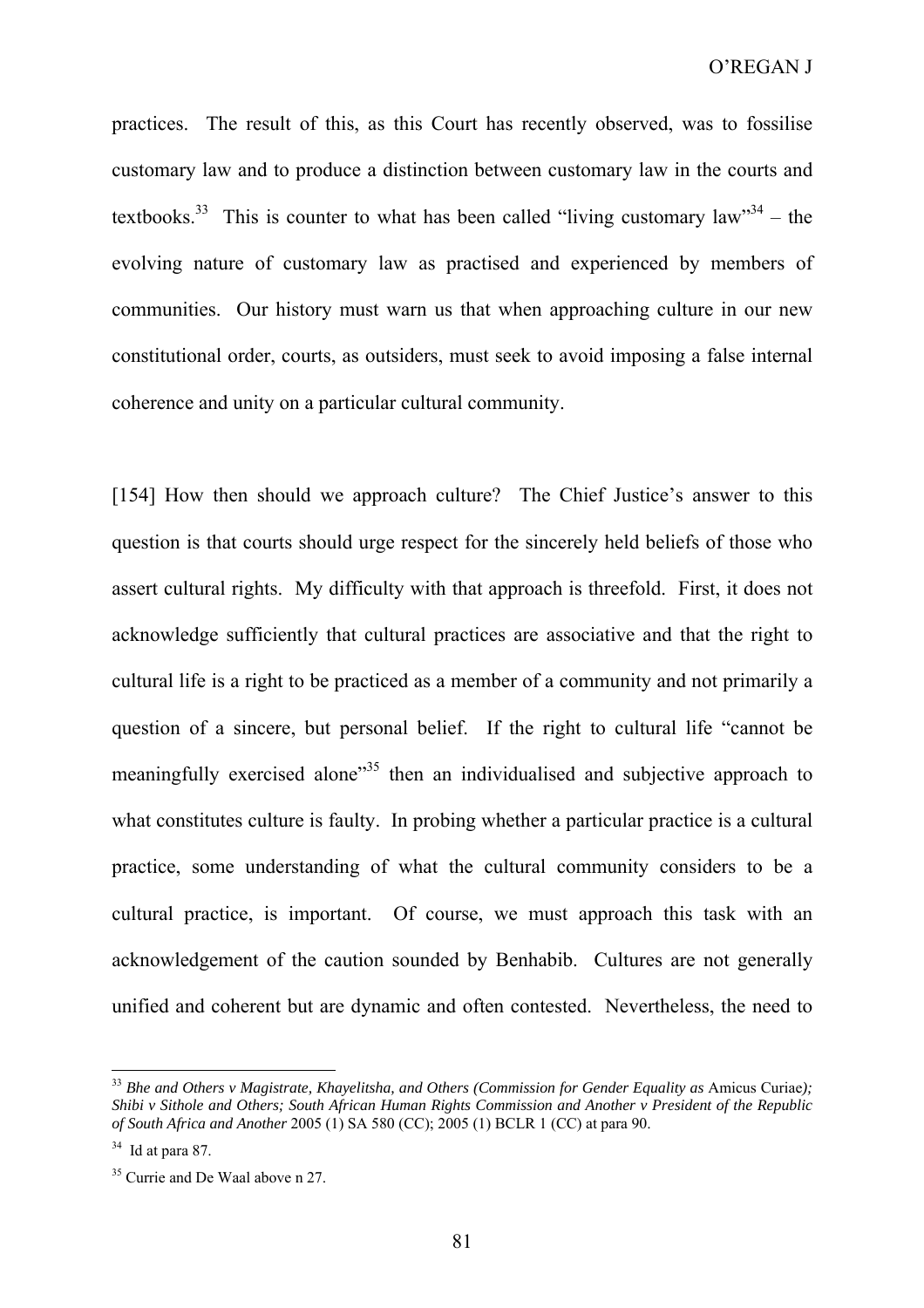practices. The result of this, as this Court has recently observed, was to fossilise customary law and to produce a distinction between customary law in the courts and textbooks.[33] This is counter to what has been called "living customary law"[34] – the evolving nature of customary law as practised and experienced by members of communities. Our history must warn us that when approaching culture in our new constitutional order, courts, as outsiders, must seek to avoid imposing a false internal coherence and unity on a particular cultural community.

[154] How then should we approach culture? The Chief Justice's answer to this question is that courts should urge respect for the sincerely held beliefs of those who assert cultural rights. My difficulty with that approach is threefold. First, it does not acknowledge sufficiently that cultural practices are associative and that the right to cultural life is a right to be practiced as a member of a community and not primarily a question of a sincere, but personal belief. If the right to cultural life "cannot be meaningfully exercised alone"[35] then an individualised and subjective approach to what constitutes culture is faulty. In probing whether a particular practice is a cultural practice, some understanding of what the cultural community considers to be a cultural practice, is important. Of course, we must approach this task with an acknowledgement of the caution sounded by Benhabib. Cultures are not generally unified and coherent but are dynamic and often contested. Nevertheless, the need to

---

[33] *Bhe and Others v Magistrate, Khayelitsha, and Others (Commission for Gender Equality as* Amicus Curiae*); Shibi v Sithole and Others; South African Human Rights Commission and Another v President of the Republic of South Africa and Another* 2005 (1) SA 580 (CC); 2005 (1) BCLR 1 (CC) at para 90.

[34] Id at para 87.

[35] Currie and De Waal above n 27.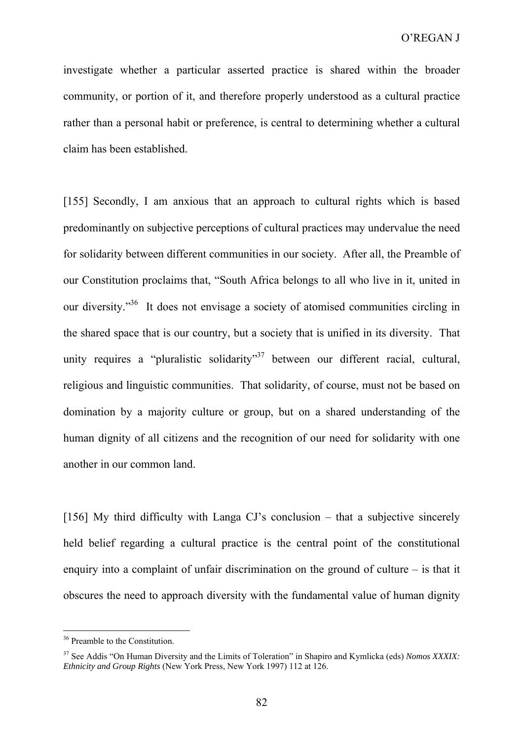investigate whether a particular asserted practice is shared within the broader community, or portion of it, and therefore properly understood as a cultural practice rather than a personal habit or preference, is central to determining whether a cultural claim has been established.

[155] Secondly, I am anxious that an approach to cultural rights which is based predominantly on subjective perceptions of cultural practices may undervalue the need for solidarity between different communities in our society. After all, the Preamble of our Constitution proclaims that, "South Africa belongs to all who live in it, united in our diversity."[36] It does not envisage a society of atomised communities circling in the shared space that is our country, but a society that is unified in its diversity. That unity requires a "pluralistic solidarity"[37] between our different racial, cultural, religious and linguistic communities. That solidarity, of course, must not be based on domination by a majority culture or group, but on a shared understanding of the human dignity of all citizens and the recognition of our need for solidarity with one another in our common land.

[156] My third difficulty with Langa CJ's conclusion – that a subjective sincerely held belief regarding a cultural practice is the central point of the constitutional enquiry into a complaint of unfair discrimination on the ground of culture – is that it obscures the need to approach diversity with the fundamental value of human dignity

---

[36] Preamble to the Constitution.

[37] See Addis "On Human Diversity and the Limits of Toleration" in Shapiro and Kymlicka (eds) *Nomos XXXIX: Ethnicity and Group Rights* (New York Press, New York 1997) 112 at 126.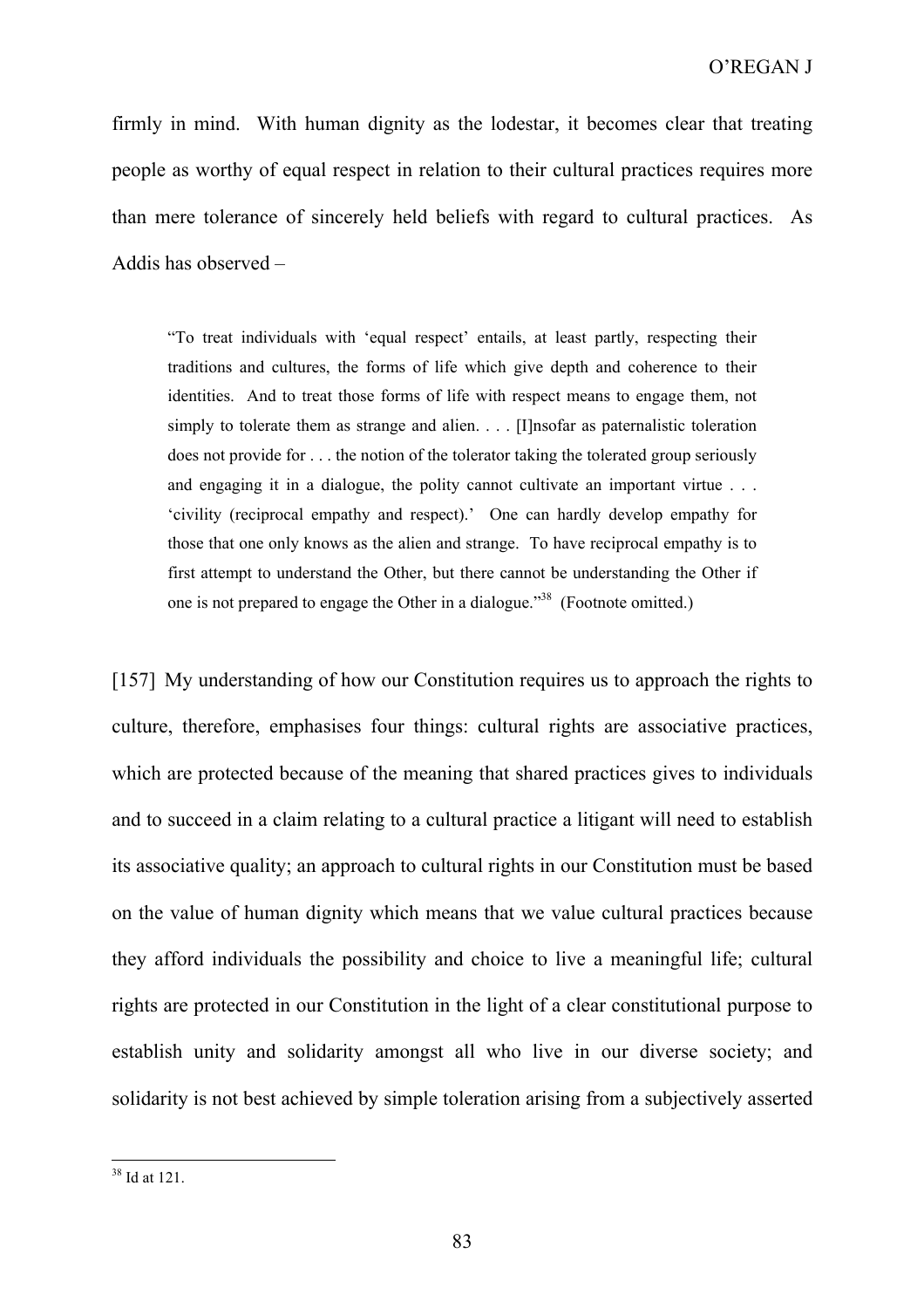firmly in mind. With human dignity as the lodestar, it becomes clear that treating people as worthy of equal respect in relation to their cultural practices requires more than mere tolerance of sincerely held beliefs with regard to cultural practices. As Addis has observed –

> "To treat individuals with 'equal respect' entails, at least partly, respecting their traditions and cultures, the forms of life which give depth and coherence to their identities. And to treat those forms of life with respect means to engage them, not simply to tolerate them as strange and alien. . . . [I]nsofar as paternalistic toleration does not provide for . . . the notion of the tolerator taking the tolerated group seriously and engaging it in a dialogue, the polity cannot cultivate an important virtue . . . 'civility (reciprocal empathy and respect).' One can hardly develop empathy for those that one only knows as the alien and strange. To have reciprocal empathy is to first attempt to understand the Other, but there cannot be understanding the Other if one is not prepared to engage the Other in a dialogue."[38] (Footnote omitted.)

[157] My understanding of how our Constitution requires us to approach the rights to culture, therefore, emphasises four things: cultural rights are associative practices, which are protected because of the meaning that shared practices gives to individuals and to succeed in a claim relating to a cultural practice a litigant will need to establish its associative quality; an approach to cultural rights in our Constitution must be based on the value of human dignity which means that we value cultural practices because they afford individuals the possibility and choice to live a meaningful life; cultural rights are protected in our Constitution in the light of a clear constitutional purpose to establish unity and solidarity amongst all who live in our diverse society; and solidarity is not best achieved by simple toleration arising from a subjectively asserted

---

[38] Id at 121.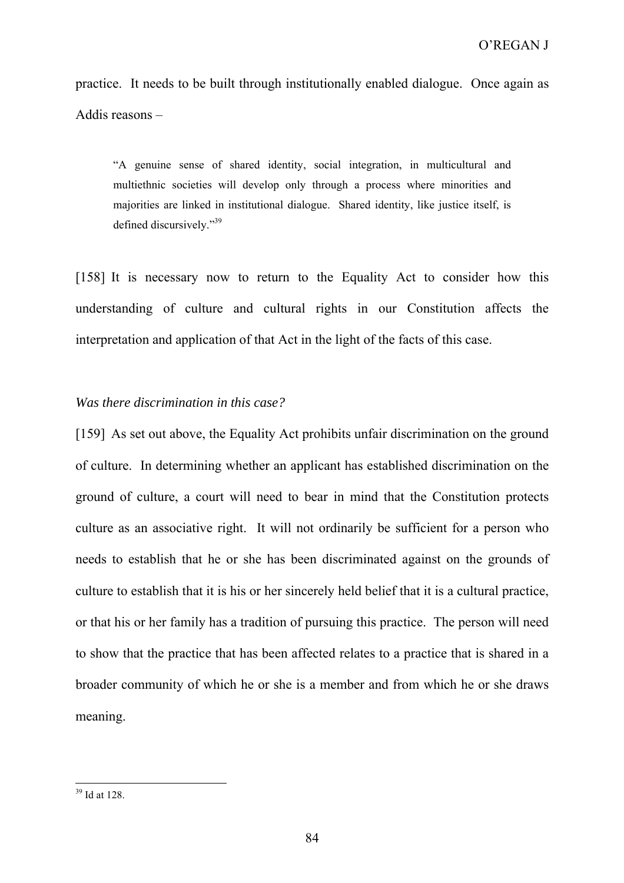practice. It needs to be built through institutionally enabled dialogue. Once again as Addis reasons –

> "A genuine sense of shared identity, social integration, in multicultural and multiethnic societies will develop only through a process where minorities and majorities are linked in institutional dialogue. Shared identity, like justice itself, is defined discursively."[39]

[158] It is necessary now to return to the Equality Act to consider how this understanding of culture and cultural rights in our Constitution affects the interpretation and application of that Act in the light of the facts of this case.

*Was there discrimination in this case?*

[159] As set out above, the Equality Act prohibits unfair discrimination on the ground of culture. In determining whether an applicant has established discrimination on the ground of culture, a court will need to bear in mind that the Constitution protects culture as an associative right. It will not ordinarily be sufficient for a person who needs to establish that he or she has been discriminated against on the grounds of culture to establish that it is his or her sincerely held belief that it is a cultural practice, or that his or her family has a tradition of pursuing this practice. The person will need to show that the practice that has been affected relates to a practice that is shared in a broader community of which he or she is a member and from which he or she draws meaning.

---

[39] Id at 128.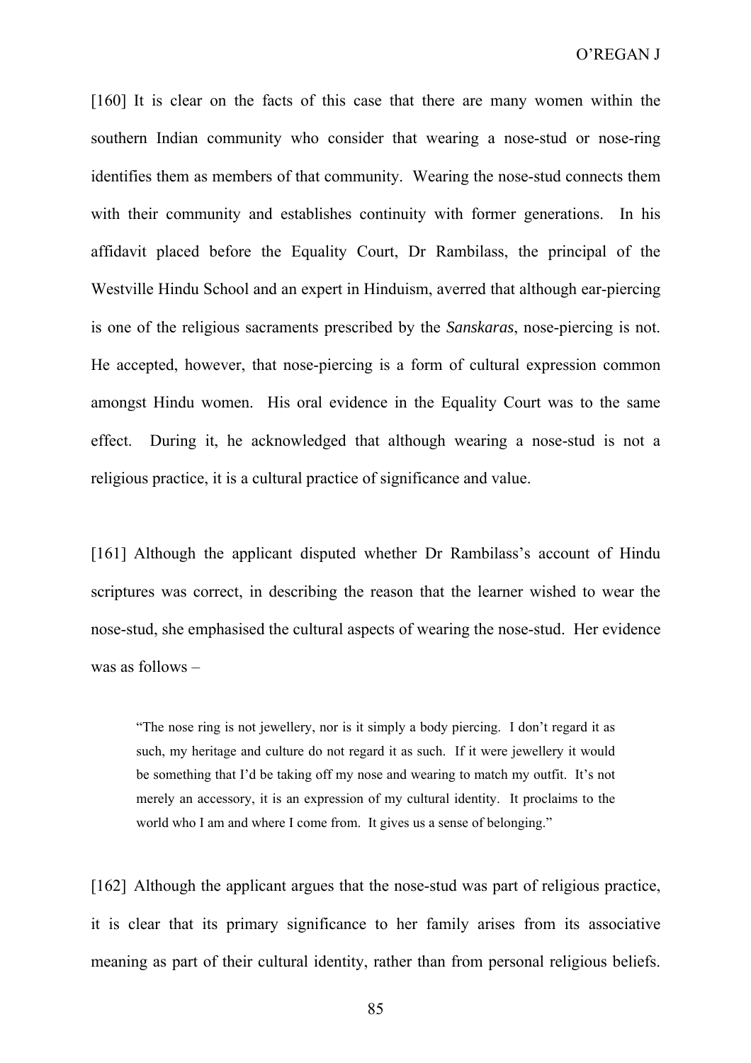[160] It is clear on the facts of this case that there are many women within the southern Indian community who consider that wearing a nose-stud or nose-ring identifies them as members of that community. Wearing the nose-stud connects them with their community and establishes continuity with former generations. In his affidavit placed before the Equality Court, Dr Rambilass, the principal of the Westville Hindu School and an expert in Hinduism, averred that although ear-piercing is one of the religious sacraments prescribed by the *Sanskaras*, nose-piercing is not. He accepted, however, that nose-piercing is a form of cultural expression common amongst Hindu women. His oral evidence in the Equality Court was to the same effect. During it, he acknowledged that although wearing a nose-stud is not a religious practice, it is a cultural practice of significance and value.

[161] Although the applicant disputed whether Dr Rambilass's account of Hindu scriptures was correct, in describing the reason that the learner wished to wear the nose-stud, she emphasised the cultural aspects of wearing the nose-stud. Her evidence was as follows –

> "The nose ring is not jewellery, nor is it simply a body piercing. I don't regard it as such, my heritage and culture do not regard it as such. If it were jewellery it would be something that I'd be taking off my nose and wearing to match my outfit. It's not merely an accessory, it is an expression of my cultural identity. It proclaims to the world who I am and where I come from. It gives us a sense of belonging."

[162] Although the applicant argues that the nose-stud was part of religious practice, it is clear that its primary significance to her family arises from its associative meaning as part of their cultural identity, rather than from personal religious beliefs.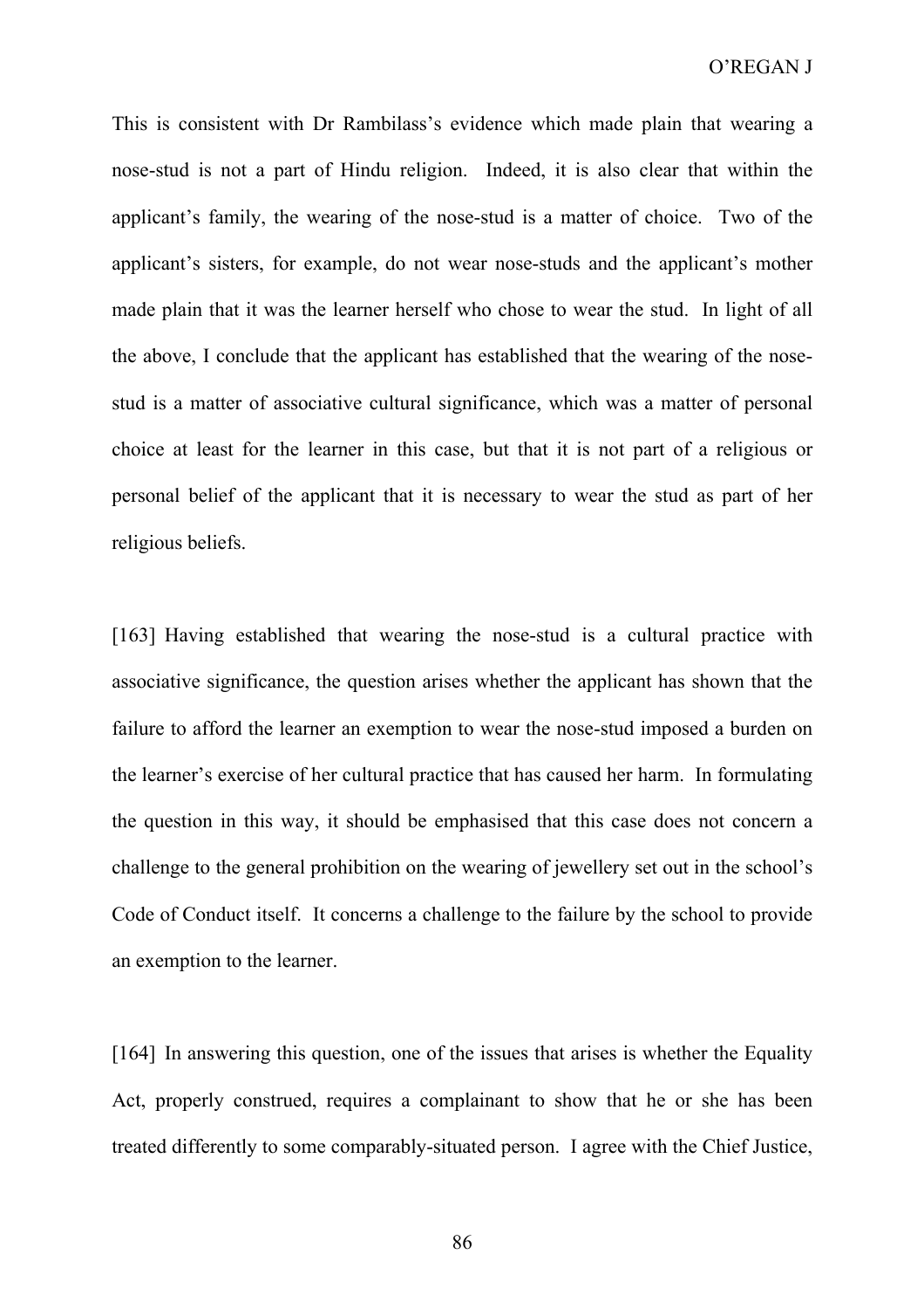This is consistent with Dr Rambilass's evidence which made plain that wearing a nose-stud is not a part of Hindu religion. Indeed, it is also clear that within the applicant's family, the wearing of the nose-stud is a matter of choice. Two of the applicant's sisters, for example, do not wear nose-studs and the applicant's mother made plain that it was the learner herself who chose to wear the stud. In light of all the above, I conclude that the applicant has established that the wearing of the nose-stud is a matter of associative cultural significance, which was a matter of personal choice at least for the learner in this case, but that it is not part of a religious or personal belief of the applicant that it is necessary to wear the stud as part of her religious beliefs.

[163] Having established that wearing the nose-stud is a cultural practice with associative significance, the question arises whether the applicant has shown that the failure to afford the learner an exemption to wear the nose-stud imposed a burden on the learner's exercise of her cultural practice that has caused her harm. In formulating the question in this way, it should be emphasised that this case does not concern a challenge to the general prohibition on the wearing of jewellery set out in the school's Code of Conduct itself. It concerns a challenge to the failure by the school to provide an exemption to the learner.

[164] In answering this question, one of the issues that arises is whether the Equality Act, properly construed, requires a complainant to show that he or she has been treated differently to some comparably-situated person. I agree with the Chief Justice,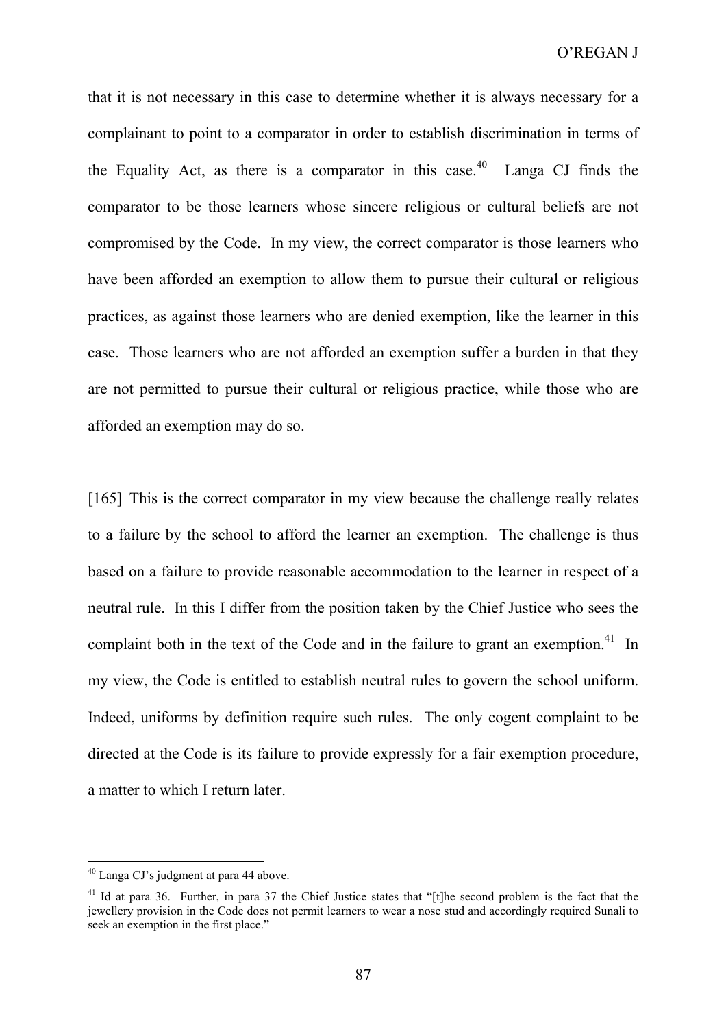that it is not necessary in this case to determine whether it is always necessary for a complainant to point to a comparator in order to establish discrimination in terms of the Equality Act, as there is a comparator in this case.[40] Langa CJ finds the comparator to be those learners whose sincere religious or cultural beliefs are not compromised by the Code. In my view, the correct comparator is those learners who have been afforded an exemption to allow them to pursue their cultural or religious practices, as against those learners who are denied exemption, like the learner in this case. Those learners who are not afforded an exemption suffer a burden in that they are not permitted to pursue their cultural or religious practice, while those who are afforded an exemption may do so.

[165] This is the correct comparator in my view because the challenge really relates to a failure by the school to afford the learner an exemption. The challenge is thus based on a failure to provide reasonable accommodation to the learner in respect of a neutral rule. In this I differ from the position taken by the Chief Justice who sees the complaint both in the text of the Code and in the failure to grant an exemption.[41] In my view, the Code is entitled to establish neutral rules to govern the school uniform. Indeed, uniforms by definition require such rules. The only cogent complaint to be directed at the Code is its failure to provide expressly for a fair exemption procedure, a matter to which I return later.

---

[40] Langa CJ's judgment at para 44 above.

[41] Id at para 36. Further, in para 37 the Chief Justice states that "[t]he second problem is the fact that the jewellery provision in the Code does not permit learners to wear a nose stud and accordingly required Sunali to seek an exemption in the first place."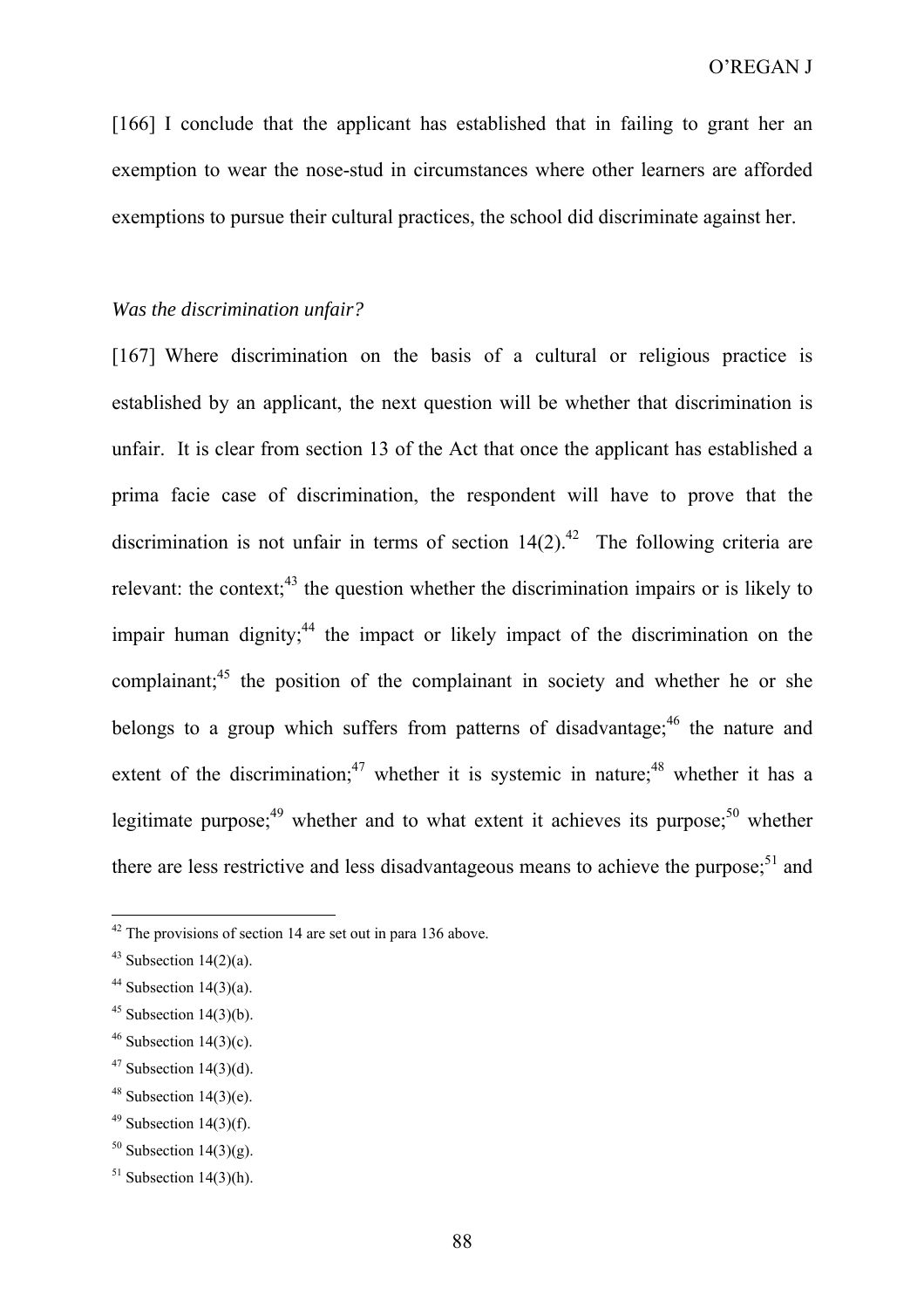[166] I conclude that the applicant has established that in failing to grant her an exemption to wear the nose-stud in circumstances where other learners are afforded exemptions to pursue their cultural practices, the school did discriminate against her.

*Was the discrimination unfair?*

[167] Where discrimination on the basis of a cultural or religious practice is established by an applicant, the next question will be whether that discrimination is unfair. It is clear from section 13 of the Act that once the applicant has established a prima facie case of discrimination, the respondent will have to prove that the discrimination is not unfair in terms of section 14(2).[42] The following criteria are relevant: the context;[43] the question whether the discrimination impairs or is likely to impair human dignity;[44] the impact or likely impact of the discrimination on the complainant;[45] the position of the complainant in society and whether he or she belongs to a group which suffers from patterns of disadvantage;[46] the nature and extent of the discrimination;[47] whether it is systemic in nature;[48] whether it has a legitimate purpose;[49] whether and to what extent it achieves its purpose;[50] whether there are less restrictive and less disadvantageous means to achieve the purpose;[51] and

---

[42] The provisions of section 14 are set out in para 136 above.

[43] Subsection 14(2)(a).

[44] Subsection 14(3)(a).

[45] Subsection 14(3)(b).

[46] Subsection 14(3)(c).

[47] Subsection 14(3)(d).

[48] Subsection 14(3)(e).

[49] Subsection 14(3)(f).

[50] Subsection 14(3)(g).

[51] Subsection 14(3)(h).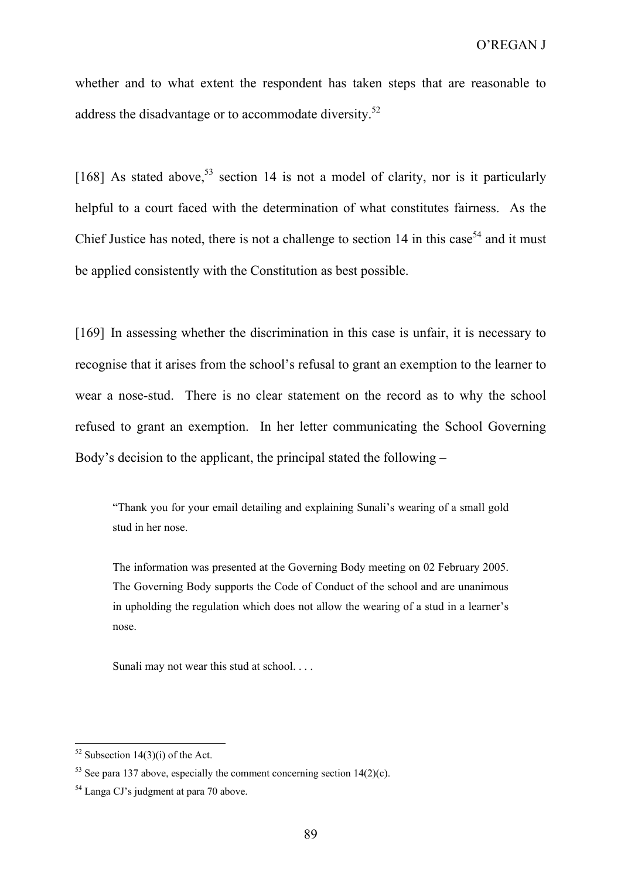whether and to what extent the respondent has taken steps that are reasonable to address the disadvantage or to accommodate diversity.[52]

[168] As stated above,[53] section 14 is not a model of clarity, nor is it particularly helpful to a court faced with the determination of what constitutes fairness. As the Chief Justice has noted, there is not a challenge to section 14 in this case[54] and it must be applied consistently with the Constitution as best possible.

[169] In assessing whether the discrimination in this case is unfair, it is necessary to recognise that it arises from the school's refusal to grant an exemption to the learner to wear a nose-stud. There is no clear statement on the record as to why the school refused to grant an exemption. In her letter communicating the School Governing Body's decision to the applicant, the principal stated the following –

> "Thank you for your email detailing and explaining Sunali's wearing of a small gold stud in her nose.
>
> The information was presented at the Governing Body meeting on 02 February 2005. The Governing Body supports the Code of Conduct of the school and are unanimous in upholding the regulation which does not allow the wearing of a stud in a learner's nose.
>
> Sunali may not wear this stud at school. . . .

---

[52] Subsection 14(3)(i) of the Act.

[53] See para 137 above, especially the comment concerning section 14(2)(c).

[54] Langa CJ's judgment at para 70 above.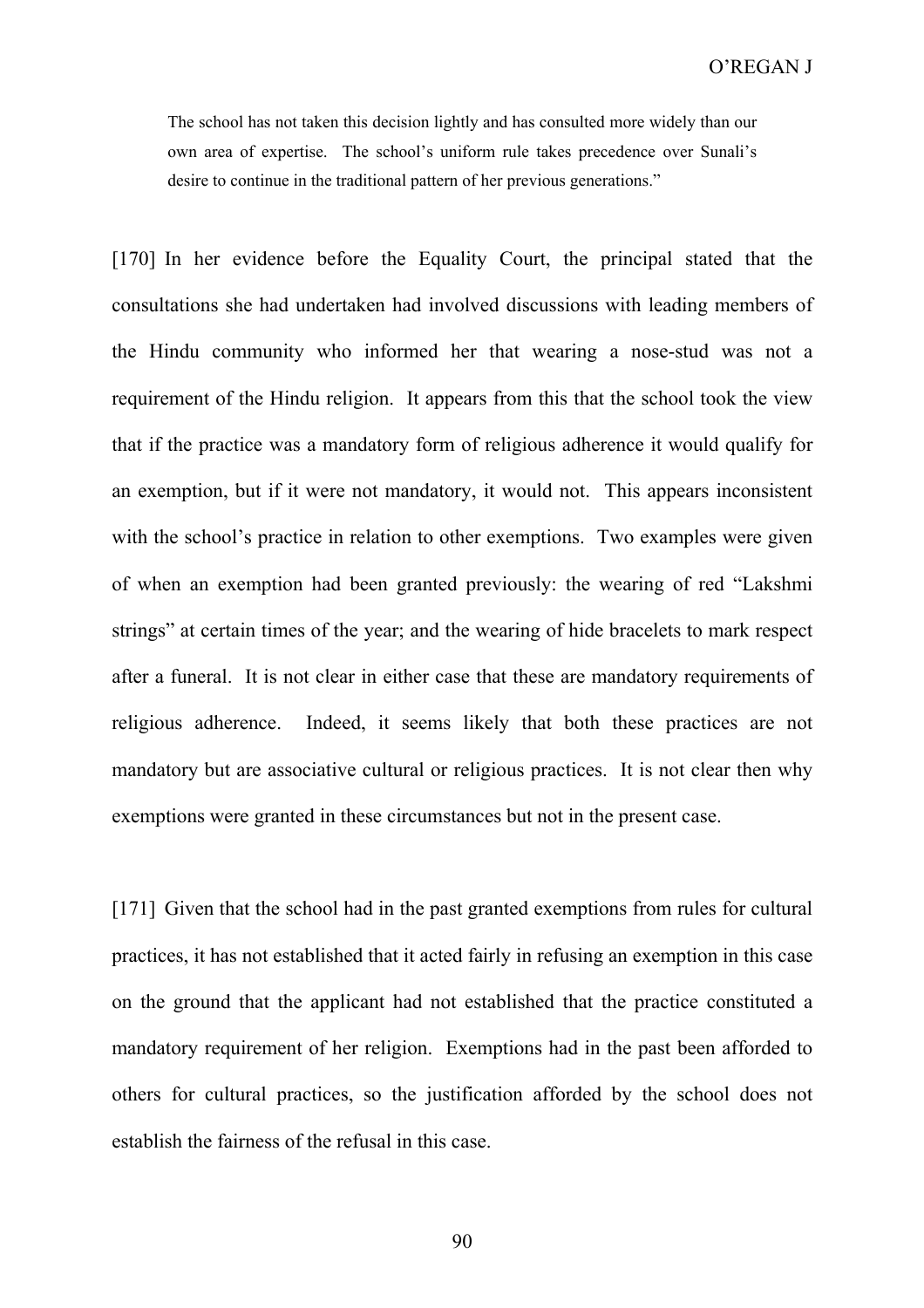> The school has not taken this decision lightly and has consulted more widely than our own area of expertise. The school's uniform rule takes precedence over Sunali's desire to continue in the traditional pattern of her previous generations."

[170] In her evidence before the Equality Court, the principal stated that the consultations she had undertaken had involved discussions with leading members of the Hindu community who informed her that wearing a nose-stud was not a requirement of the Hindu religion. It appears from this that the school took the view that if the practice was a mandatory form of religious adherence it would qualify for an exemption, but if it were not mandatory, it would not. This appears inconsistent with the school's practice in relation to other exemptions. Two examples were given of when an exemption had been granted previously: the wearing of red "Lakshmi strings" at certain times of the year; and the wearing of hide bracelets to mark respect after a funeral. It is not clear in either case that these are mandatory requirements of religious adherence. Indeed, it seems likely that both these practices are not mandatory but are associative cultural or religious practices. It is not clear then why exemptions were granted in these circumstances but not in the present case.

[171] Given that the school had in the past granted exemptions from rules for cultural practices, it has not established that it acted fairly in refusing an exemption in this case on the ground that the applicant had not established that the practice constituted a mandatory requirement of her religion. Exemptions had in the past been afforded to others for cultural practices, so the justification afforded by the school does not establish the fairness of the refusal in this case.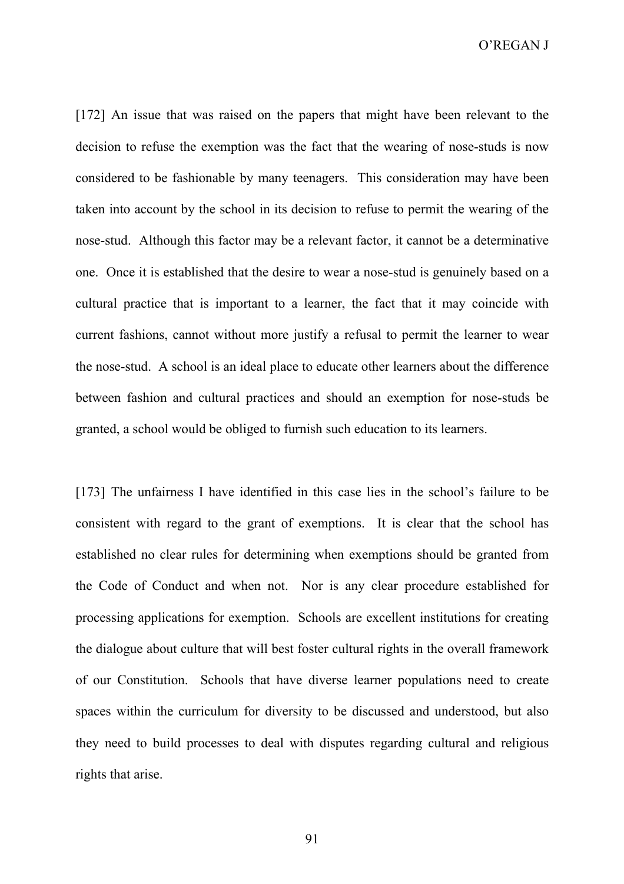[172] An issue that was raised on the papers that might have been relevant to the decision to refuse the exemption was the fact that the wearing of nose-studs is now considered to be fashionable by many teenagers. This consideration may have been taken into account by the school in its decision to refuse to permit the wearing of the nose-stud. Although this factor may be a relevant factor, it cannot be a determinative one. Once it is established that the desire to wear a nose-stud is genuinely based on a cultural practice that is important to a learner, the fact that it may coincide with current fashions, cannot without more justify a refusal to permit the learner to wear the nose-stud. A school is an ideal place to educate other learners about the difference between fashion and cultural practices and should an exemption for nose-studs be granted, a school would be obliged to furnish such education to its learners.

[173] The unfairness I have identified in this case lies in the school's failure to be consistent with regard to the grant of exemptions. It is clear that the school has established no clear rules for determining when exemptions should be granted from the Code of Conduct and when not. Nor is any clear procedure established for processing applications for exemption. Schools are excellent institutions for creating the dialogue about culture that will best foster cultural rights in the overall framework of our Constitution. Schools that have diverse learner populations need to create spaces within the curriculum for diversity to be discussed and understood, but also they need to build processes to deal with disputes regarding cultural and religious rights that arise.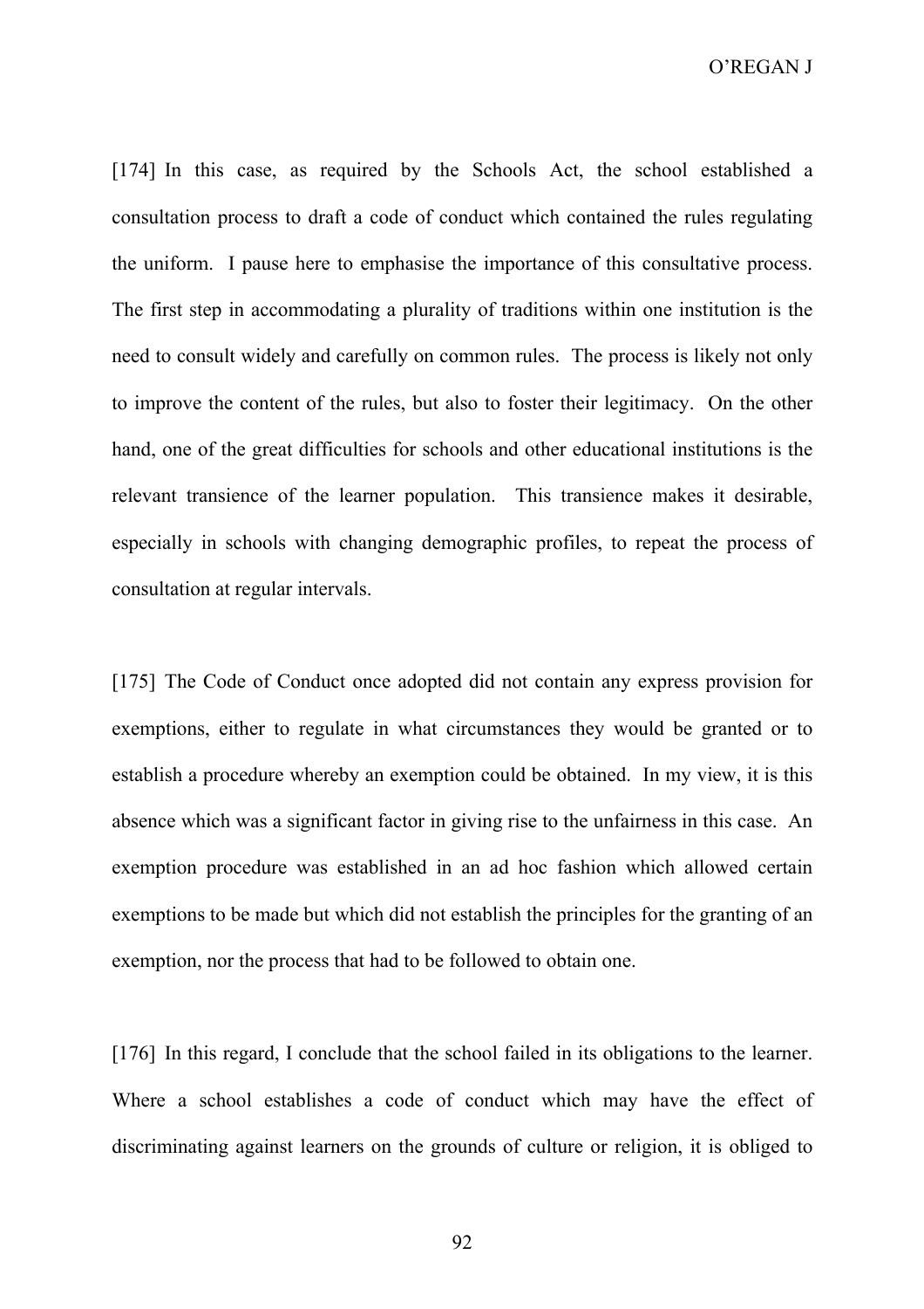[174] In this case, as required by the Schools Act, the school established a consultation process to draft a code of conduct which contained the rules regulating the uniform. I pause here to emphasise the importance of this consultative process. The first step in accommodating a plurality of traditions within one institution is the need to consult widely and carefully on common rules. The process is likely not only to improve the content of the rules, but also to foster their legitimacy. On the other hand, one of the great difficulties for schools and other educational institutions is the relevant transience of the learner population. This transience makes it desirable, especially in schools with changing demographic profiles, to repeat the process of consultation at regular intervals.

[175] The Code of Conduct once adopted did not contain any express provision for exemptions, either to regulate in what circumstances they would be granted or to establish a procedure whereby an exemption could be obtained. In my view, it is this absence which was a significant factor in giving rise to the unfairness in this case. An exemption procedure was established in an ad hoc fashion which allowed certain exemptions to be made but which did not establish the principles for the granting of an exemption, nor the process that had to be followed to obtain one.

[176] In this regard, I conclude that the school failed in its obligations to the learner. Where a school establishes a code of conduct which may have the effect of discriminating against learners on the grounds of culture or religion, it is obliged to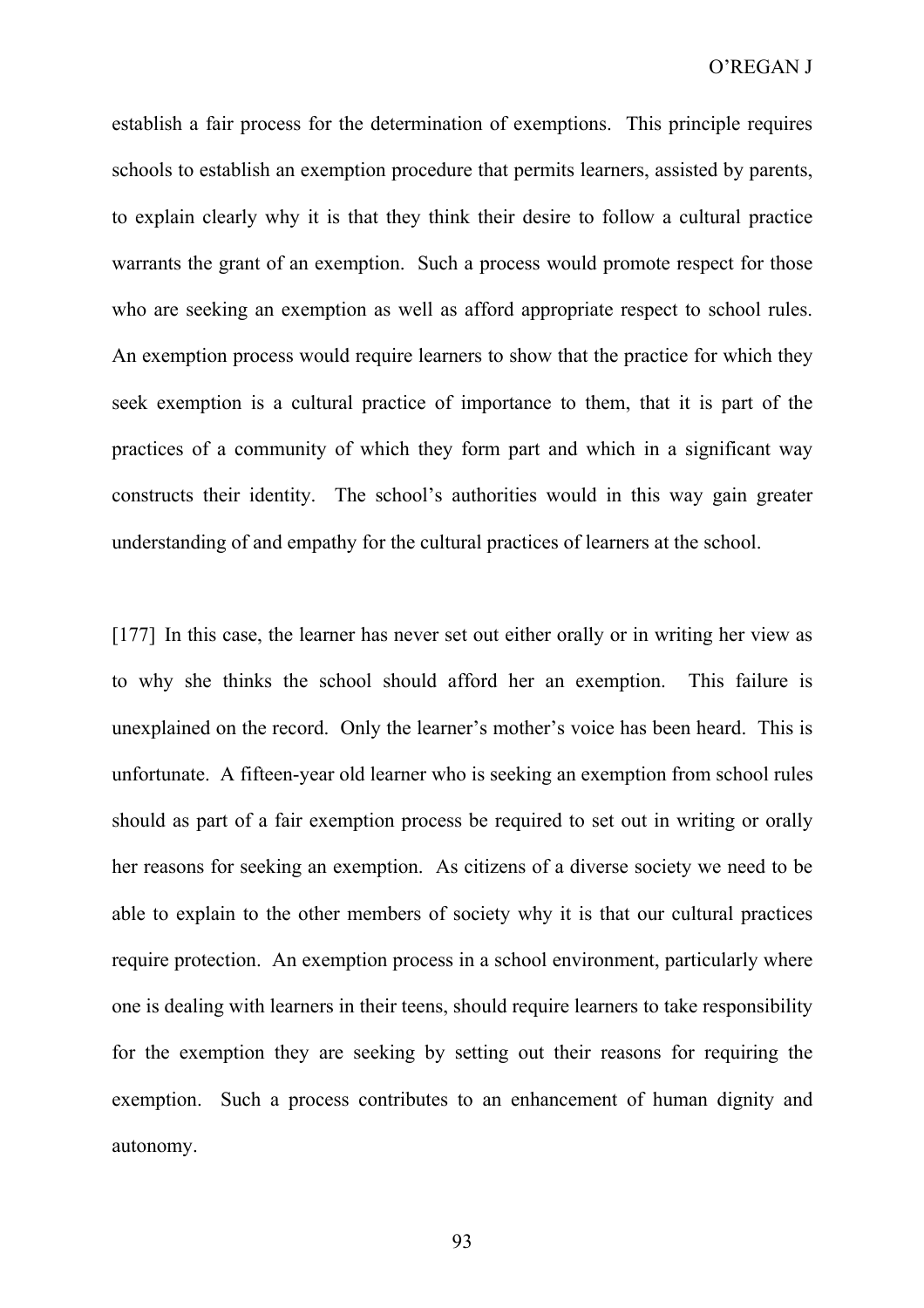establish a fair process for the determination of exemptions. This principle requires schools to establish an exemption procedure that permits learners, assisted by parents, to explain clearly why it is that they think their desire to follow a cultural practice warrants the grant of an exemption. Such a process would promote respect for those who are seeking an exemption as well as afford appropriate respect to school rules. An exemption process would require learners to show that the practice for which they seek exemption is a cultural practice of importance to them, that it is part of the practices of a community of which they form part and which in a significant way constructs their identity. The school's authorities would in this way gain greater understanding of and empathy for the cultural practices of learners at the school.

[177] In this case, the learner has never set out either orally or in writing her view as to why she thinks the school should afford her an exemption. This failure is unexplained on the record. Only the learner's mother's voice has been heard. This is unfortunate. A fifteen-year old learner who is seeking an exemption from school rules should as part of a fair exemption process be required to set out in writing or orally her reasons for seeking an exemption. As citizens of a diverse society we need to be able to explain to the other members of society why it is that our cultural practices require protection. An exemption process in a school environment, particularly where one is dealing with learners in their teens, should require learners to take responsibility for the exemption they are seeking by setting out their reasons for requiring the exemption. Such a process contributes to an enhancement of human dignity and autonomy.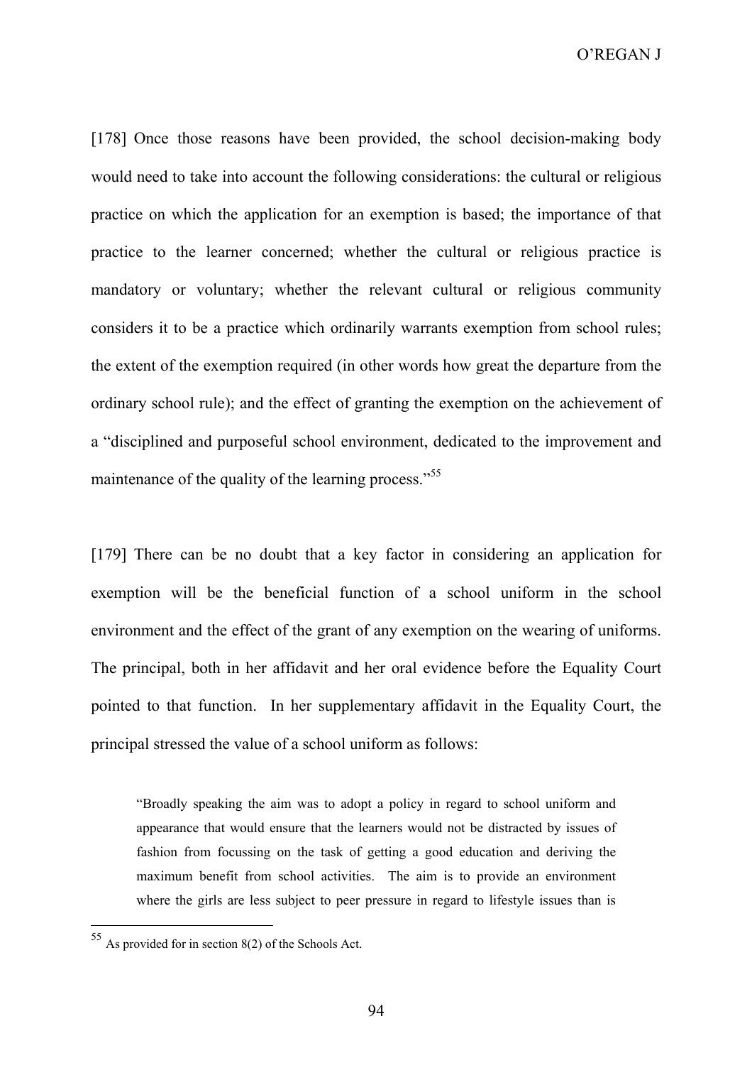[178] Once those reasons have been provided, the school decision-making body would need to take into account the following considerations: the cultural or religious practice on which the application for an exemption is based; the importance of that practice to the learner concerned; whether the cultural or religious practice is mandatory or voluntary; whether the relevant cultural or religious community considers it to be a practice which ordinarily warrants exemption from school rules; the extent of the exemption required (in other words how great the departure from the ordinary school rule); and the effect of granting the exemption on the achievement of a "disciplined and purposeful school environment, dedicated to the improvement and maintenance of the quality of the learning process."[55]

[179] There can be no doubt that a key factor in considering an application for exemption will be the beneficial function of a school uniform in the school environment and the effect of the grant of any exemption on the wearing of uniforms. The principal, both in her affidavit and her oral evidence before the Equality Court pointed to that function. In her supplementary affidavit in the Equality Court, the principal stressed the value of a school uniform as follows:

> "Broadly speaking the aim was to adopt a policy in regard to school uniform and appearance that would ensure that the learners would not be distracted by issues of fashion from focussing on the task of getting a good education and deriving the maximum benefit from school activities. The aim is to provide an environment where the girls are less subject to peer pressure in regard to lifestyle issues than is

---

[55] As provided for in section 8(2) of the Schools Act.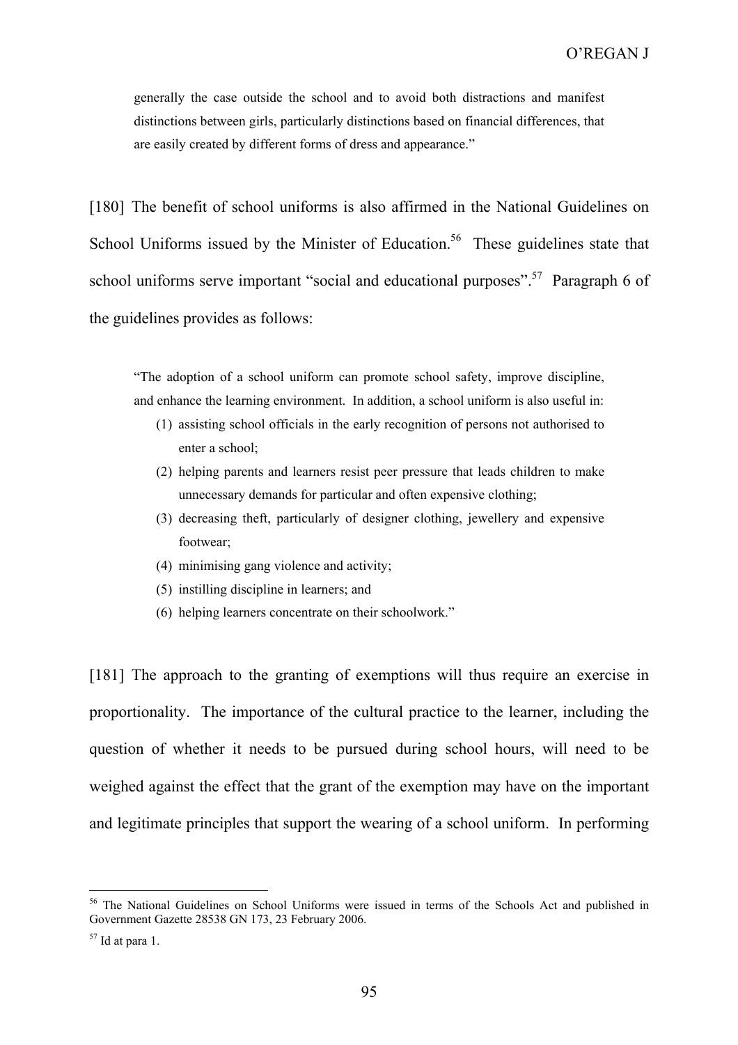generally the case outside the school and to avoid both distractions and manifest distinctions between girls, particularly distinctions based on financial differences, that are easily created by different forms of dress and appearance."

[180] The benefit of school uniforms is also affirmed in the National Guidelines on School Uniforms issued by the Minister of Education.[56] These guidelines state that school uniforms serve important "social and educational purposes".[57] Paragraph 6 of the guidelines provides as follows:

> "The adoption of a school uniform can promote school safety, improve discipline, and enhance the learning environment. In addition, a school uniform is also useful in:
> (1) assisting school officials in the early recognition of persons not authorised to enter a school;
> (2) helping parents and learners resist peer pressure that leads children to make unnecessary demands for particular and often expensive clothing;
> (3) decreasing theft, particularly of designer clothing, jewellery and expensive footwear;
> (4) minimising gang violence and activity;
> (5) instilling discipline in learners; and
> (6) helping learners concentrate on their schoolwork."

[181] The approach to the granting of exemptions will thus require an exercise in proportionality. The importance of the cultural practice to the learner, including the question of whether it needs to be pursued during school hours, will need to be weighed against the effect that the grant of the exemption may have on the important and legitimate principles that support the wearing of a school uniform. In performing

---

[56] The National Guidelines on School Uniforms were issued in terms of the Schools Act and published in Government Gazette 28538 GN 173, 23 February 2006.

[57] Id at para 1.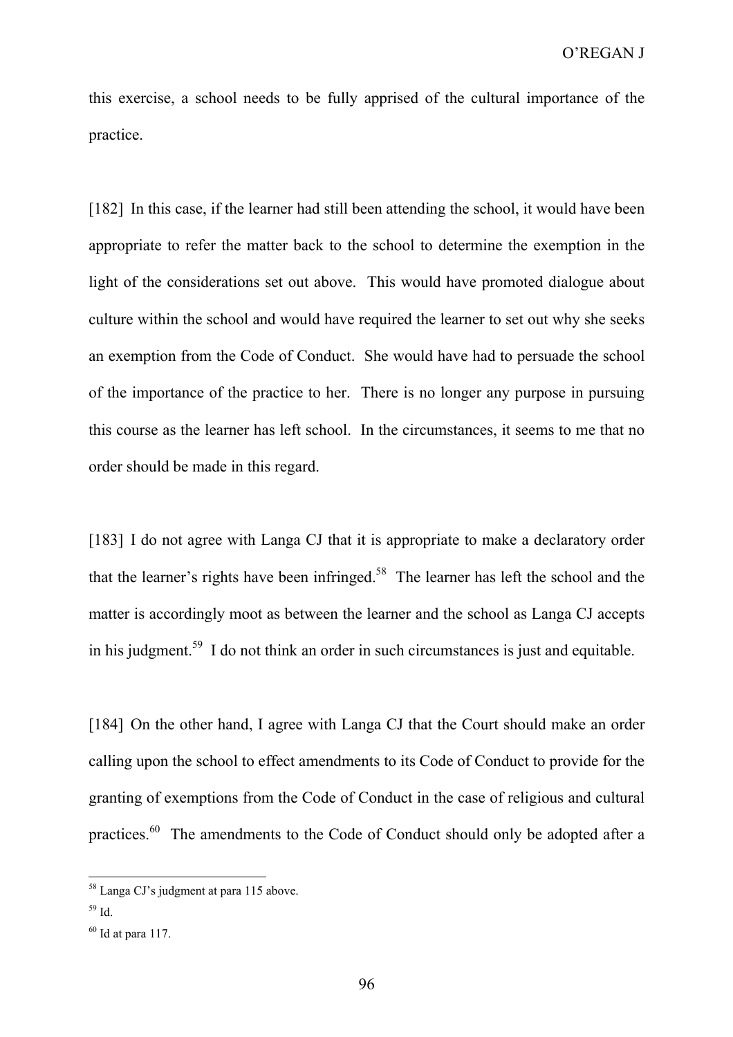this exercise, a school needs to be fully apprised of the cultural importance of the practice.

[182] In this case, if the learner had still been attending the school, it would have been appropriate to refer the matter back to the school to determine the exemption in the light of the considerations set out above. This would have promoted dialogue about culture within the school and would have required the learner to set out why she seeks an exemption from the Code of Conduct. She would have had to persuade the school of the importance of the practice to her. There is no longer any purpose in pursuing this course as the learner has left school. In the circumstances, it seems to me that no order should be made in this regard.

[183] I do not agree with Langa CJ that it is appropriate to make a declaratory order that the learner's rights have been infringed.[58] The learner has left the school and the matter is accordingly moot as between the learner and the school as Langa CJ accepts in his judgment.[59] I do not think an order in such circumstances is just and equitable.

[184] On the other hand, I agree with Langa CJ that the Court should make an order calling upon the school to effect amendments to its Code of Conduct to provide for the granting of exemptions from the Code of Conduct in the case of religious and cultural practices.[60] The amendments to the Code of Conduct should only be adopted after a

---

[58] Langa CJ's judgment at para 115 above.

[59] Id.

[60] Id at para 117.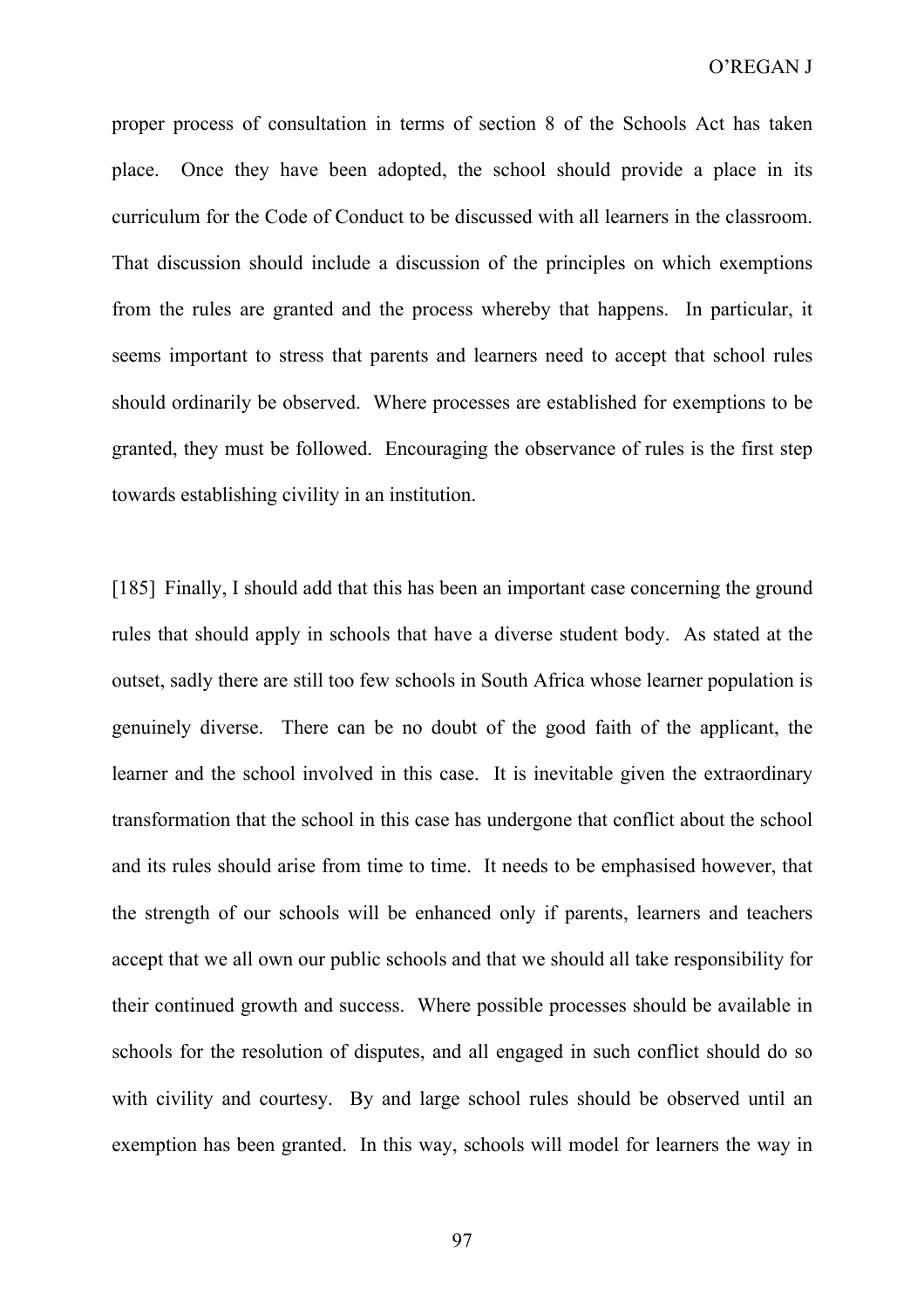proper process of consultation in terms of section 8 of the Schools Act has taken place. Once they have been adopted, the school should provide a place in its curriculum for the Code of Conduct to be discussed with all learners in the classroom. That discussion should include a discussion of the principles on which exemptions from the rules are granted and the process whereby that happens. In particular, it seems important to stress that parents and learners need to accept that school rules should ordinarily be observed. Where processes are established for exemptions to be granted, they must be followed. Encouraging the observance of rules is the first step towards establishing civility in an institution.

[185] Finally, I should add that this has been an important case concerning the ground rules that should apply in schools that have a diverse student body. As stated at the outset, sadly there are still too few schools in South Africa whose learner population is genuinely diverse. There can be no doubt of the good faith of the applicant, the learner and the school involved in this case. It is inevitable given the extraordinary transformation that the school in this case has undergone that conflict about the school and its rules should arise from time to time. It needs to be emphasised however, that the strength of our schools will be enhanced only if parents, learners and teachers accept that we all own our public schools and that we should all take responsibility for their continued growth and success. Where possible processes should be available in schools for the resolution of disputes, and all engaged in such conflict should do so with civility and courtesy. By and large school rules should be observed until an exemption has been granted. In this way, schools will model for learners the way in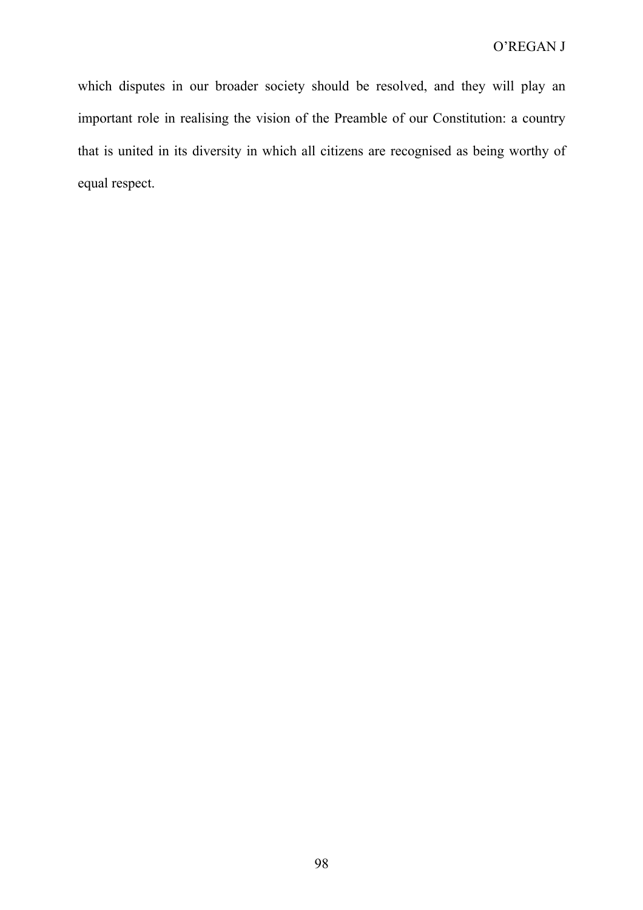which disputes in our broader society should be resolved, and they will play an important role in realising the vision of the Preamble of our Constitution: a country that is united in its diversity in which all citizens are recognised as being worthy of equal respect.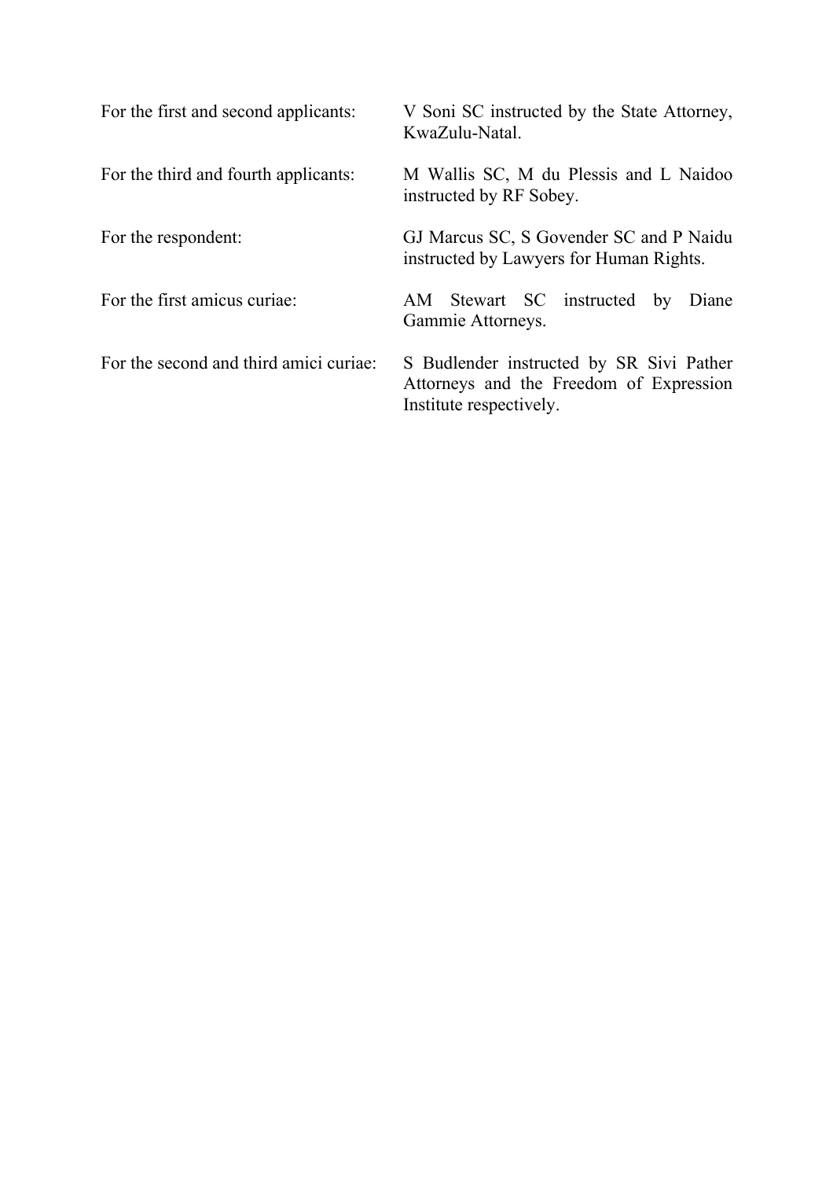| | |
|---|---|
| For the first and second applicants: | V Soni SC instructed by the State Attorney, KwaZulu-Natal. |
| For the third and fourth applicants: | M Wallis SC, M du Plessis and L Naidoo instructed by RF Sobey. |
| For the respondent: | GJ Marcus SC, S Govender SC and P Naidu instructed by Lawyers for Human Rights. |
| For the first amicus curiae: | AM Stewart SC instructed by Diane Gammie Attorneys. |
| For the second and third amici curiae: | S Budlender instructed by SR Sivi Pather Attorneys and the Freedom of Expression Institute respectively. |